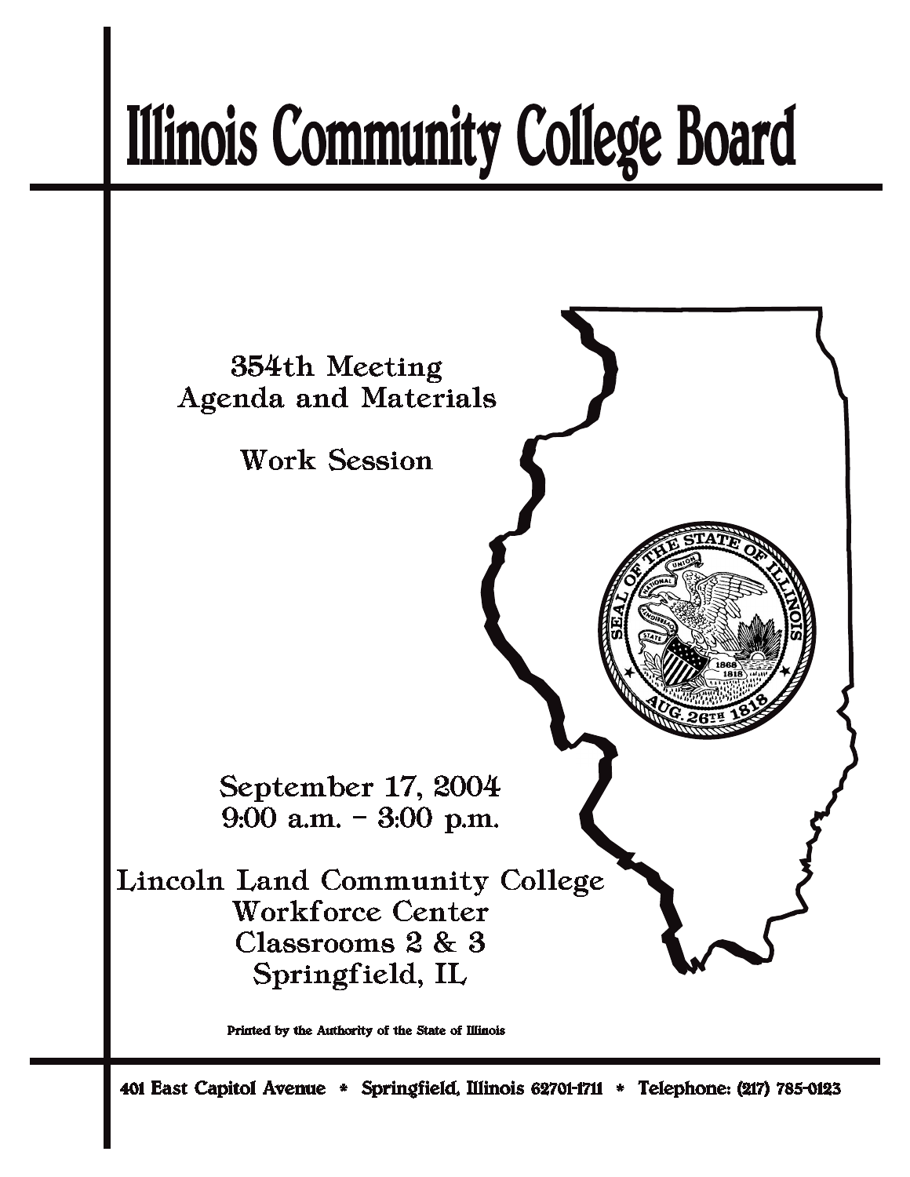# Illinois Community College Board

354th Meeting
Agenda and Materials

Work Session

September 17, 2004
9:00 a.m. – 3:00 p.m.

Lincoln Land Community College
Workforce Center
Classrooms 2 & 3
Springfield, IL

Printed by the Authority of the State of Illinois

401 East Capitol Avenue * Springfield, Illinois 62701-1711 * Telephone: (217) 785-0123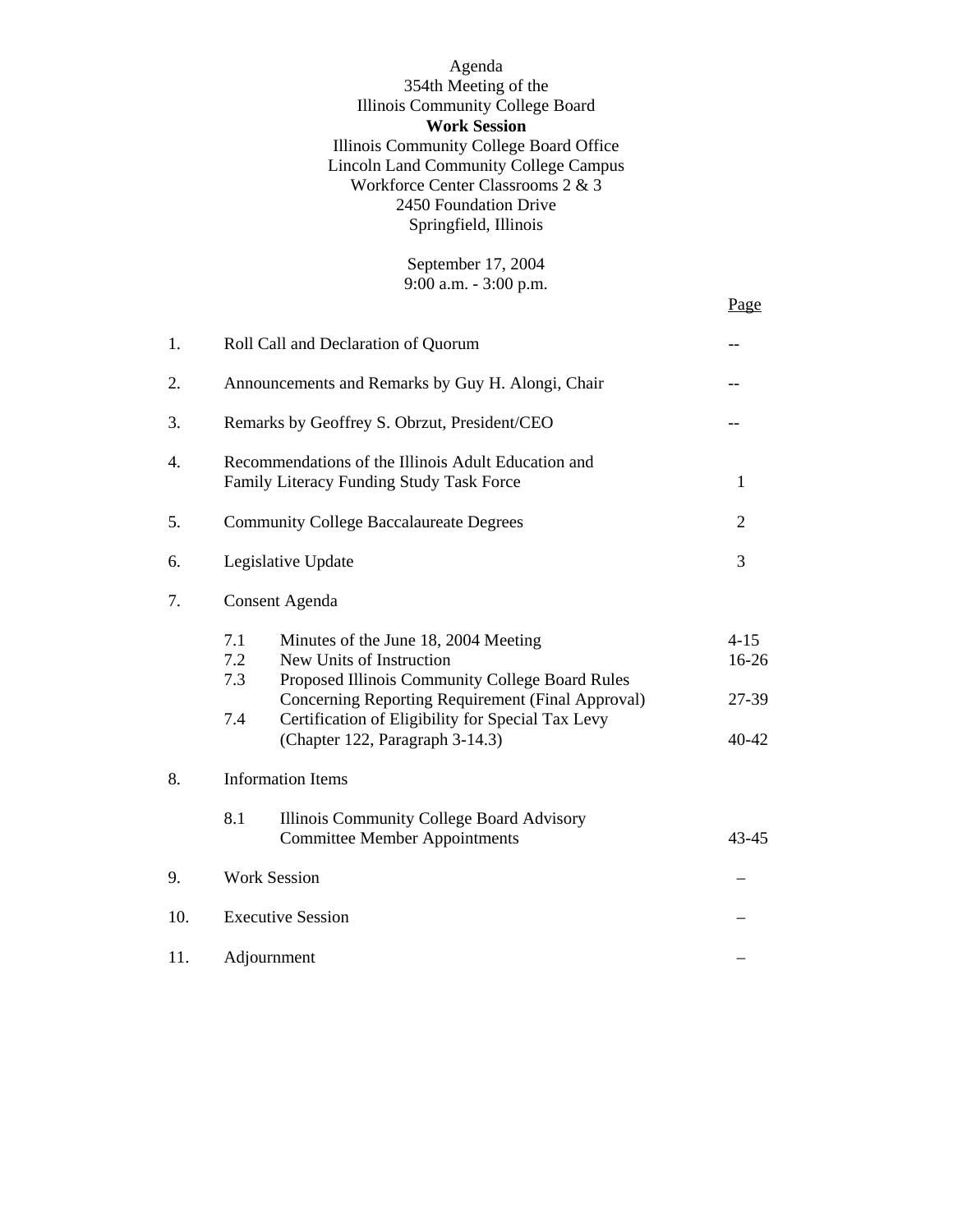Agenda
354th Meeting of the
Illinois Community College Board
**Work Session**
Illinois Community College Board Office
Lincoln Land Community College Campus
Workforce Center Classrooms 2 & 3
2450 Foundation Drive
Springfield, Illinois

September 17, 2004
9:00 a.m. - 3:00 p.m.

| | | Page |
|---|---|---|
| 1. | Roll Call and Declaration of Quorum | -- |
| 2. | Announcements and Remarks by Guy H. Alongi, Chair | -- |
| 3. | Remarks by Geoffrey S. Obrzut, President/CEO | -- |
| 4. | Recommendations of the Illinois Adult Education and Family Literacy Funding Study Task Force | 1 |
| 5. | Community College Baccalaureate Degrees | 2 |
| 6. | Legislative Update | 3 |
| 7. | Consent Agenda | |
| | 7.1 Minutes of the June 18, 2004 Meeting | 4-15 |
| | 7.2 New Units of Instruction | 16-26 |
| | 7.3 Proposed Illinois Community College Board Rules Concerning Reporting Requirement (Final Approval) | 27-39 |
| | 7.4 Certification of Eligibility for Special Tax Levy (Chapter 122, Paragraph 3-14.3) | 40-42 |
| 8. | Information Items | |
| | 8.1 Illinois Community College Board Advisory Committee Member Appointments | 43-45 |
| 9. | Work Session | – |
| 10. | Executive Session | – |
| 11. | Adjournment | – |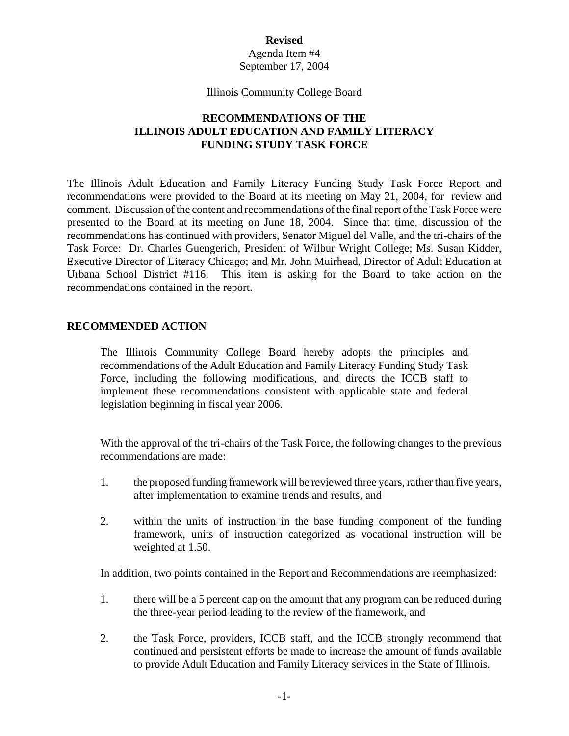**Revised**

Agenda Item #4

September 17, 2004

Illinois Community College Board

# RECOMMENDATIONS OF THE ILLINOIS ADULT EDUCATION AND FAMILY LITERACY FUNDING STUDY TASK FORCE

The Illinois Adult Education and Family Literacy Funding Study Task Force Report and recommendations were provided to the Board at its meeting on May 21, 2004, for review and comment. Discussion of the content and recommendations of the final report of the Task Force were presented to the Board at its meeting on June 18, 2004. Since that time, discussion of the recommendations has continued with providers, Senator Miguel del Valle, and the tri-chairs of the Task Force: Dr. Charles Guengerich, President of Wilbur Wright College; Ms. Susan Kidder, Executive Director of Literacy Chicago; and Mr. John Muirhead, Director of Adult Education at Urbana School District #116. This item is asking for the Board to take action on the recommendations contained in the report.

## RECOMMENDED ACTION

The Illinois Community College Board hereby adopts the principles and recommendations of the Adult Education and Family Literacy Funding Study Task Force, including the following modifications, and directs the ICCB staff to implement these recommendations consistent with applicable state and federal legislation beginning in fiscal year 2006.

With the approval of the tri-chairs of the Task Force, the following changes to the previous recommendations are made:

1. the proposed funding framework will be reviewed three years, rather than five years, after implementation to examine trends and results, and

2. within the units of instruction in the base funding component of the funding framework, units of instruction categorized as vocational instruction will be weighted at 1.50.

In addition, two points contained in the Report and Recommendations are reemphasized:

1. there will be a 5 percent cap on the amount that any program can be reduced during the three-year period leading to the review of the framework, and

2. the Task Force, providers, ICCB staff, and the ICCB strongly recommend that continued and persistent efforts be made to increase the amount of funds available to provide Adult Education and Family Literacy services in the State of Illinois.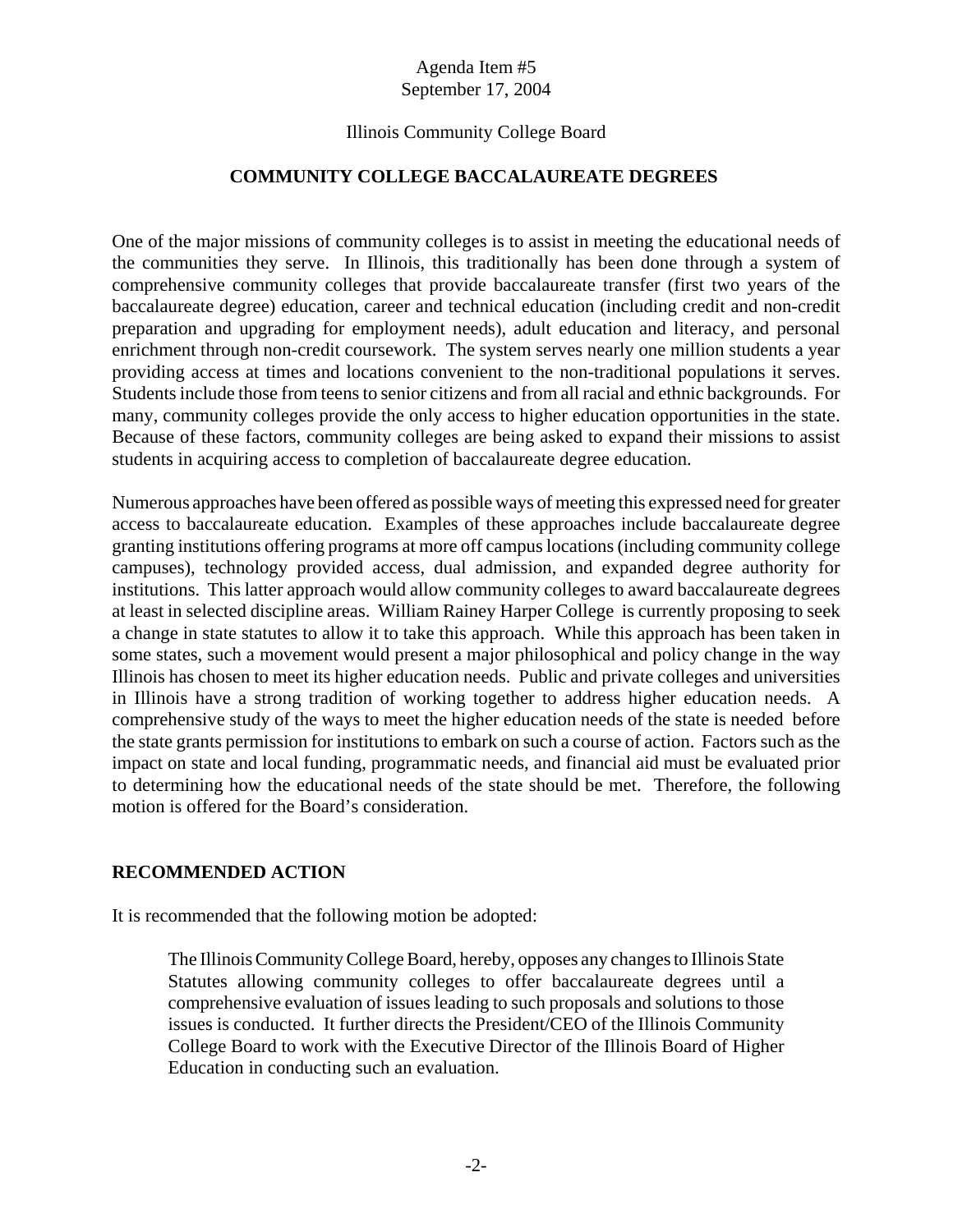Agenda Item #5
September 17, 2004

Illinois Community College Board

**COMMUNITY COLLEGE BACCALAUREATE DEGREES**

One of the major missions of community colleges is to assist in meeting the educational needs of the communities they serve. In Illinois, this traditionally has been done through a system of comprehensive community colleges that provide baccalaureate transfer (first two years of the baccalaureate degree) education, career and technical education (including credit and non-credit preparation and upgrading for employment needs), adult education and literacy, and personal enrichment through non-credit coursework. The system serves nearly one million students a year providing access at times and locations convenient to the non-traditional populations it serves. Students include those from teens to senior citizens and from all racial and ethnic backgrounds. For many, community colleges provide the only access to higher education opportunities in the state. Because of these factors, community colleges are being asked to expand their missions to assist students in acquiring access to completion of baccalaureate degree education.

Numerous approaches have been offered as possible ways of meeting this expressed need for greater access to baccalaureate education. Examples of these approaches include baccalaureate degree granting institutions offering programs at more off campus locations (including community college campuses), technology provided access, dual admission, and expanded degree authority for institutions. This latter approach would allow community colleges to award baccalaureate degrees at least in selected discipline areas. William Rainey Harper College is currently proposing to seek a change in state statutes to allow it to take this approach. While this approach has been taken in some states, such a movement would present a major philosophical and policy change in the way Illinois has chosen to meet its higher education needs. Public and private colleges and universities in Illinois have a strong tradition of working together to address higher education needs. A comprehensive study of the ways to meet the higher education needs of the state is needed before the state grants permission for institutions to embark on such a course of action. Factors such as the impact on state and local funding, programmatic needs, and financial aid must be evaluated prior to determining how the educational needs of the state should be met. Therefore, the following motion is offered for the Board's consideration.

**RECOMMENDED ACTION**

It is recommended that the following motion be adopted:

> The Illinois Community College Board, hereby, opposes any changes to Illinois State Statutes allowing community colleges to offer baccalaureate degrees until a comprehensive evaluation of issues leading to such proposals and solutions to those issues is conducted. It further directs the President/CEO of the Illinois Community College Board to work with the Executive Director of the Illinois Board of Higher Education in conducting such an evaluation.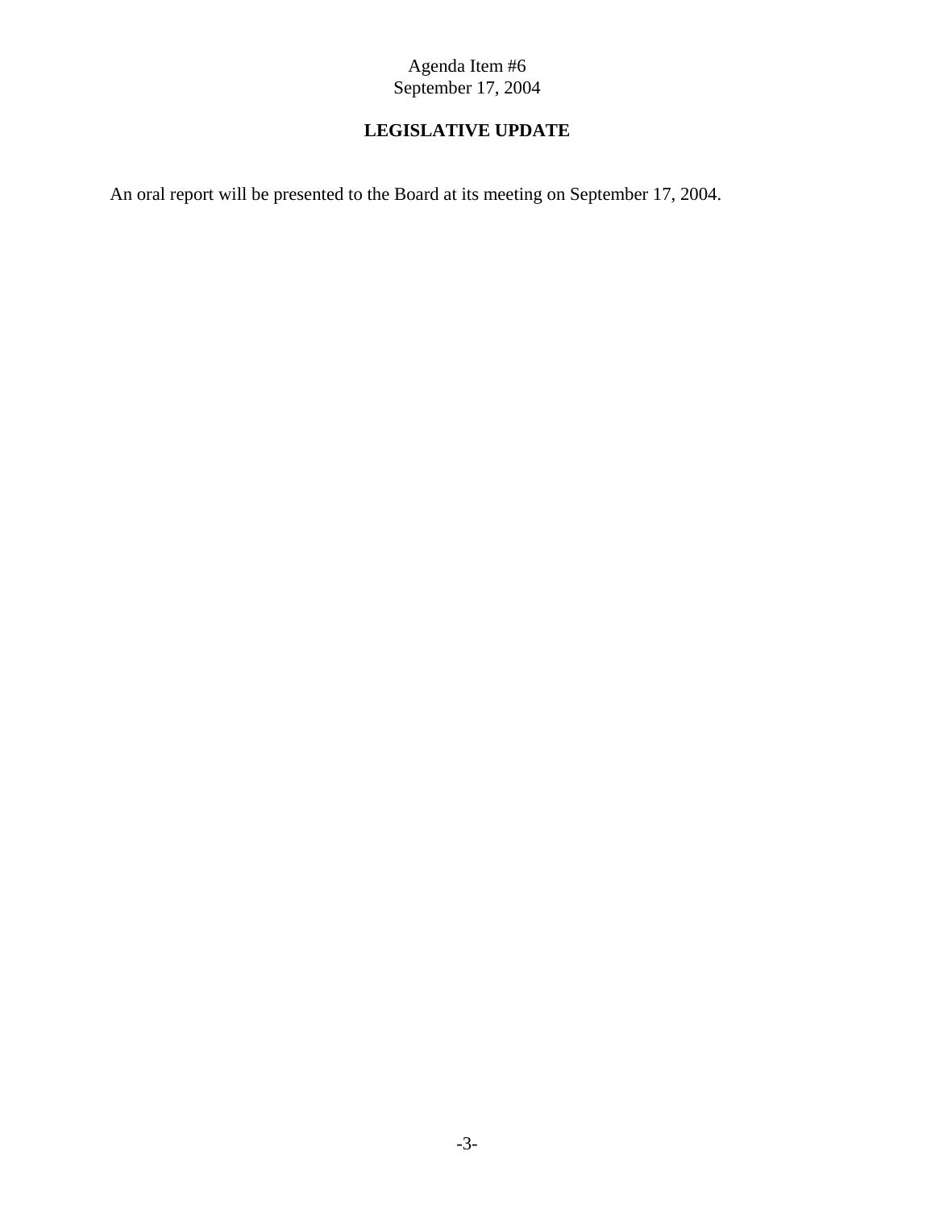Agenda Item #6
September 17, 2004

# LEGISLATIVE UPDATE

An oral report will be presented to the Board at its meeting on September 17, 2004.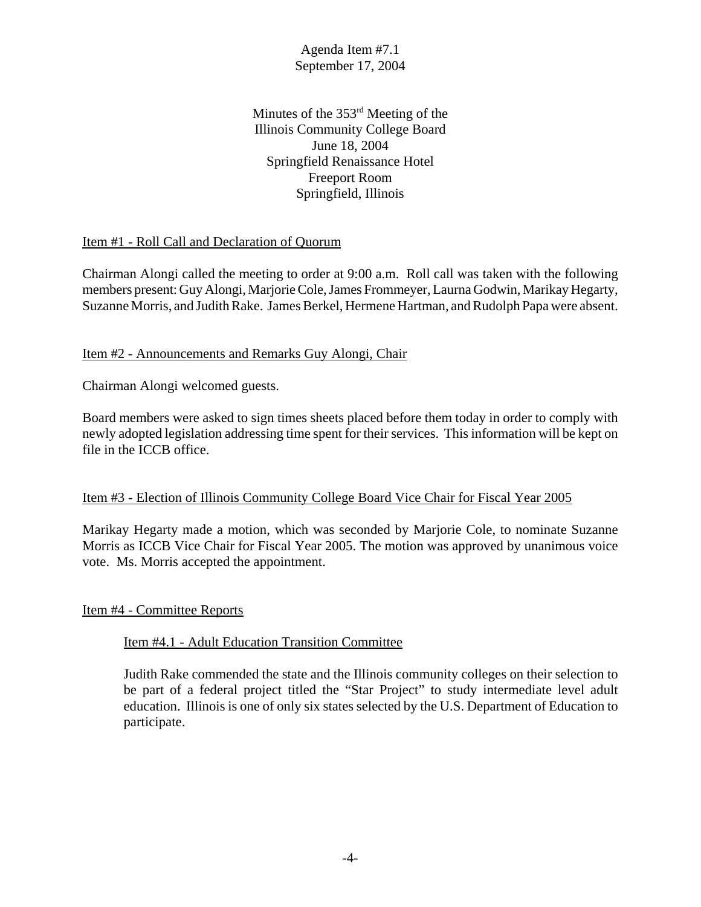Agenda Item #7.1
September 17, 2004

Minutes of the 353rd Meeting of the
Illinois Community College Board
June 18, 2004
Springfield Renaissance Hotel
Freeport Room
Springfield, Illinois

Item #1 - Roll Call and Declaration of Quorum

Chairman Alongi called the meeting to order at 9:00 a.m. Roll call was taken with the following members present: Guy Alongi, Marjorie Cole, James Frommeyer, Laurna Godwin, Marikay Hegarty, Suzanne Morris, and Judith Rake. James Berkel, Hermene Hartman, and Rudolph Papa were absent.

Item #2 - Announcements and Remarks Guy Alongi, Chair

Chairman Alongi welcomed guests.

Board members were asked to sign times sheets placed before them today in order to comply with newly adopted legislation addressing time spent for their services. This information will be kept on file in the ICCB office.

Item #3 - Election of Illinois Community College Board Vice Chair for Fiscal Year 2005

Marikay Hegarty made a motion, which was seconded by Marjorie Cole, to nominate Suzanne Morris as ICCB Vice Chair for Fiscal Year 2005. The motion was approved by unanimous voice vote. Ms. Morris accepted the appointment.

Item #4 - Committee Reports

Item #4.1 - Adult Education Transition Committee

Judith Rake commended the state and the Illinois community colleges on their selection to be part of a federal project titled the "Star Project" to study intermediate level adult education. Illinois is one of only six states selected by the U.S. Department of Education to participate.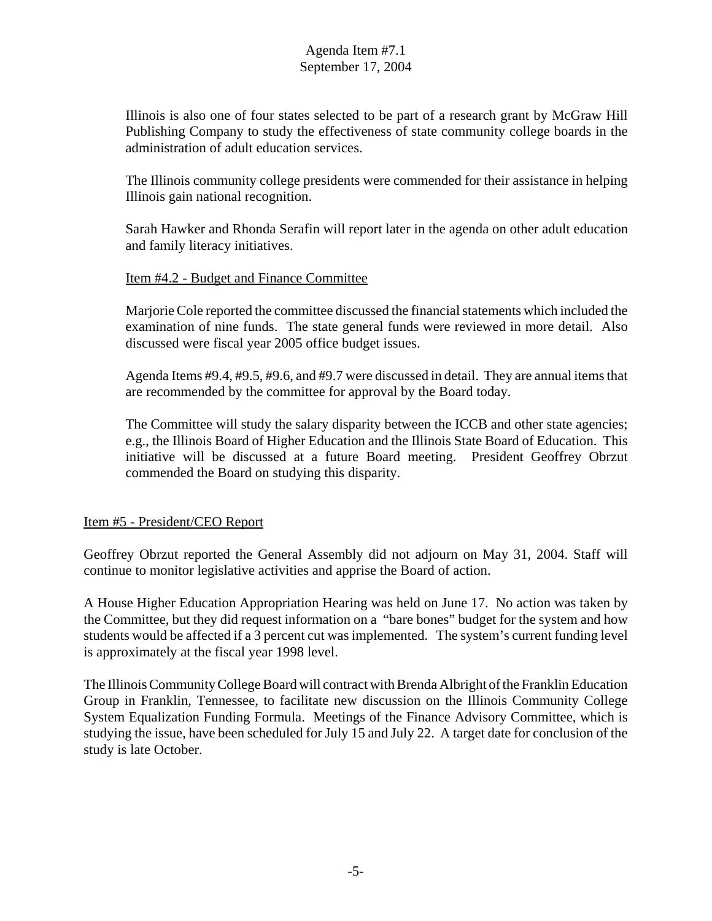Illinois is also one of four states selected to be part of a research grant by McGraw Hill Publishing Company to study the effectiveness of state community college boards in the administration of adult education services.

The Illinois community college presidents were commended for their assistance in helping Illinois gain national recognition.

Sarah Hawker and Rhonda Serafin will report later in the agenda on other adult education and family literacy initiatives.

Item #4.2 - Budget and Finance Committee

Marjorie Cole reported the committee discussed the financial statements which included the examination of nine funds. The state general funds were reviewed in more detail. Also discussed were fiscal year 2005 office budget issues.

Agenda Items #9.4, #9.5, #9.6, and #9.7 were discussed in detail. They are annual items that are recommended by the committee for approval by the Board today.

The Committee will study the salary disparity between the ICCB and other state agencies; e.g., the Illinois Board of Higher Education and the Illinois State Board of Education. This initiative will be discussed at a future Board meeting. President Geoffrey Obrzut commended the Board on studying this disparity.

Item #5 - President/CEO Report

Geoffrey Obrzut reported the General Assembly did not adjourn on May 31, 2004. Staff will continue to monitor legislative activities and apprise the Board of action.

A House Higher Education Appropriation Hearing was held on June 17. No action was taken by the Committee, but they did request information on a "bare bones" budget for the system and how students would be affected if a 3 percent cut was implemented. The system's current funding level is approximately at the fiscal year 1998 level.

The Illinois Community College Board will contract with Brenda Albright of the Franklin Education Group in Franklin, Tennessee, to facilitate new discussion on the Illinois Community College System Equalization Funding Formula. Meetings of the Finance Advisory Committee, which is studying the issue, have been scheduled for July 15 and July 22. A target date for conclusion of the study is late October.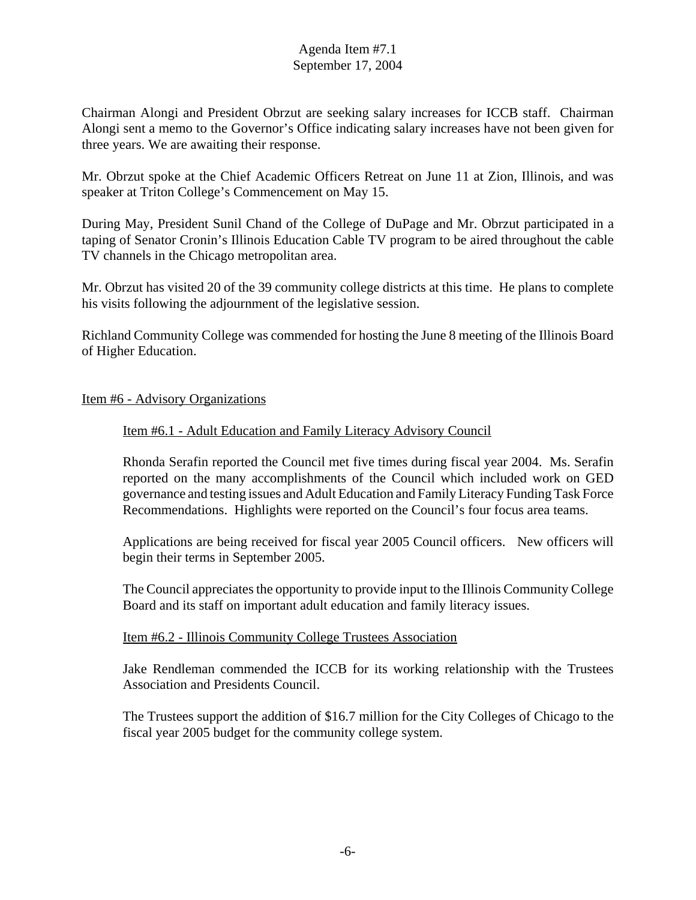Chairman Alongi and President Obrzut are seeking salary increases for ICCB staff. Chairman Alongi sent a memo to the Governor's Office indicating salary increases have not been given for three years. We are awaiting their response.

Mr. Obrzut spoke at the Chief Academic Officers Retreat on June 11 at Zion, Illinois, and was speaker at Triton College's Commencement on May 15.

During May, President Sunil Chand of the College of DuPage and Mr. Obrzut participated in a taping of Senator Cronin's Illinois Education Cable TV program to be aired throughout the cable TV channels in the Chicago metropolitan area.

Mr. Obrzut has visited 20 of the 39 community college districts at this time. He plans to complete his visits following the adjournment of the legislative session.

Richland Community College was commended for hosting the June 8 meeting of the Illinois Board of Higher Education.

## Item #6 - Advisory Organizations

### Item #6.1 - Adult Education and Family Literacy Advisory Council

Rhonda Serafin reported the Council met five times during fiscal year 2004. Ms. Serafin reported on the many accomplishments of the Council which included work on GED governance and testing issues and Adult Education and Family Literacy Funding Task Force Recommendations. Highlights were reported on the Council's four focus area teams.

Applications are being received for fiscal year 2005 Council officers. New officers will begin their terms in September 2005.

The Council appreciates the opportunity to provide input to the Illinois Community College Board and its staff on important adult education and family literacy issues.

### Item #6.2 - Illinois Community College Trustees Association

Jake Rendleman commended the ICCB for its working relationship with the Trustees Association and Presidents Council.

The Trustees support the addition of $16.7 million for the City Colleges of Chicago to the fiscal year 2005 budget for the community college system.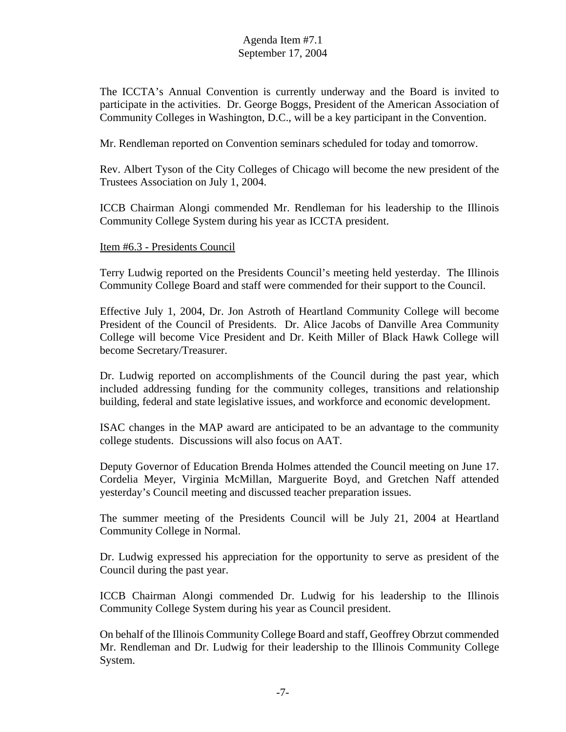The ICCTA's Annual Convention is currently underway and the Board is invited to participate in the activities. Dr. George Boggs, President of the American Association of Community Colleges in Washington, D.C., will be a key participant in the Convention.

Mr. Rendleman reported on Convention seminars scheduled for today and tomorrow.

Rev. Albert Tyson of the City Colleges of Chicago will become the new president of the Trustees Association on July 1, 2004.

ICCB Chairman Alongi commended Mr. Rendleman for his leadership to the Illinois Community College System during his year as ICCTA president.

Item #6.3 - Presidents Council

Terry Ludwig reported on the Presidents Council's meeting held yesterday. The Illinois Community College Board and staff were commended for their support to the Council.

Effective July 1, 2004, Dr. Jon Astroth of Heartland Community College will become President of the Council of Presidents. Dr. Alice Jacobs of Danville Area Community College will become Vice President and Dr. Keith Miller of Black Hawk College will become Secretary/Treasurer.

Dr. Ludwig reported on accomplishments of the Council during the past year, which included addressing funding for the community colleges, transitions and relationship building, federal and state legislative issues, and workforce and economic development.

ISAC changes in the MAP award are anticipated to be an advantage to the community college students. Discussions will also focus on AAT.

Deputy Governor of Education Brenda Holmes attended the Council meeting on June 17. Cordelia Meyer, Virginia McMillan, Marguerite Boyd, and Gretchen Naff attended yesterday's Council meeting and discussed teacher preparation issues.

The summer meeting of the Presidents Council will be July 21, 2004 at Heartland Community College in Normal.

Dr. Ludwig expressed his appreciation for the opportunity to serve as president of the Council during the past year.

ICCB Chairman Alongi commended Dr. Ludwig for his leadership to the Illinois Community College System during his year as Council president.

On behalf of the Illinois Community College Board and staff, Geoffrey Obrzut commended Mr. Rendleman and Dr. Ludwig for their leadership to the Illinois Community College System.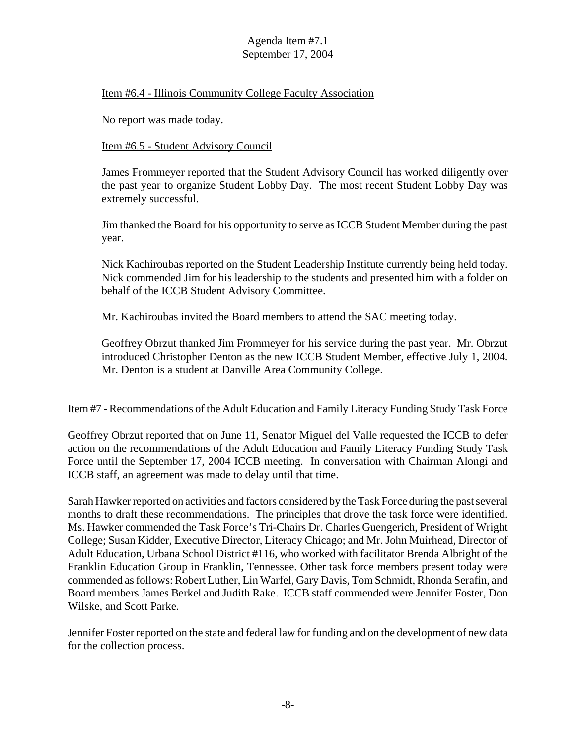Item #6.4 - Illinois Community College Faculty Association

No report was made today.

Item #6.5 - Student Advisory Council

James Frommeyer reported that the Student Advisory Council has worked diligently over the past year to organize Student Lobby Day. The most recent Student Lobby Day was extremely successful.

Jim thanked the Board for his opportunity to serve as ICCB Student Member during the past year.

Nick Kachiroubas reported on the Student Leadership Institute currently being held today. Nick commended Jim for his leadership to the students and presented him with a folder on behalf of the ICCB Student Advisory Committee.

Mr. Kachiroubas invited the Board members to attend the SAC meeting today.

Geoffrey Obrzut thanked Jim Frommeyer for his service during the past year. Mr. Obrzut introduced Christopher Denton as the new ICCB Student Member, effective July 1, 2004. Mr. Denton is a student at Danville Area Community College.

Item #7 - Recommendations of the Adult Education and Family Literacy Funding Study Task Force

Geoffrey Obrzut reported that on June 11, Senator Miguel del Valle requested the ICCB to defer action on the recommendations of the Adult Education and Family Literacy Funding Study Task Force until the September 17, 2004 ICCB meeting. In conversation with Chairman Alongi and ICCB staff, an agreement was made to delay until that time.

Sarah Hawker reported on activities and factors considered by the Task Force during the past several months to draft these recommendations. The principles that drove the task force were identified. Ms. Hawker commended the Task Force's Tri-Chairs Dr. Charles Guengerich, President of Wright College; Susan Kidder, Executive Director, Literacy Chicago; and Mr. John Muirhead, Director of Adult Education, Urbana School District #116, who worked with facilitator Brenda Albright of the Franklin Education Group in Franklin, Tennessee. Other task force members present today were commended as follows: Robert Luther, Lin Warfel, Gary Davis, Tom Schmidt, Rhonda Serafin, and Board members James Berkel and Judith Rake. ICCB staff commended were Jennifer Foster, Don Wilske, and Scott Parke.

Jennifer Foster reported on the state and federal law for funding and on the development of new data for the collection process.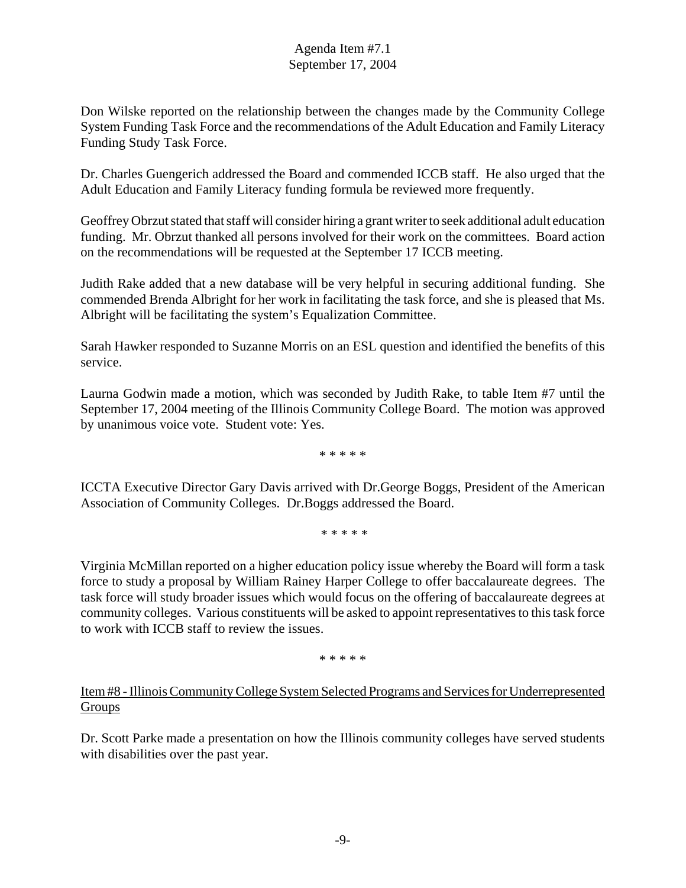Don Wilske reported on the relationship between the changes made by the Community College System Funding Task Force and the recommendations of the Adult Education and Family Literacy Funding Study Task Force.

Dr. Charles Guengerich addressed the Board and commended ICCB staff. He also urged that the Adult Education and Family Literacy funding formula be reviewed more frequently.

Geoffrey Obrzut stated that staff will consider hiring a grant writer to seek additional adult education funding. Mr. Obrzut thanked all persons involved for their work on the committees. Board action on the recommendations will be requested at the September 17 ICCB meeting.

Judith Rake added that a new database will be very helpful in securing additional funding. She commended Brenda Albright for her work in facilitating the task force, and she is pleased that Ms. Albright will be facilitating the system's Equalization Committee.

Sarah Hawker responded to Suzanne Morris on an ESL question and identified the benefits of this service.

Laurna Godwin made a motion, which was seconded by Judith Rake, to table Item #7 until the September 17, 2004 meeting of the Illinois Community College Board. The motion was approved by unanimous voice vote. Student vote: Yes.

* * * * *

ICCTA Executive Director Gary Davis arrived with Dr.George Boggs, President of the American Association of Community Colleges. Dr.Boggs addressed the Board.

* * * * *

Virginia McMillan reported on a higher education policy issue whereby the Board will form a task force to study a proposal by William Rainey Harper College to offer baccalaureate degrees. The task force will study broader issues which would focus on the offering of baccalaureate degrees at community colleges. Various constituents will be asked to appoint representatives to this task force to work with ICCB staff to review the issues.

* * * * *

Item #8 - Illinois Community College System Selected Programs and Services for Underrepresented Groups

Dr. Scott Parke made a presentation on how the Illinois community colleges have served students with disabilities over the past year.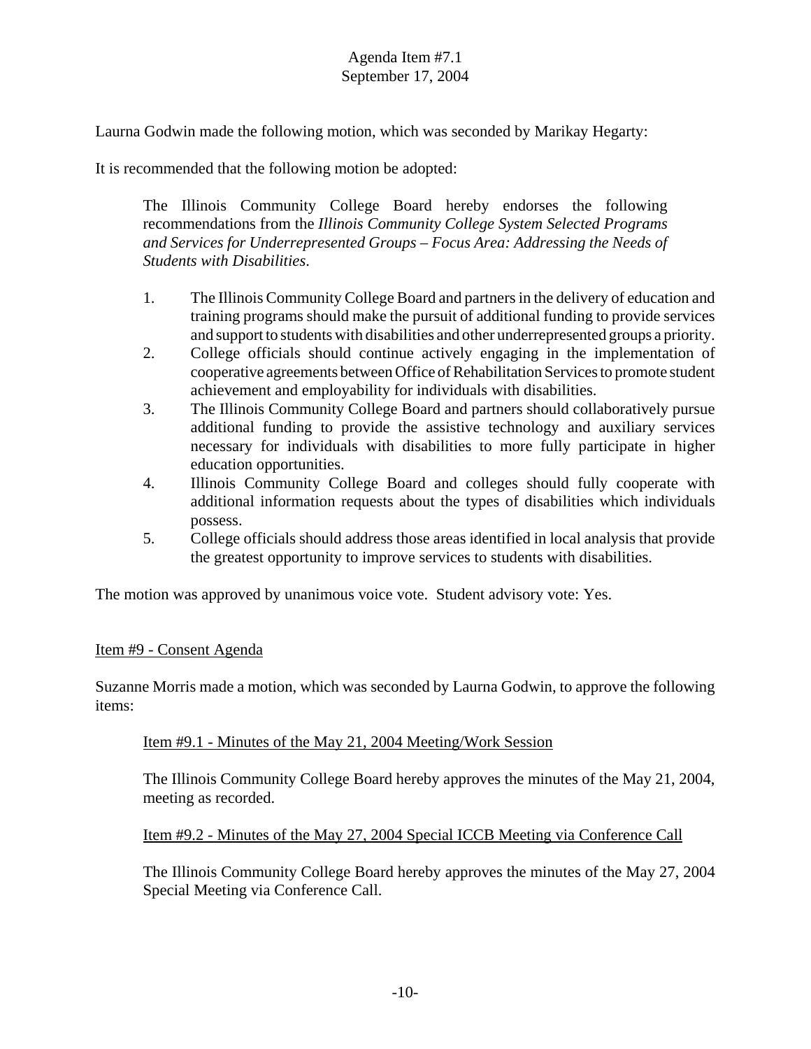Agenda Item #7.1
September 17, 2004

Laurna Godwin made the following motion, which was seconded by Marikay Hegarty:

It is recommended that the following motion be adopted:

> The Illinois Community College Board hereby endorses the following recommendations from the *Illinois Community College System Selected Programs and Services for Underrepresented Groups – Focus Area: Addressing the Needs of Students with Disabilities*.
>
> 1. The Illinois Community College Board and partners in the delivery of education and training programs should make the pursuit of additional funding to provide services and support to students with disabilities and other underrepresented groups a priority.
> 2. College officials should continue actively engaging in the implementation of cooperative agreements between Office of Rehabilitation Services to promote student achievement and employability for individuals with disabilities.
> 3. The Illinois Community College Board and partners should collaboratively pursue additional funding to provide the assistive technology and auxiliary services necessary for individuals with disabilities to more fully participate in higher education opportunities.
> 4. Illinois Community College Board and colleges should fully cooperate with additional information requests about the types of disabilities which individuals possess.
> 5. College officials should address those areas identified in local analysis that provide the greatest opportunity to improve services to students with disabilities.

The motion was approved by unanimous voice vote. Student advisory vote: Yes.

<u>Item #9 - Consent Agenda</u>

Suzanne Morris made a motion, which was seconded by Laurna Godwin, to approve the following items:

> <u>Item #9.1 - Minutes of the May 21, 2004 Meeting/Work Session</u>
>
> The Illinois Community College Board hereby approves the minutes of the May 21, 2004, meeting as recorded.
>
> <u>Item #9.2 - Minutes of the May 27, 2004 Special ICCB Meeting via Conference Call</u>
>
> The Illinois Community College Board hereby approves the minutes of the May 27, 2004 Special Meeting via Conference Call.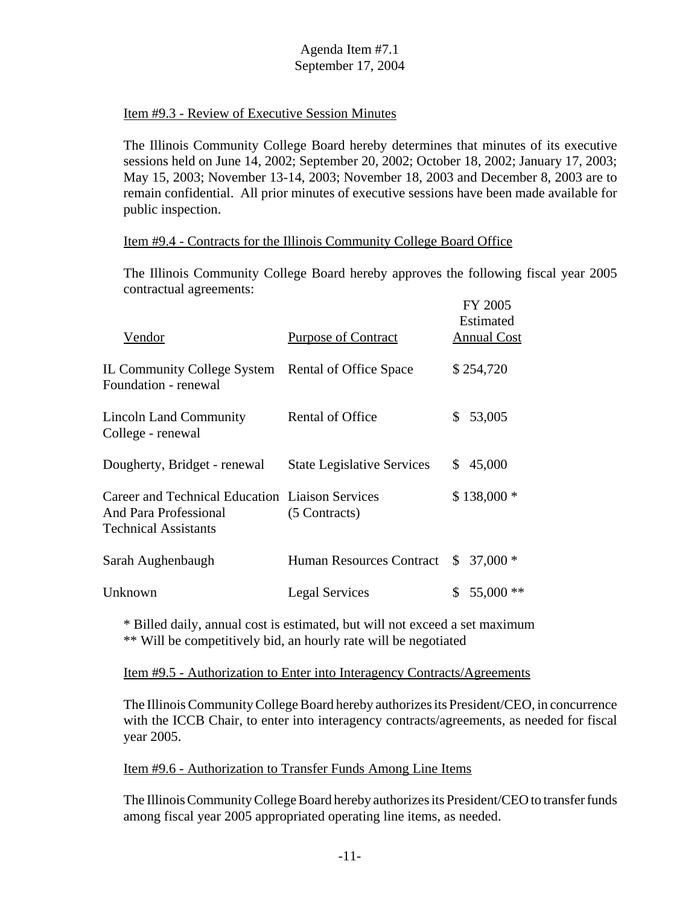Item #9.3 - Review of Executive Session Minutes

The Illinois Community College Board hereby determines that minutes of its executive sessions held on June 14, 2002; September 20, 2002; October 18, 2002; January 17, 2003; May 15, 2003; November 13-14, 2003; November 18, 2003 and December 8, 2003 are to remain confidential. All prior minutes of executive sessions have been made available for public inspection.

Item #9.4 - Contracts for the Illinois Community College Board Office

The Illinois Community College Board hereby approves the following fiscal year 2005 contractual agreements:

| Vendor | Purpose of Contract | FY 2005 Estimated Annual Cost |
|---|---|---|
| IL Community College System Foundation - renewal | Rental of Office Space | $ 254,720 |
| Lincoln Land Community College - renewal | Rental of Office | $ 53,005 |
| Dougherty, Bridget - renewal | State Legislative Services | $ 45,000 |
| Career and Technical Education And Para Professional Technical Assistants | Liaison Services (5 Contracts) | $ 138,000 * |
| Sarah Aughenbaugh | Human Resources Contract | $ 37,000 * |
| Unknown | Legal Services | $ 55,000 ** |

* Billed daily, annual cost is estimated, but will not exceed a set maximum
** Will be competitively bid, an hourly rate will be negotiated

Item #9.5 - Authorization to Enter into Interagency Contracts/Agreements

The Illinois Community College Board hereby authorizes its President/CEO, in concurrence with the ICCB Chair, to enter into interagency contracts/agreements, as needed for fiscal year 2005.

Item #9.6 - Authorization to Transfer Funds Among Line Items

The Illinois Community College Board hereby authorizes its President/CEO to transfer funds among fiscal year 2005 appropriated operating line items, as needed.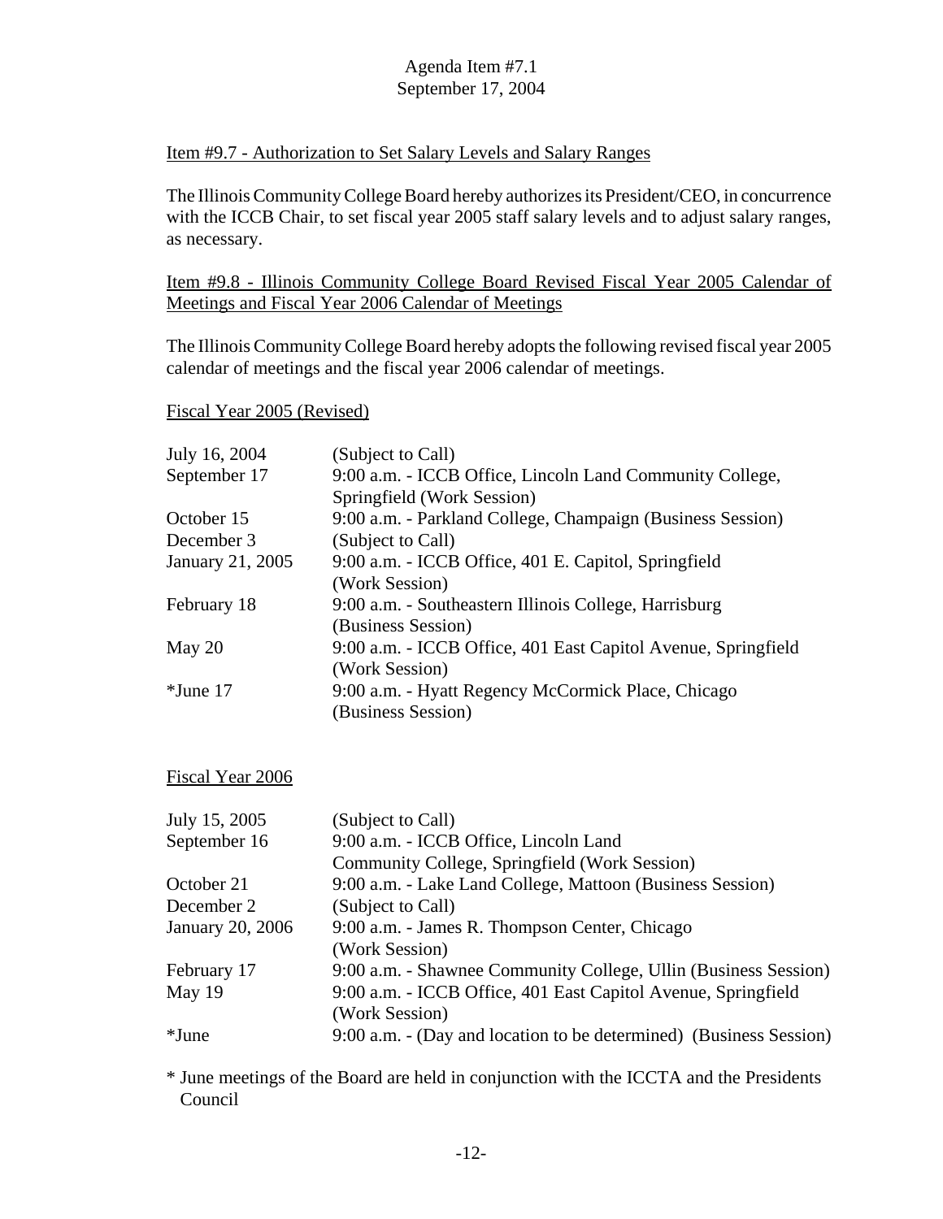Agenda Item #7.1
September 17, 2004

Item #9.7 - Authorization to Set Salary Levels and Salary Ranges

The Illinois Community College Board hereby authorizes its President/CEO, in concurrence with the ICCB Chair, to set fiscal year 2005 staff salary levels and to adjust salary ranges, as necessary.

Item #9.8 - Illinois Community College Board Revised Fiscal Year 2005 Calendar of Meetings and Fiscal Year 2006 Calendar of Meetings

The Illinois Community College Board hereby adopts the following revised fiscal year 2005 calendar of meetings and the fiscal year 2006 calendar of meetings.

Fiscal Year 2005 (Revised)

| | |
|---|---|
| July 16, 2004 | (Subject to Call) |
| September 17 | 9:00 a.m. - ICCB Office, Lincoln Land Community College, Springfield (Work Session) |
| October 15 | 9:00 a.m. - Parkland College, Champaign (Business Session) |
| December 3 | (Subject to Call) |
| January 21, 2005 | 9:00 a.m. - ICCB Office, 401 E. Capitol, Springfield (Work Session) |
| February 18 | 9:00 a.m. - Southeastern Illinois College, Harrisburg (Business Session) |
| May 20 | 9:00 a.m. - ICCB Office, 401 East Capitol Avenue, Springfield (Work Session) |
| *June 17 | 9:00 a.m. - Hyatt Regency McCormick Place, Chicago (Business Session) |

Fiscal Year 2006

| | |
|---|---|
| July 15, 2005 | (Subject to Call) |
| September 16 | 9:00 a.m. - ICCB Office, Lincoln Land Community College, Springfield (Work Session) |
| October 21 | 9:00 a.m. - Lake Land College, Mattoon (Business Session) |
| December 2 | (Subject to Call) |
| January 20, 2006 | 9:00 a.m. - James R. Thompson Center, Chicago (Work Session) |
| February 17 | 9:00 a.m. - Shawnee Community College, Ullin (Business Session) |
| May 19 | 9:00 a.m. - ICCB Office, 401 East Capitol Avenue, Springfield (Work Session) |
| *June | 9:00 a.m. - (Day and location to be determined) (Business Session) |

* June meetings of the Board are held in conjunction with the ICCTA and the Presidents Council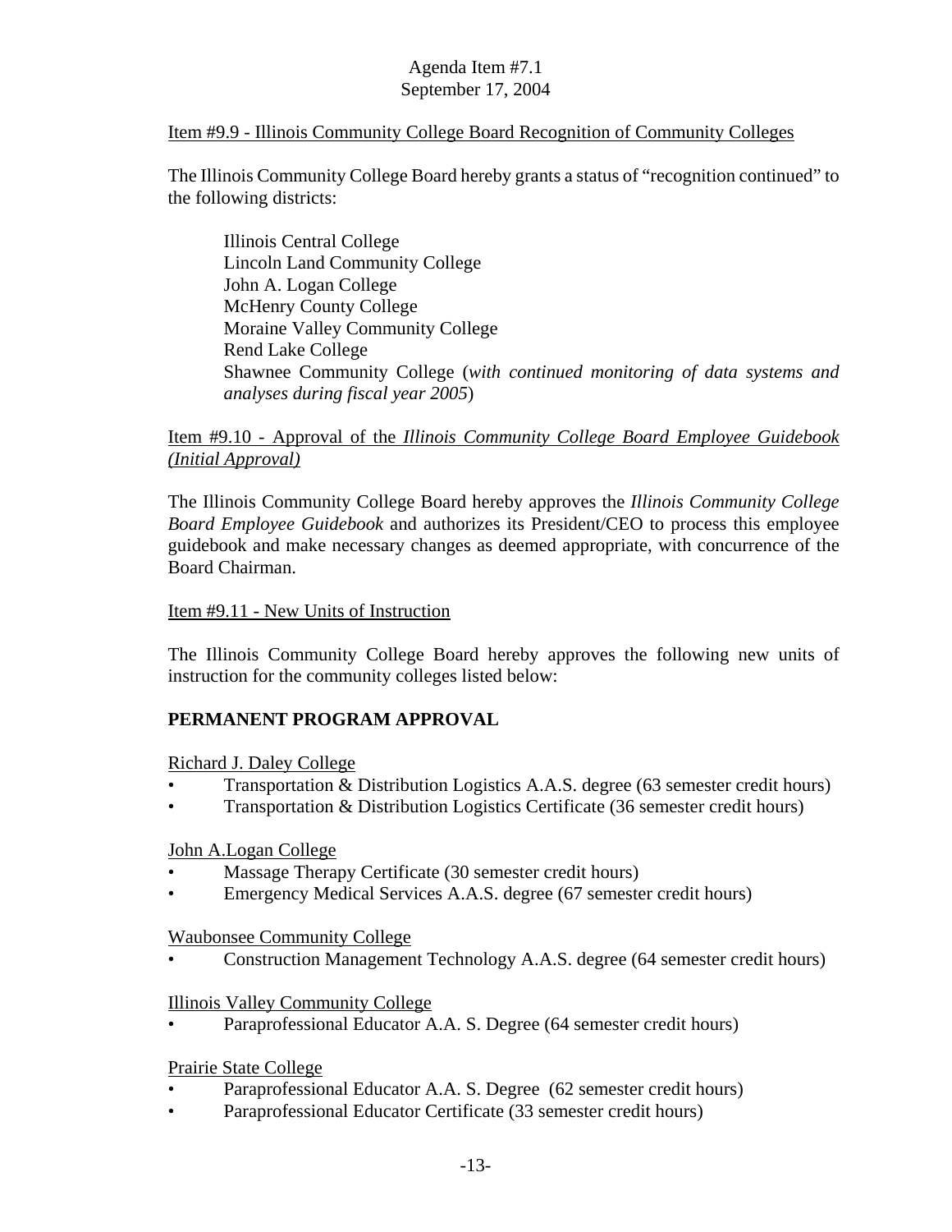Item #9.9 - Illinois Community College Board Recognition of Community Colleges

The Illinois Community College Board hereby grants a status of "recognition continued" to the following districts:

Illinois Central College
Lincoln Land Community College
John A. Logan College
McHenry County College
Moraine Valley Community College
Rend Lake College
Shawnee Community College (*with continued monitoring of data systems and analyses during fiscal year 2005*)

Item #9.10 - Approval of the *Illinois Community College Board Employee Guidebook (Initial Approval)*

The Illinois Community College Board hereby approves the *Illinois Community College Board Employee Guidebook* and authorizes its President/CEO to process this employee guidebook and make necessary changes as deemed appropriate, with concurrence of the Board Chairman.

Item #9.11 - New Units of Instruction

The Illinois Community College Board hereby approves the following new units of instruction for the community colleges listed below:

**PERMANENT PROGRAM APPROVAL**

Richard J. Daley College
- Transportation & Distribution Logistics A.A.S. degree (63 semester credit hours)
- Transportation & Distribution Logistics Certificate (36 semester credit hours)

John A.Logan College
- Massage Therapy Certificate (30 semester credit hours)
- Emergency Medical Services A.A.S. degree (67 semester credit hours)

Waubonsee Community College
- Construction Management Technology A.A.S. degree (64 semester credit hours)

Illinois Valley Community College
- Paraprofessional Educator A.A. S. Degree (64 semester credit hours)

Prairie State College
- Paraprofessional Educator A.A. S. Degree (62 semester credit hours)
- Paraprofessional Educator Certificate (33 semester credit hours)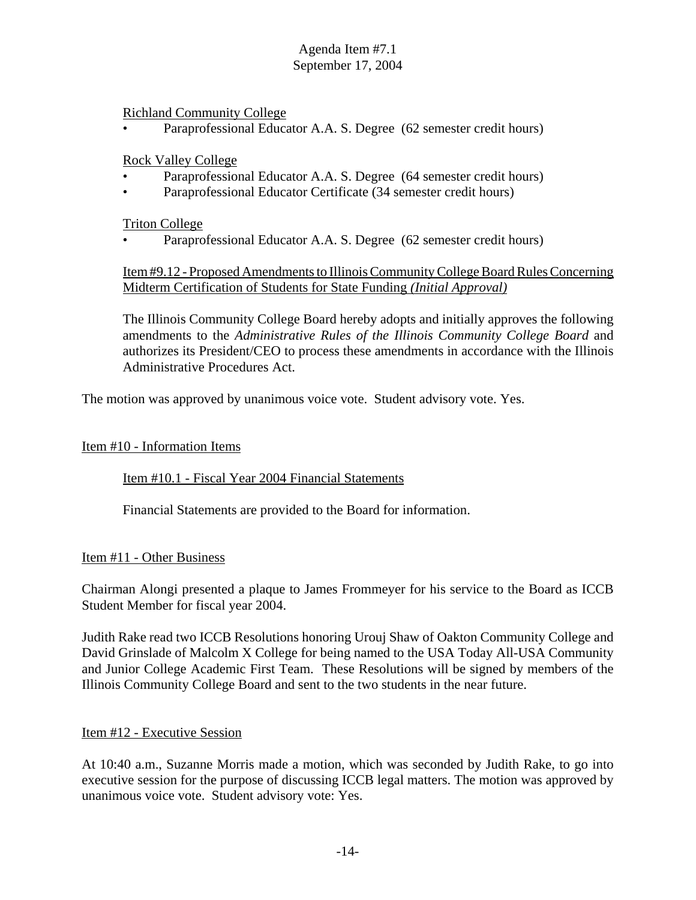Richland Community College

- Paraprofessional Educator A.A. S. Degree (62 semester credit hours)

Rock Valley College

- Paraprofessional Educator A.A. S. Degree (64 semester credit hours)
- Paraprofessional Educator Certificate (34 semester credit hours)

Triton College

- Paraprofessional Educator A.A. S. Degree (62 semester credit hours)

Item #9.12 - Proposed Amendments to Illinois Community College Board Rules Concerning Midterm Certification of Students for State Funding *(Initial Approval)*

The Illinois Community College Board hereby adopts and initially approves the following amendments to the *Administrative Rules of the Illinois Community College Board* and authorizes its President/CEO to process these amendments in accordance with the Illinois Administrative Procedures Act.

The motion was approved by unanimous voice vote. Student advisory vote. Yes.

## Item #10 - Information Items

### Item #10.1 - Fiscal Year 2004 Financial Statements

Financial Statements are provided to the Board for information.

## Item #11 - Other Business

Chairman Alongi presented a plaque to James Frommeyer for his service to the Board as ICCB Student Member for fiscal year 2004.

Judith Rake read two ICCB Resolutions honoring Urouj Shaw of Oakton Community College and David Grinslade of Malcolm X College for being named to the USA Today All-USA Community and Junior College Academic First Team. These Resolutions will be signed by members of the Illinois Community College Board and sent to the two students in the near future.

## Item #12 - Executive Session

At 10:40 a.m., Suzanne Morris made a motion, which was seconded by Judith Rake, to go into executive session for the purpose of discussing ICCB legal matters. The motion was approved by unanimous voice vote. Student advisory vote: Yes.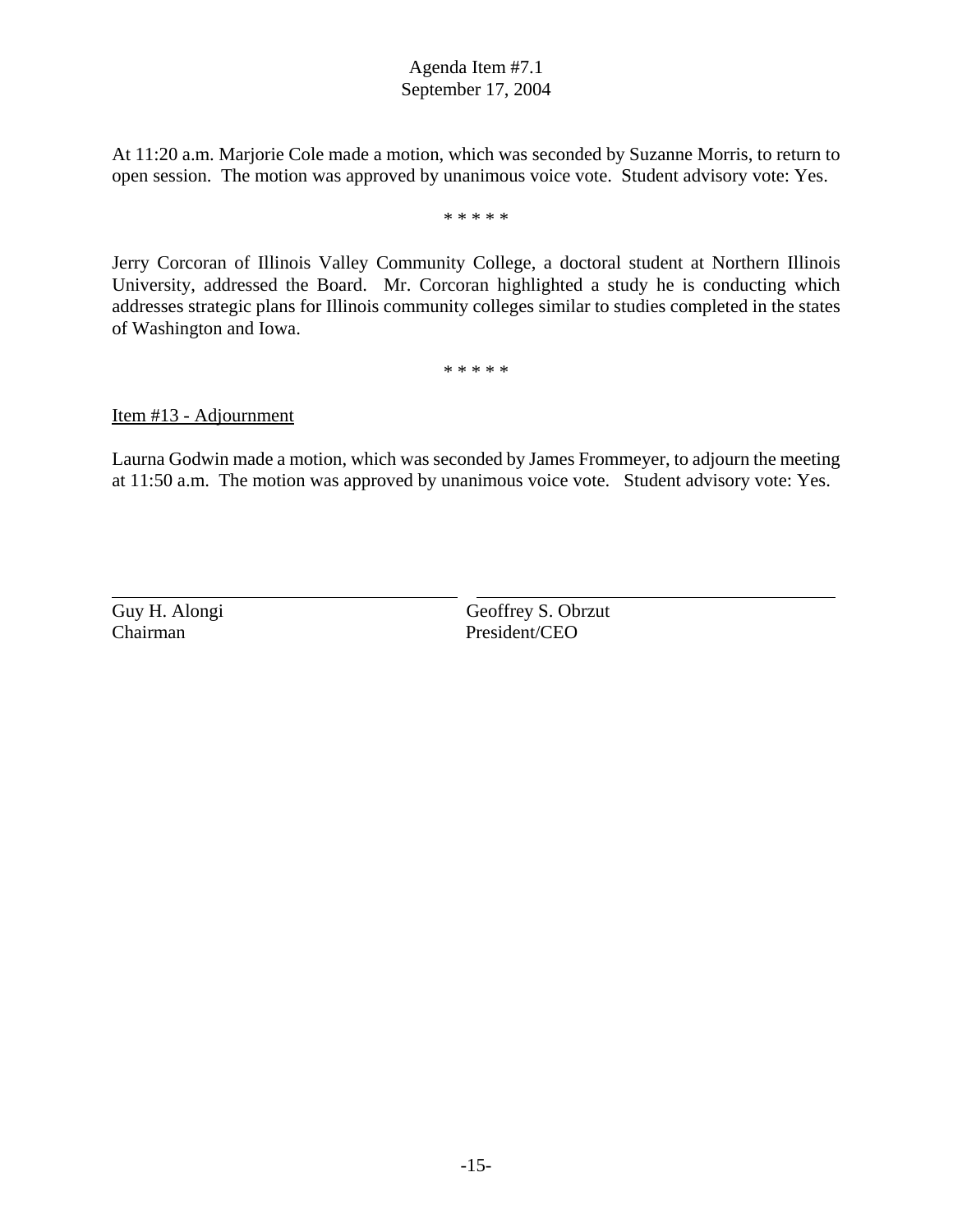At 11:20 a.m. Marjorie Cole made a motion, which was seconded by Suzanne Morris, to return to open session. The motion was approved by unanimous voice vote. Student advisory vote: Yes.

\* \* \* \* \*

Jerry Corcoran of Illinois Valley Community College, a doctoral student at Northern Illinois University, addressed the Board. Mr. Corcoran highlighted a study he is conducting which addresses strategic plans for Illinois community colleges similar to studies completed in the states of Washington and Iowa.

\* \* \* \* \*

Item #13 - Adjournment

Laurna Godwin made a motion, which was seconded by James Frommeyer, to adjourn the meeting at 11:50 a.m. The motion was approved by unanimous voice vote. Student advisory vote: Yes.

| | |
|---|---|
| Guy H. Alongi | Geoffrey S. Obrzut |
| Chairman | President/CEO |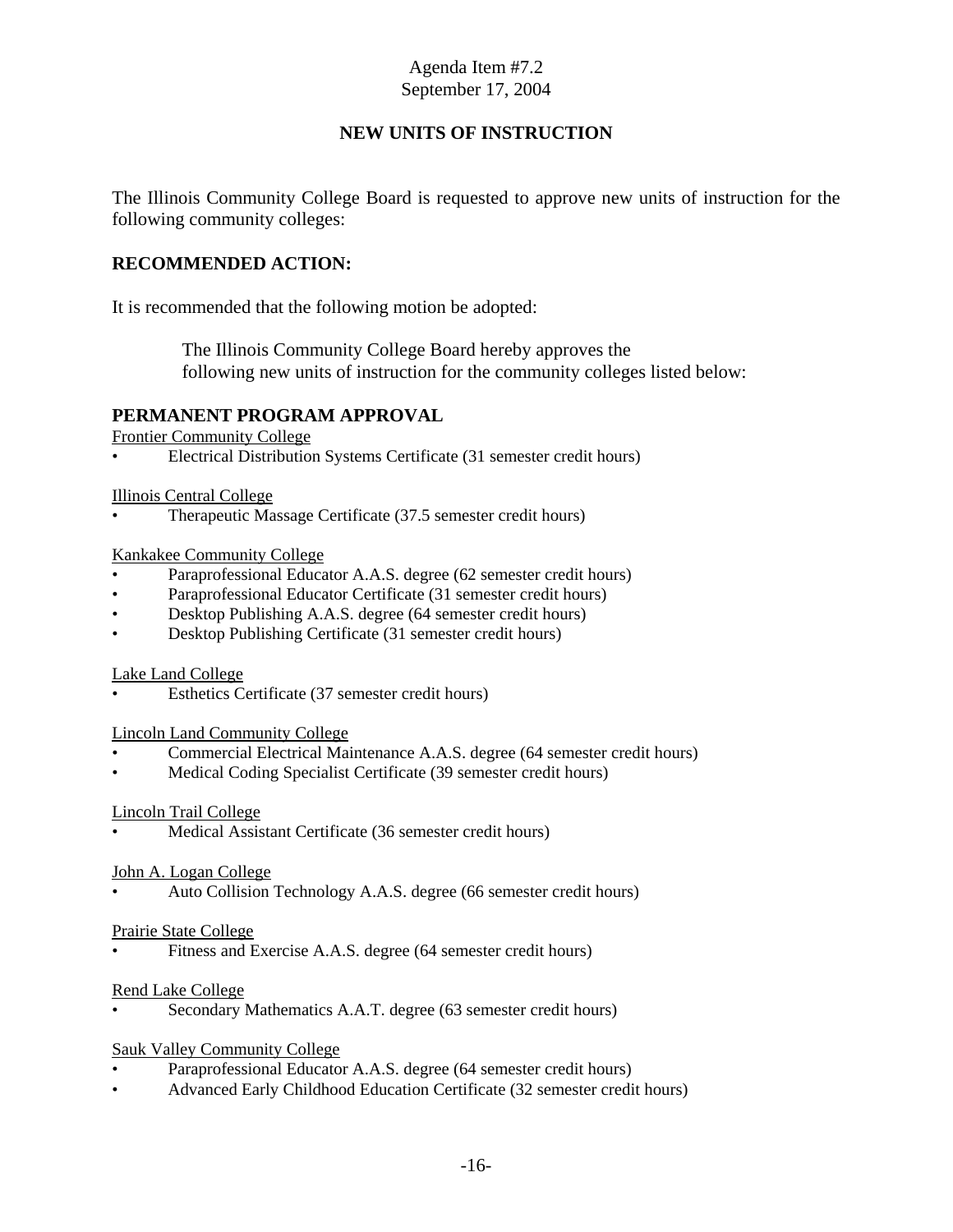Agenda Item #7.2
September 17, 2004

## NEW UNITS OF INSTRUCTION

The Illinois Community College Board is requested to approve new units of instruction for the following community colleges:

## RECOMMENDED ACTION:

It is recommended that the following motion be adopted:

> The Illinois Community College Board hereby approves the following new units of instruction for the community colleges listed below:

## PERMANENT PROGRAM APPROVAL

Frontier Community College

- Electrical Distribution Systems Certificate (31 semester credit hours)

Illinois Central College

- Therapeutic Massage Certificate (37.5 semester credit hours)

Kankakee Community College

- Paraprofessional Educator A.A.S. degree (62 semester credit hours)
- Paraprofessional Educator Certificate (31 semester credit hours)
- Desktop Publishing A.A.S. degree (64 semester credit hours)
- Desktop Publishing Certificate (31 semester credit hours)

Lake Land College

- Esthetics Certificate (37 semester credit hours)

Lincoln Land Community College

- Commercial Electrical Maintenance A.A.S. degree (64 semester credit hours)
- Medical Coding Specialist Certificate (39 semester credit hours)

Lincoln Trail College

- Medical Assistant Certificate (36 semester credit hours)

John A. Logan College

- Auto Collision Technology A.A.S. degree (66 semester credit hours)

Prairie State College

- Fitness and Exercise A.A.S. degree (64 semester credit hours)

Rend Lake College

- Secondary Mathematics A.A.T. degree (63 semester credit hours)

Sauk Valley Community College

- Paraprofessional Educator A.A.S. degree (64 semester credit hours)
- Advanced Early Childhood Education Certificate (32 semester credit hours)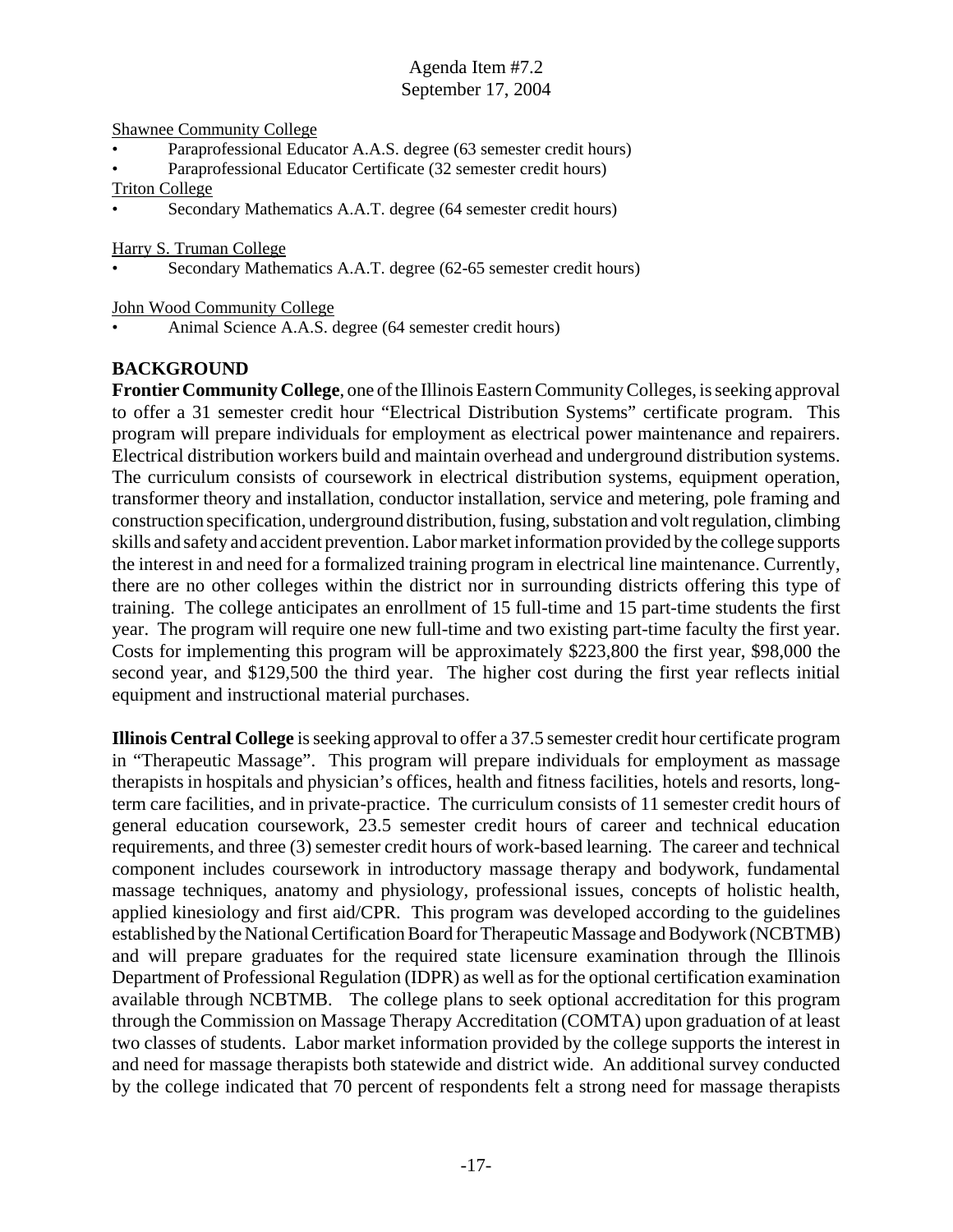Shawnee Community College

- Paraprofessional Educator A.A.S. degree (63 semester credit hours)
- Paraprofessional Educator Certificate (32 semester credit hours)

Triton College

- Secondary Mathematics A.A.T. degree (64 semester credit hours)

Harry S. Truman College

- Secondary Mathematics A.A.T. degree (62-65 semester credit hours)

John Wood Community College

- Animal Science A.A.S. degree (64 semester credit hours)

## BACKGROUND

**Frontier Community College**, one of the Illinois Eastern Community Colleges, is seeking approval to offer a 31 semester credit hour "Electrical Distribution Systems" certificate program. This program will prepare individuals for employment as electrical power maintenance and repairers. Electrical distribution workers build and maintain overhead and underground distribution systems. The curriculum consists of coursework in electrical distribution systems, equipment operation, transformer theory and installation, conductor installation, service and metering, pole framing and construction specification, underground distribution, fusing, substation and volt regulation, climbing skills and safety and accident prevention. Labor market information provided by the college supports the interest in and need for a formalized training program in electrical line maintenance. Currently, there are no other colleges within the district nor in surrounding districts offering this type of training. The college anticipates an enrollment of 15 full-time and 15 part-time students the first year. The program will require one new full-time and two existing part-time faculty the first year. Costs for implementing this program will be approximately $223,800 the first year, $98,000 the second year, and $129,500 the third year. The higher cost during the first year reflects initial equipment and instructional material purchases.

**Illinois Central College** is seeking approval to offer a 37.5 semester credit hour certificate program in "Therapeutic Massage". This program will prepare individuals for employment as massage therapists in hospitals and physician's offices, health and fitness facilities, hotels and resorts, long-term care facilities, and in private-practice. The curriculum consists of 11 semester credit hours of general education coursework, 23.5 semester credit hours of career and technical education requirements, and three (3) semester credit hours of work-based learning. The career and technical component includes coursework in introductory massage therapy and bodywork, fundamental massage techniques, anatomy and physiology, professional issues, concepts of holistic health, applied kinesiology and first aid/CPR. This program was developed according to the guidelines established by the National Certification Board for Therapeutic Massage and Bodywork (NCBTMB) and will prepare graduates for the required state licensure examination through the Illinois Department of Professional Regulation (IDPR) as well as for the optional certification examination available through NCBTMB. The college plans to seek optional accreditation for this program through the Commission on Massage Therapy Accreditation (COMTA) upon graduation of at least two classes of students. Labor market information provided by the college supports the interest in and need for massage therapists both statewide and district wide. An additional survey conducted by the college indicated that 70 percent of respondents felt a strong need for massage therapists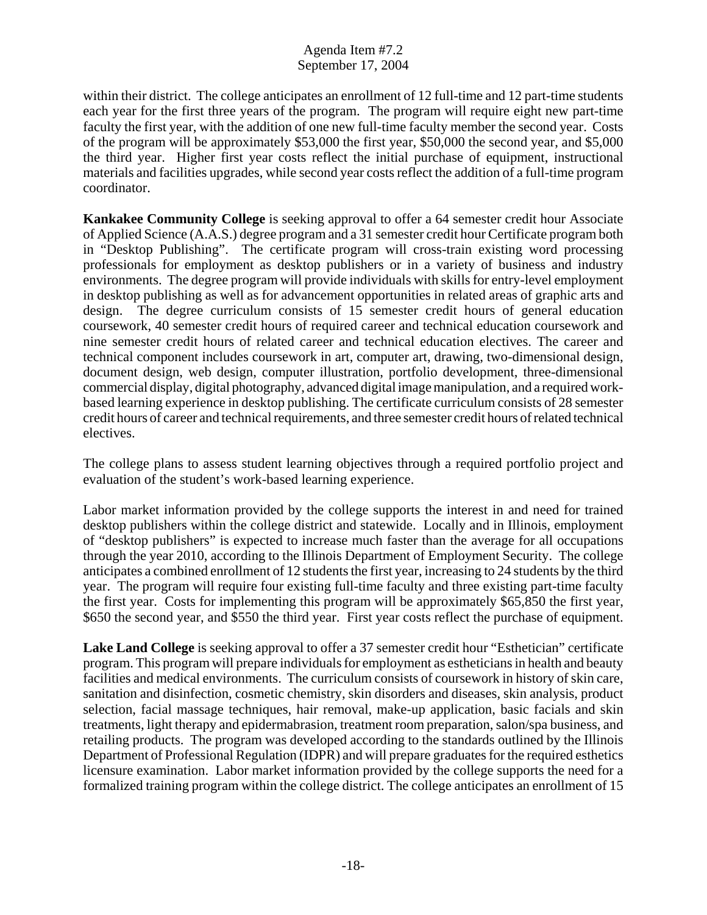within their district. The college anticipates an enrollment of 12 full-time and 12 part-time students each year for the first three years of the program. The program will require eight new part-time faculty the first year, with the addition of one new full-time faculty member the second year. Costs of the program will be approximately $53,000 the first year, $50,000 the second year, and $5,000 the third year. Higher first year costs reflect the initial purchase of equipment, instructional materials and facilities upgrades, while second year costs reflect the addition of a full-time program coordinator.

**Kankakee Community College** is seeking approval to offer a 64 semester credit hour Associate of Applied Science (A.A.S.) degree program and a 31 semester credit hour Certificate program both in "Desktop Publishing". The certificate program will cross-train existing word processing professionals for employment as desktop publishers or in a variety of business and industry environments. The degree program will provide individuals with skills for entry-level employment in desktop publishing as well as for advancement opportunities in related areas of graphic arts and design. The degree curriculum consists of 15 semester credit hours of general education coursework, 40 semester credit hours of required career and technical education coursework and nine semester credit hours of related career and technical education electives. The career and technical component includes coursework in art, computer art, drawing, two-dimensional design, document design, web design, computer illustration, portfolio development, three-dimensional commercial display, digital photography, advanced digital image manipulation, and a required work-based learning experience in desktop publishing. The certificate curriculum consists of 28 semester credit hours of career and technical requirements, and three semester credit hours of related technical electives.

The college plans to assess student learning objectives through a required portfolio project and evaluation of the student's work-based learning experience.

Labor market information provided by the college supports the interest in and need for trained desktop publishers within the college district and statewide. Locally and in Illinois, employment of "desktop publishers" is expected to increase much faster than the average for all occupations through the year 2010, according to the Illinois Department of Employment Security. The college anticipates a combined enrollment of 12 students the first year, increasing to 24 students by the third year. The program will require four existing full-time faculty and three existing part-time faculty the first year. Costs for implementing this program will be approximately $65,850 the first year, $650 the second year, and $550 the third year. First year costs reflect the purchase of equipment.

**Lake Land College** is seeking approval to offer a 37 semester credit hour "Esthetician" certificate program. This program will prepare individuals for employment as estheticians in health and beauty facilities and medical environments. The curriculum consists of coursework in history of skin care, sanitation and disinfection, cosmetic chemistry, skin disorders and diseases, skin analysis, product selection, facial massage techniques, hair removal, make-up application, basic facials and skin treatments, light therapy and epidermabrasion, treatment room preparation, salon/spa business, and retailing products. The program was developed according to the standards outlined by the Illinois Department of Professional Regulation (IDPR) and will prepare graduates for the required esthetics licensure examination. Labor market information provided by the college supports the need for a formalized training program within the college district. The college anticipates an enrollment of 15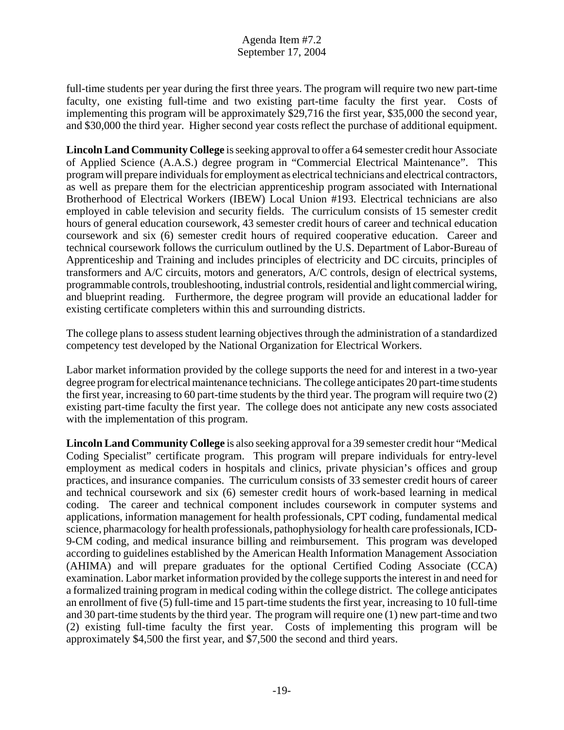full-time students per year during the first three years. The program will require two new part-time faculty, one existing full-time and two existing part-time faculty the first year. Costs of implementing this program will be approximately $29,716 the first year, $35,000 the second year, and $30,000 the third year. Higher second year costs reflect the purchase of additional equipment.

**Lincoln Land Community College** is seeking approval to offer a 64 semester credit hour Associate of Applied Science (A.A.S.) degree program in "Commercial Electrical Maintenance". This program will prepare individuals for employment as electrical technicians and electrical contractors, as well as prepare them for the electrician apprenticeship program associated with International Brotherhood of Electrical Workers (IBEW) Local Union #193. Electrical technicians are also employed in cable television and security fields. The curriculum consists of 15 semester credit hours of general education coursework, 43 semester credit hours of career and technical education coursework and six (6) semester credit hours of required cooperative education. Career and technical coursework follows the curriculum outlined by the U.S. Department of Labor-Bureau of Apprenticeship and Training and includes principles of electricity and DC circuits, principles of transformers and A/C circuits, motors and generators, A/C controls, design of electrical systems, programmable controls, troubleshooting, industrial controls, residential and light commercial wiring, and blueprint reading. Furthermore, the degree program will provide an educational ladder for existing certificate completers within this and surrounding districts.

The college plans to assess student learning objectives through the administration of a standardized competency test developed by the National Organization for Electrical Workers.

Labor market information provided by the college supports the need for and interest in a two-year degree program for electrical maintenance technicians. The college anticipates 20 part-time students the first year, increasing to 60 part-time students by the third year. The program will require two (2) existing part-time faculty the first year. The college does not anticipate any new costs associated with the implementation of this program.

**Lincoln Land Community College** is also seeking approval for a 39 semester credit hour "Medical Coding Specialist" certificate program. This program will prepare individuals for entry-level employment as medical coders in hospitals and clinics, private physician's offices and group practices, and insurance companies. The curriculum consists of 33 semester credit hours of career and technical coursework and six (6) semester credit hours of work-based learning in medical coding. The career and technical component includes coursework in computer systems and applications, information management for health professionals, CPT coding, fundamental medical science, pharmacology for health professionals, pathophysiology for health care professionals, ICD-9-CM coding, and medical insurance billing and reimbursement. This program was developed according to guidelines established by the American Health Information Management Association (AHIMA) and will prepare graduates for the optional Certified Coding Associate (CCA) examination. Labor market information provided by the college supports the interest in and need for a formalized training program in medical coding within the college district. The college anticipates an enrollment of five (5) full-time and 15 part-time students the first year, increasing to 10 full-time and 30 part-time students by the third year. The program will require one (1) new part-time and two (2) existing full-time faculty the first year. Costs of implementing this program will be approximately $4,500 the first year, and $7,500 the second and third years.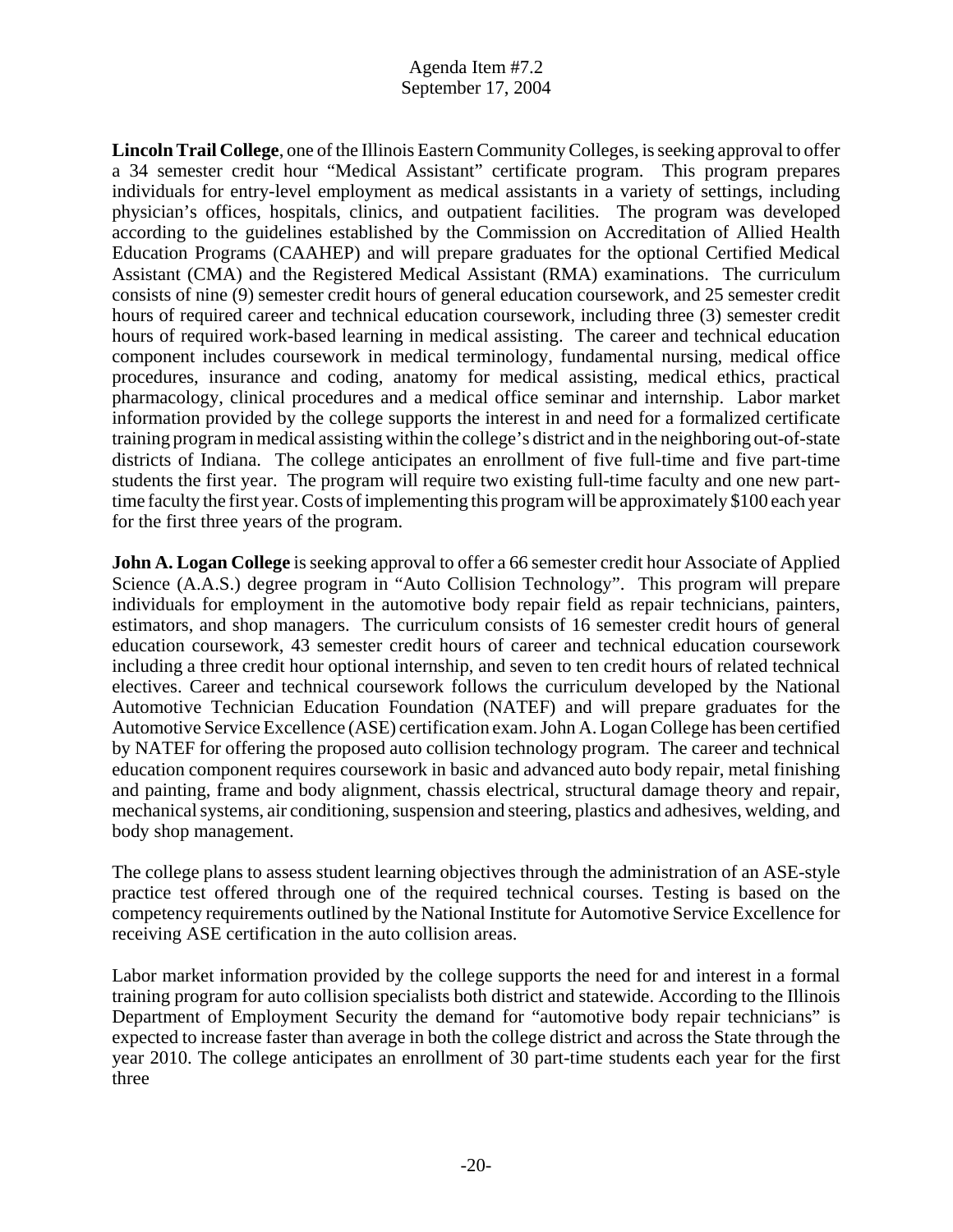**Lincoln Trail College**, one of the Illinois Eastern Community Colleges, is seeking approval to offer a 34 semester credit hour "Medical Assistant" certificate program. This program prepares individuals for entry-level employment as medical assistants in a variety of settings, including physician's offices, hospitals, clinics, and outpatient facilities. The program was developed according to the guidelines established by the Commission on Accreditation of Allied Health Education Programs (CAAHEP) and will prepare graduates for the optional Certified Medical Assistant (CMA) and the Registered Medical Assistant (RMA) examinations. The curriculum consists of nine (9) semester credit hours of general education coursework, and 25 semester credit hours of required career and technical education coursework, including three (3) semester credit hours of required work-based learning in medical assisting. The career and technical education component includes coursework in medical terminology, fundamental nursing, medical office procedures, insurance and coding, anatomy for medical assisting, medical ethics, practical pharmacology, clinical procedures and a medical office seminar and internship. Labor market information provided by the college supports the interest in and need for a formalized certificate training program in medical assisting within the college's district and in the neighboring out-of-state districts of Indiana. The college anticipates an enrollment of five full-time and five part-time students the first year. The program will require two existing full-time faculty and one new part-time faculty the first year. Costs of implementing this program will be approximately $100 each year for the first three years of the program.

**John A. Logan College** is seeking approval to offer a 66 semester credit hour Associate of Applied Science (A.A.S.) degree program in "Auto Collision Technology". This program will prepare individuals for employment in the automotive body repair field as repair technicians, painters, estimators, and shop managers. The curriculum consists of 16 semester credit hours of general education coursework, 43 semester credit hours of career and technical education coursework including a three credit hour optional internship, and seven to ten credit hours of related technical electives. Career and technical coursework follows the curriculum developed by the National Automotive Technician Education Foundation (NATEF) and will prepare graduates for the Automotive Service Excellence (ASE) certification exam. John A. Logan College has been certified by NATEF for offering the proposed auto collision technology program. The career and technical education component requires coursework in basic and advanced auto body repair, metal finishing and painting, frame and body alignment, chassis electrical, structural damage theory and repair, mechanical systems, air conditioning, suspension and steering, plastics and adhesives, welding, and body shop management.

The college plans to assess student learning objectives through the administration of an ASE-style practice test offered through one of the required technical courses. Testing is based on the competency requirements outlined by the National Institute for Automotive Service Excellence for receiving ASE certification in the auto collision areas.

Labor market information provided by the college supports the need for and interest in a formal training program for auto collision specialists both district and statewide. According to the Illinois Department of Employment Security the demand for "automotive body repair technicians" is expected to increase faster than average in both the college district and across the State through the year 2010. The college anticipates an enrollment of 30 part-time students each year for the first three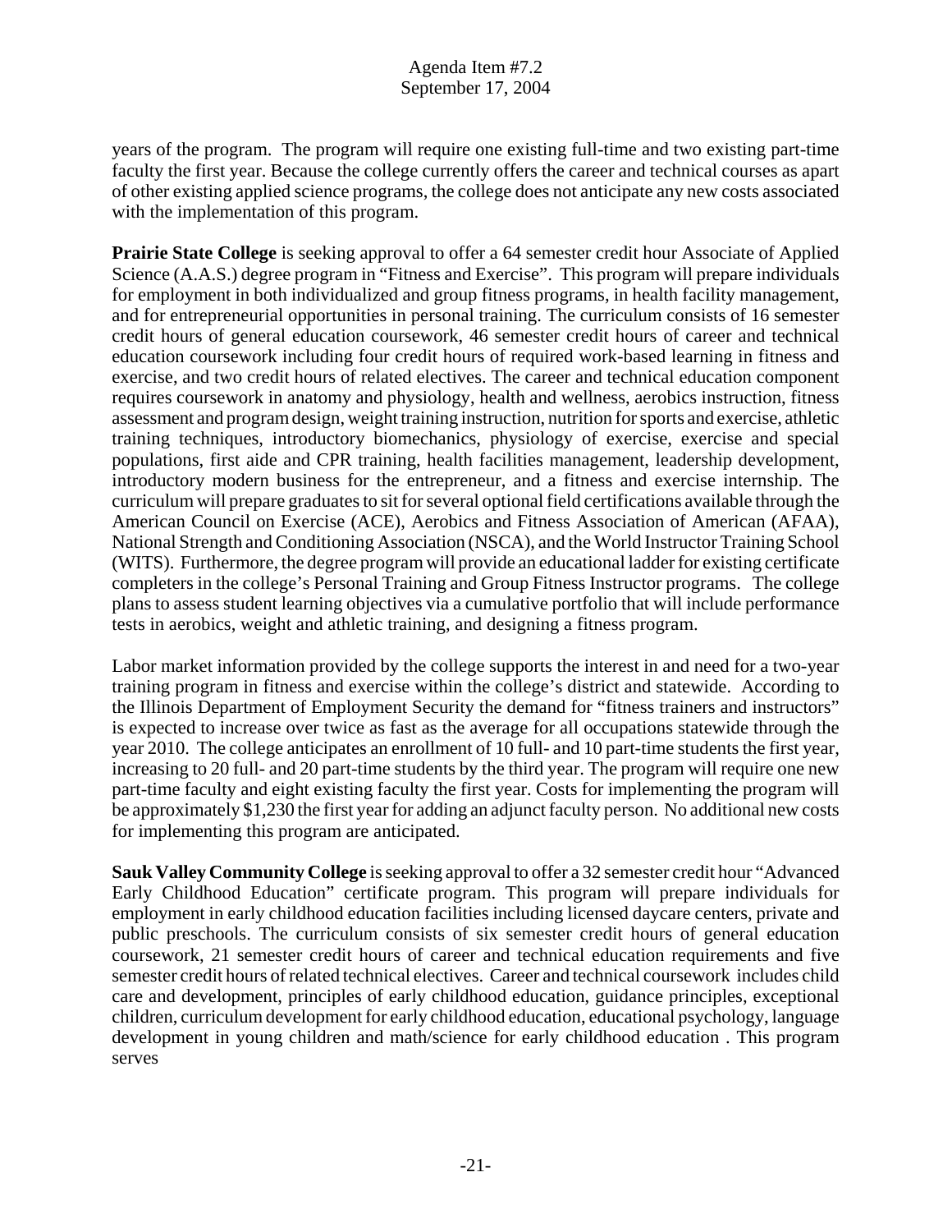years of the program. The program will require one existing full-time and two existing part-time faculty the first year. Because the college currently offers the career and technical courses as apart of other existing applied science programs, the college does not anticipate any new costs associated with the implementation of this program.

**Prairie State College** is seeking approval to offer a 64 semester credit hour Associate of Applied Science (A.A.S.) degree program in "Fitness and Exercise". This program will prepare individuals for employment in both individualized and group fitness programs, in health facility management, and for entrepreneurial opportunities in personal training. The curriculum consists of 16 semester credit hours of general education coursework, 46 semester credit hours of career and technical education coursework including four credit hours of required work-based learning in fitness and exercise, and two credit hours of related electives. The career and technical education component requires coursework in anatomy and physiology, health and wellness, aerobics instruction, fitness assessment and program design, weight training instruction, nutrition for sports and exercise, athletic training techniques, introductory biomechanics, physiology of exercise, exercise and special populations, first aide and CPR training, health facilities management, leadership development, introductory modern business for the entrepreneur, and a fitness and exercise internship. The curriculum will prepare graduates to sit for several optional field certifications available through the American Council on Exercise (ACE), Aerobics and Fitness Association of American (AFAA), National Strength and Conditioning Association (NSCA), and the World Instructor Training School (WITS). Furthermore, the degree program will provide an educational ladder for existing certificate completers in the college's Personal Training and Group Fitness Instructor programs. The college plans to assess student learning objectives via a cumulative portfolio that will include performance tests in aerobics, weight and athletic training, and designing a fitness program.

Labor market information provided by the college supports the interest in and need for a two-year training program in fitness and exercise within the college's district and statewide. According to the Illinois Department of Employment Security the demand for "fitness trainers and instructors" is expected to increase over twice as fast as the average for all occupations statewide through the year 2010. The college anticipates an enrollment of 10 full- and 10 part-time students the first year, increasing to 20 full- and 20 part-time students by the third year. The program will require one new part-time faculty and eight existing faculty the first year. Costs for implementing the program will be approximately $1,230 the first year for adding an adjunct faculty person. No additional new costs for implementing this program are anticipated.

**Sauk Valley Community College** is seeking approval to offer a 32 semester credit hour "Advanced Early Childhood Education" certificate program. This program will prepare individuals for employment in early childhood education facilities including licensed daycare centers, private and public preschools. The curriculum consists of six semester credit hours of general education coursework, 21 semester credit hours of career and technical education requirements and five semester credit hours of related technical electives. Career and technical coursework includes child care and development, principles of early childhood education, guidance principles, exceptional children, curriculum development for early childhood education, educational psychology, language development in young children and math/science for early childhood education . This program serves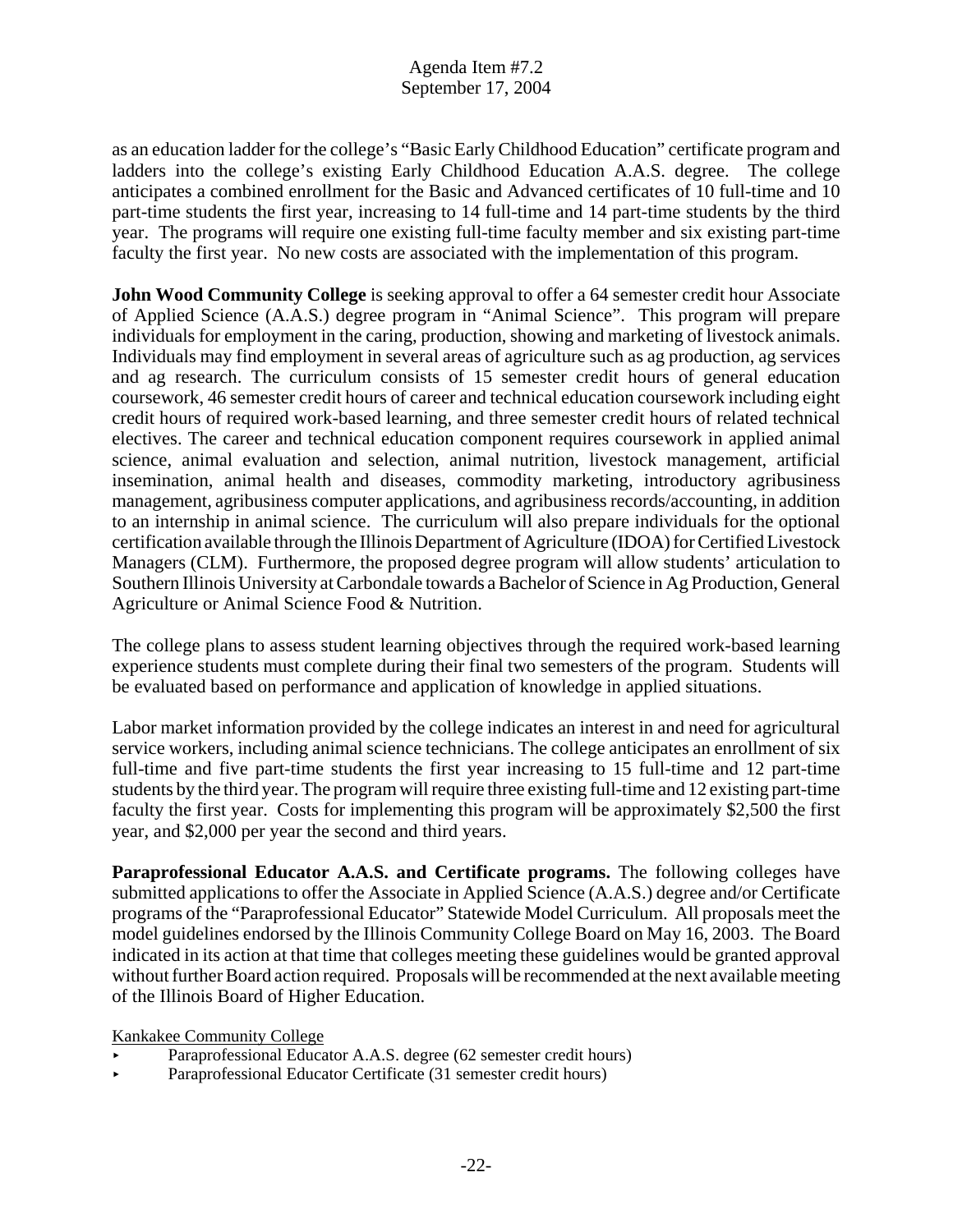as an education ladder for the college's "Basic Early Childhood Education" certificate program and ladders into the college's existing Early Childhood Education A.A.S. degree. The college anticipates a combined enrollment for the Basic and Advanced certificates of 10 full-time and 10 part-time students the first year, increasing to 14 full-time and 14 part-time students by the third year. The programs will require one existing full-time faculty member and six existing part-time faculty the first year. No new costs are associated with the implementation of this program.

**John Wood Community College** is seeking approval to offer a 64 semester credit hour Associate of Applied Science (A.A.S.) degree program in "Animal Science". This program will prepare individuals for employment in the caring, production, showing and marketing of livestock animals. Individuals may find employment in several areas of agriculture such as ag production, ag services and ag research. The curriculum consists of 15 semester credit hours of general education coursework, 46 semester credit hours of career and technical education coursework including eight credit hours of required work-based learning, and three semester credit hours of related technical electives. The career and technical education component requires coursework in applied animal science, animal evaluation and selection, animal nutrition, livestock management, artificial insemination, animal health and diseases, commodity marketing, introductory agribusiness management, agribusiness computer applications, and agribusiness records/accounting, in addition to an internship in animal science. The curriculum will also prepare individuals for the optional certification available through the Illinois Department of Agriculture (IDOA) for Certified Livestock Managers (CLM). Furthermore, the proposed degree program will allow students' articulation to Southern Illinois University at Carbondale towards a Bachelor of Science in Ag Production, General Agriculture or Animal Science Food & Nutrition.

The college plans to assess student learning objectives through the required work-based learning experience students must complete during their final two semesters of the program. Students will be evaluated based on performance and application of knowledge in applied situations.

Labor market information provided by the college indicates an interest in and need for agricultural service workers, including animal science technicians. The college anticipates an enrollment of six full-time and five part-time students the first year increasing to 15 full-time and 12 part-time students by the third year. The program will require three existing full-time and 12 existing part-time faculty the first year. Costs for implementing this program will be approximately $2,500 the first year, and $2,000 per year the second and third years.

**Paraprofessional Educator A.A.S. and Certificate programs.** The following colleges have submitted applications to offer the Associate in Applied Science (A.A.S.) degree and/or Certificate programs of the "Paraprofessional Educator" Statewide Model Curriculum. All proposals meet the model guidelines endorsed by the Illinois Community College Board on May 16, 2003. The Board indicated in its action at that time that colleges meeting these guidelines would be granted approval without further Board action required. Proposals will be recommended at the next available meeting of the Illinois Board of Higher Education.

Kankakee Community College

- Paraprofessional Educator A.A.S. degree (62 semester credit hours)
- Paraprofessional Educator Certificate (31 semester credit hours)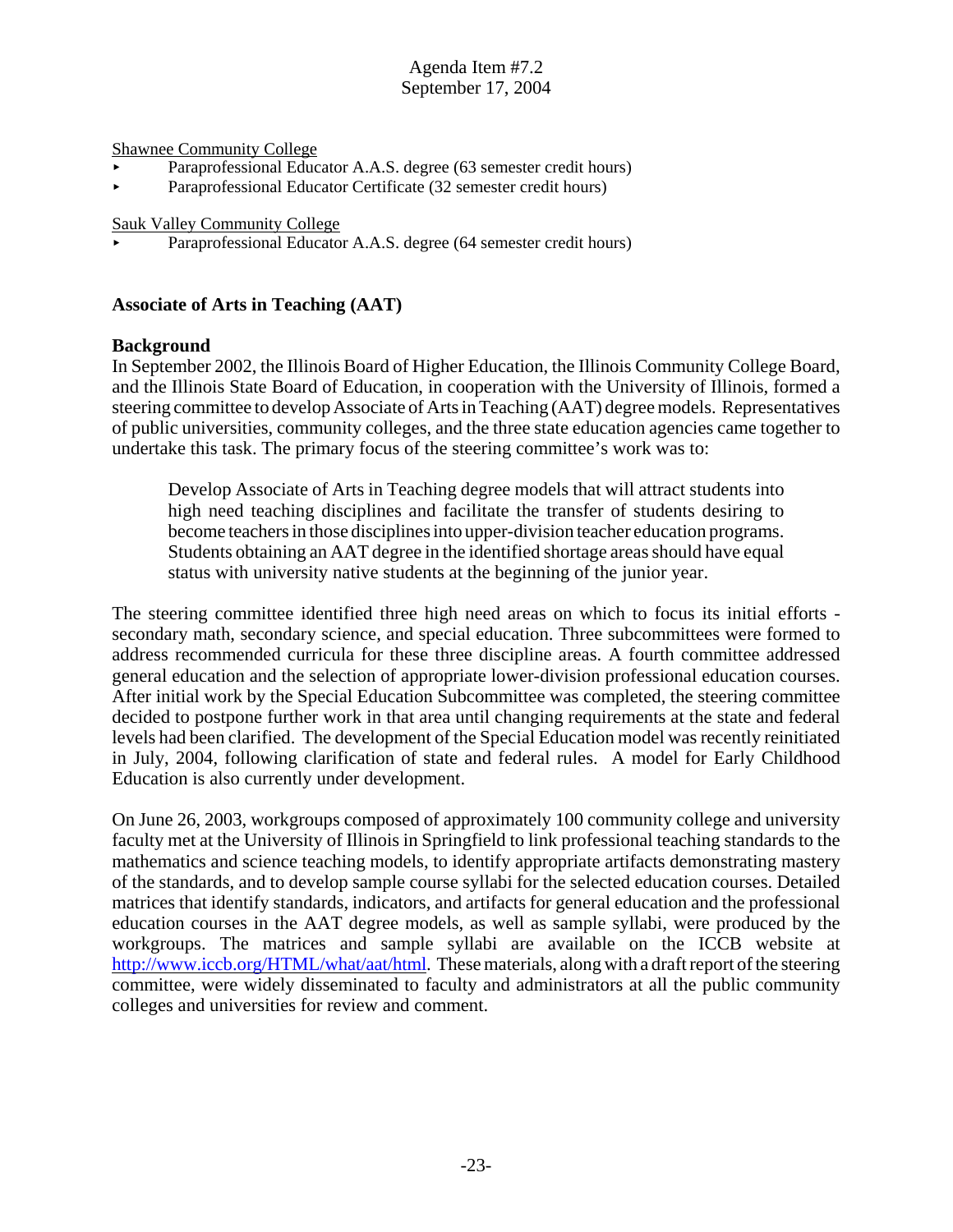Shawnee Community College

- Paraprofessional Educator A.A.S. degree (63 semester credit hours)
- Paraprofessional Educator Certificate (32 semester credit hours)

Sauk Valley Community College

- Paraprofessional Educator A.A.S. degree (64 semester credit hours)

## Associate of Arts in Teaching (AAT)

### Background

In September 2002, the Illinois Board of Higher Education, the Illinois Community College Board, and the Illinois State Board of Education, in cooperation with the University of Illinois, formed a steering committee to develop Associate of Arts in Teaching (AAT) degree models. Representatives of public universities, community colleges, and the three state education agencies came together to undertake this task. The primary focus of the steering committee's work was to:

> Develop Associate of Arts in Teaching degree models that will attract students into high need teaching disciplines and facilitate the transfer of students desiring to become teachers in those disciplines into upper-division teacher education programs. Students obtaining an AAT degree in the identified shortage areas should have equal status with university native students at the beginning of the junior year.

The steering committee identified three high need areas on which to focus its initial efforts - secondary math, secondary science, and special education. Three subcommittees were formed to address recommended curricula for these three discipline areas. A fourth committee addressed general education and the selection of appropriate lower-division professional education courses. After initial work by the Special Education Subcommittee was completed, the steering committee decided to postpone further work in that area until changing requirements at the state and federal levels had been clarified. The development of the Special Education model was recently reinitiated in July, 2004, following clarification of state and federal rules. A model for Early Childhood Education is also currently under development.

On June 26, 2003, workgroups composed of approximately 100 community college and university faculty met at the University of Illinois in Springfield to link professional teaching standards to the mathematics and science teaching models, to identify appropriate artifacts demonstrating mastery of the standards, and to develop sample course syllabi for the selected education courses. Detailed matrices that identify standards, indicators, and artifacts for general education and the professional education courses in the AAT degree models, as well as sample syllabi, were produced by the workgroups. The matrices and sample syllabi are available on the ICCB website at http://www.iccb.org/HTML/what/aat/html. These materials, along with a draft report of the steering committee, were widely disseminated to faculty and administrators at all the public community colleges and universities for review and comment.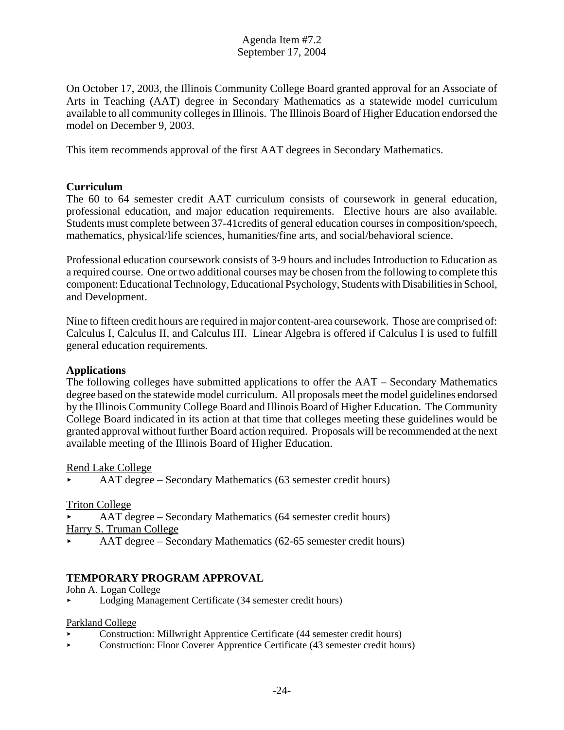On October 17, 2003, the Illinois Community College Board granted approval for an Associate of Arts in Teaching (AAT) degree in Secondary Mathematics as a statewide model curriculum available to all community colleges in Illinois. The Illinois Board of Higher Education endorsed the model on December 9, 2003.

This item recommends approval of the first AAT degrees in Secondary Mathematics.

**Curriculum**

The 60 to 64 semester credit AAT curriculum consists of coursework in general education, professional education, and major education requirements. Elective hours are also available. Students must complete between 37-41credits of general education courses in composition/speech, mathematics, physical/life sciences, humanities/fine arts, and social/behavioral science.

Professional education coursework consists of 3-9 hours and includes Introduction to Education as a required course. One or two additional courses may be chosen from the following to complete this component: Educational Technology, Educational Psychology, Students with Disabilities in School, and Development.

Nine to fifteen credit hours are required in major content-area coursework. Those are comprised of: Calculus I, Calculus II, and Calculus III. Linear Algebra is offered if Calculus I is used to fulfill general education requirements.

**Applications**

The following colleges have submitted applications to offer the AAT – Secondary Mathematics degree based on the statewide model curriculum. All proposals meet the model guidelines endorsed by the Illinois Community College Board and Illinois Board of Higher Education. The Community College Board indicated in its action at that time that colleges meeting these guidelines would be granted approval without further Board action required. Proposals will be recommended at the next available meeting of the Illinois Board of Higher Education.

Rend Lake College

- AAT degree – Secondary Mathematics (63 semester credit hours)

Triton College

- AAT degree – Secondary Mathematics (64 semester credit hours)

Harry S. Truman College

- AAT degree – Secondary Mathematics (62-65 semester credit hours)

**TEMPORARY PROGRAM APPROVAL**

John A. Logan College

- Lodging Management Certificate (34 semester credit hours)

Parkland College

- Construction: Millwright Apprentice Certificate (44 semester credit hours)
- Construction: Floor Coverer Apprentice Certificate (43 semester credit hours)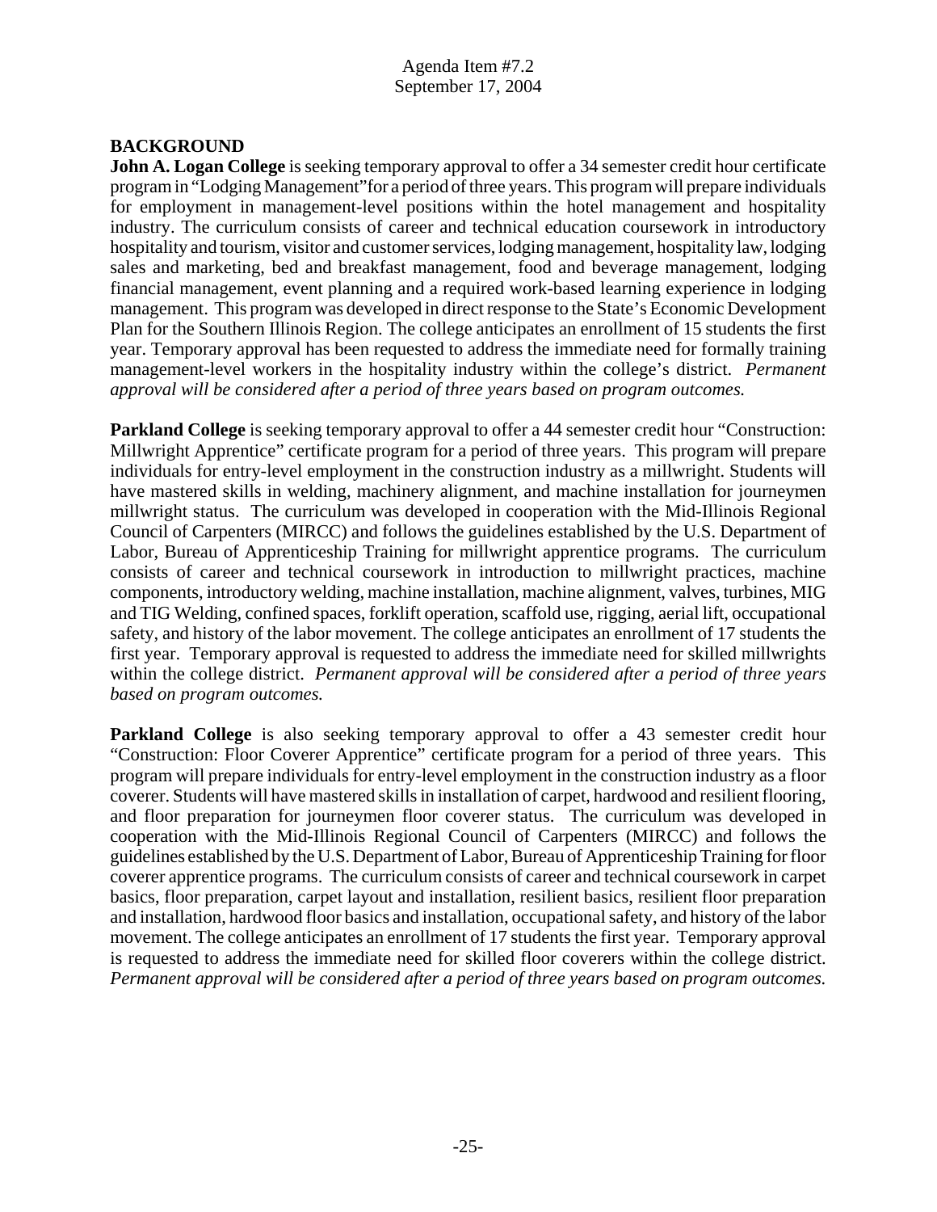Agenda Item #7.2
September 17, 2004

**BACKGROUND**

**John A. Logan College** is seeking temporary approval to offer a 34 semester credit hour certificate program in "Lodging Management" for a period of three years. This program will prepare individuals for employment in management-level positions within the hotel management and hospitality industry. The curriculum consists of career and technical education coursework in introductory hospitality and tourism, visitor and customer services, lodging management, hospitality law, lodging sales and marketing, bed and breakfast management, food and beverage management, lodging financial management, event planning and a required work-based learning experience in lodging management. This program was developed in direct response to the State's Economic Development Plan for the Southern Illinois Region. The college anticipates an enrollment of 15 students the first year. Temporary approval has been requested to address the immediate need for formally training management-level workers in the hospitality industry within the college's district. *Permanent approval will be considered after a period of three years based on program outcomes.*

**Parkland College** is seeking temporary approval to offer a 44 semester credit hour "Construction: Millwright Apprentice" certificate program for a period of three years. This program will prepare individuals for entry-level employment in the construction industry as a millwright. Students will have mastered skills in welding, machinery alignment, and machine installation for journeymen millwright status. The curriculum was developed in cooperation with the Mid-Illinois Regional Council of Carpenters (MIRCC) and follows the guidelines established by the U.S. Department of Labor, Bureau of Apprenticeship Training for millwright apprentice programs. The curriculum consists of career and technical coursework in introduction to millwright practices, machine components, introductory welding, machine installation, machine alignment, valves, turbines, MIG and TIG Welding, confined spaces, forklift operation, scaffold use, rigging, aerial lift, occupational safety, and history of the labor movement. The college anticipates an enrollment of 17 students the first year. Temporary approval is requested to address the immediate need for skilled millwrights within the college district. *Permanent approval will be considered after a period of three years based on program outcomes.*

**Parkland College** is also seeking temporary approval to offer a 43 semester credit hour "Construction: Floor Coverer Apprentice" certificate program for a period of three years. This program will prepare individuals for entry-level employment in the construction industry as a floor coverer. Students will have mastered skills in installation of carpet, hardwood and resilient flooring, and floor preparation for journeymen floor coverer status. The curriculum was developed in cooperation with the Mid-Illinois Regional Council of Carpenters (MIRCC) and follows the guidelines established by the U.S. Department of Labor, Bureau of Apprenticeship Training for floor coverer apprentice programs. The curriculum consists of career and technical coursework in carpet basics, floor preparation, carpet layout and installation, resilient basics, resilient floor preparation and installation, hardwood floor basics and installation, occupational safety, and history of the labor movement. The college anticipates an enrollment of 17 students the first year. Temporary approval is requested to address the immediate need for skilled floor coverers within the college district. *Permanent approval will be considered after a period of three years based on program outcomes.*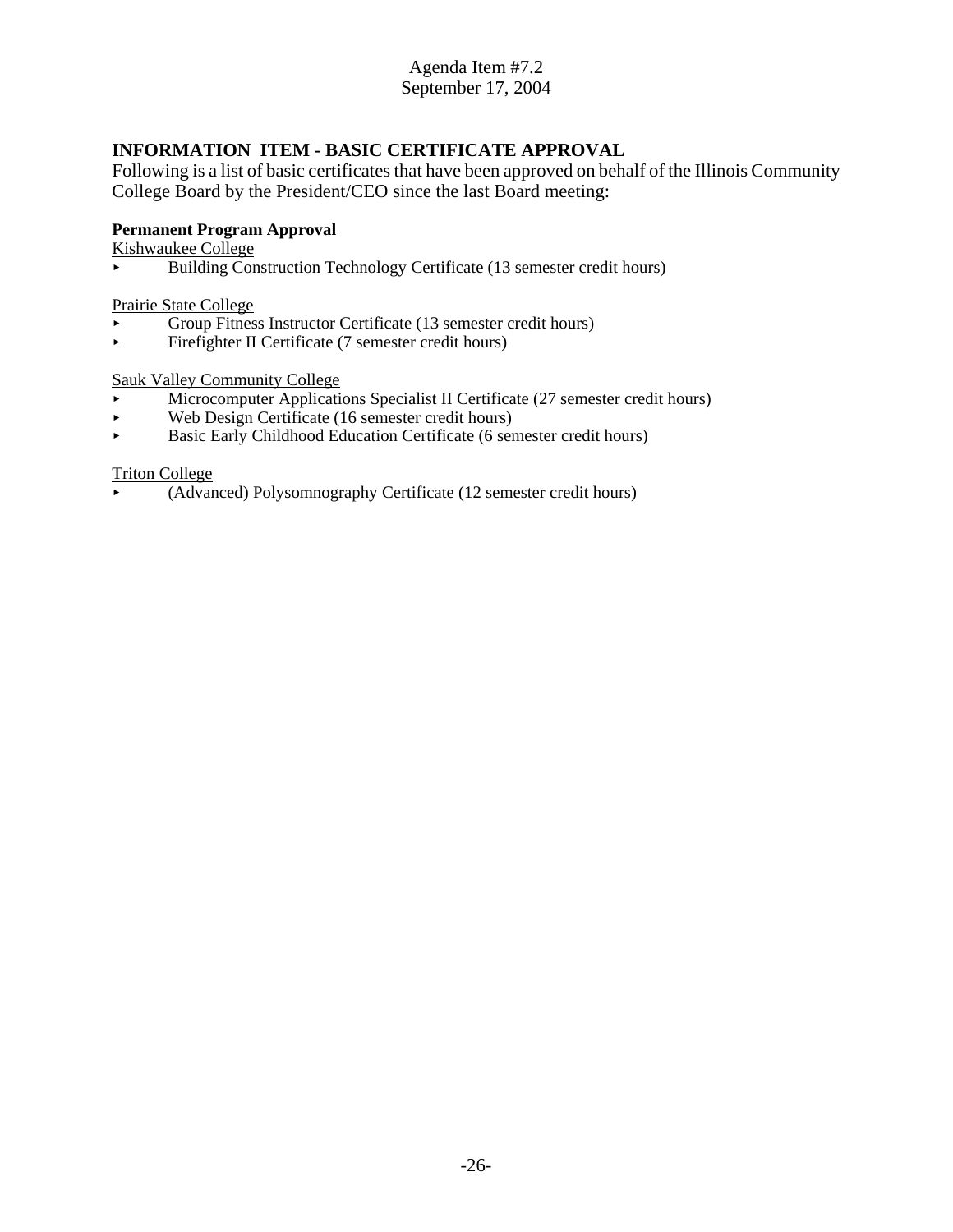Agenda Item #7.2
September 17, 2004

## INFORMATION ITEM - BASIC CERTIFICATE APPROVAL

Following is a list of basic certificates that have been approved on behalf of the Illinois Community College Board by the President/CEO since the last Board meeting:

**Permanent Program Approval**

Kishwaukee College

- Building Construction Technology Certificate (13 semester credit hours)

Prairie State College

- Group Fitness Instructor Certificate (13 semester credit hours)
- Firefighter II Certificate (7 semester credit hours)

Sauk Valley Community College

- Microcomputer Applications Specialist II Certificate (27 semester credit hours)
- Web Design Certificate (16 semester credit hours)
- Basic Early Childhood Education Certificate (6 semester credit hours)

Triton College

- (Advanced) Polysomnography Certificate (12 semester credit hours)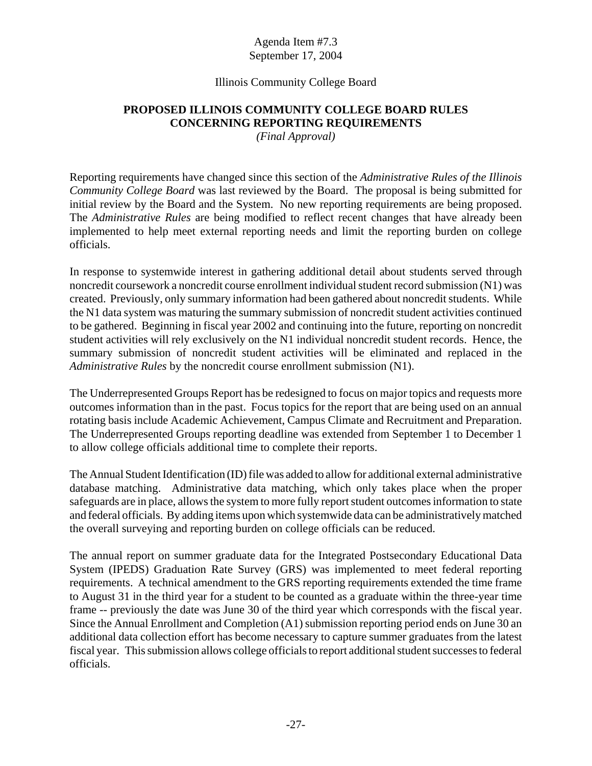Agenda Item #7.3
September 17, 2004

Illinois Community College Board

# PROPOSED ILLINOIS COMMUNITY COLLEGE BOARD RULES CONCERNING REPORTING REQUIREMENTS

*(Final Approval)*

Reporting requirements have changed since this section of the *Administrative Rules of the Illinois Community College Board* was last reviewed by the Board. The proposal is being submitted for initial review by the Board and the System. No new reporting requirements are being proposed. The *Administrative Rules* are being modified to reflect recent changes that have already been implemented to help meet external reporting needs and limit the reporting burden on college officials.

In response to systemwide interest in gathering additional detail about students served through noncredit coursework a noncredit course enrollment individual student record submission (N1) was created. Previously, only summary information had been gathered about noncredit students. While the N1 data system was maturing the summary submission of noncredit student activities continued to be gathered. Beginning in fiscal year 2002 and continuing into the future, reporting on noncredit student activities will rely exclusively on the N1 individual noncredit student records. Hence, the summary submission of noncredit student activities will be eliminated and replaced in the *Administrative Rules* by the noncredit course enrollment submission (N1).

The Underrepresented Groups Report has be redesigned to focus on major topics and requests more outcomes information than in the past. Focus topics for the report that are being used on an annual rotating basis include Academic Achievement, Campus Climate and Recruitment and Preparation. The Underrepresented Groups reporting deadline was extended from September 1 to December 1 to allow college officials additional time to complete their reports.

The Annual Student Identification (ID) file was added to allow for additional external administrative database matching. Administrative data matching, which only takes place when the proper safeguards are in place, allows the system to more fully report student outcomes information to state and federal officials. By adding items upon which systemwide data can be administratively matched the overall surveying and reporting burden on college officials can be reduced.

The annual report on summer graduate data for the Integrated Postsecondary Educational Data System (IPEDS) Graduation Rate Survey (GRS) was implemented to meet federal reporting requirements. A technical amendment to the GRS reporting requirements extended the time frame to August 31 in the third year for a student to be counted as a graduate within the three-year time frame -- previously the date was June 30 of the third year which corresponds with the fiscal year. Since the Annual Enrollment and Completion (A1) submission reporting period ends on June 30 an additional data collection effort has become necessary to capture summer graduates from the latest fiscal year. This submission allows college officials to report additional student successes to federal officials.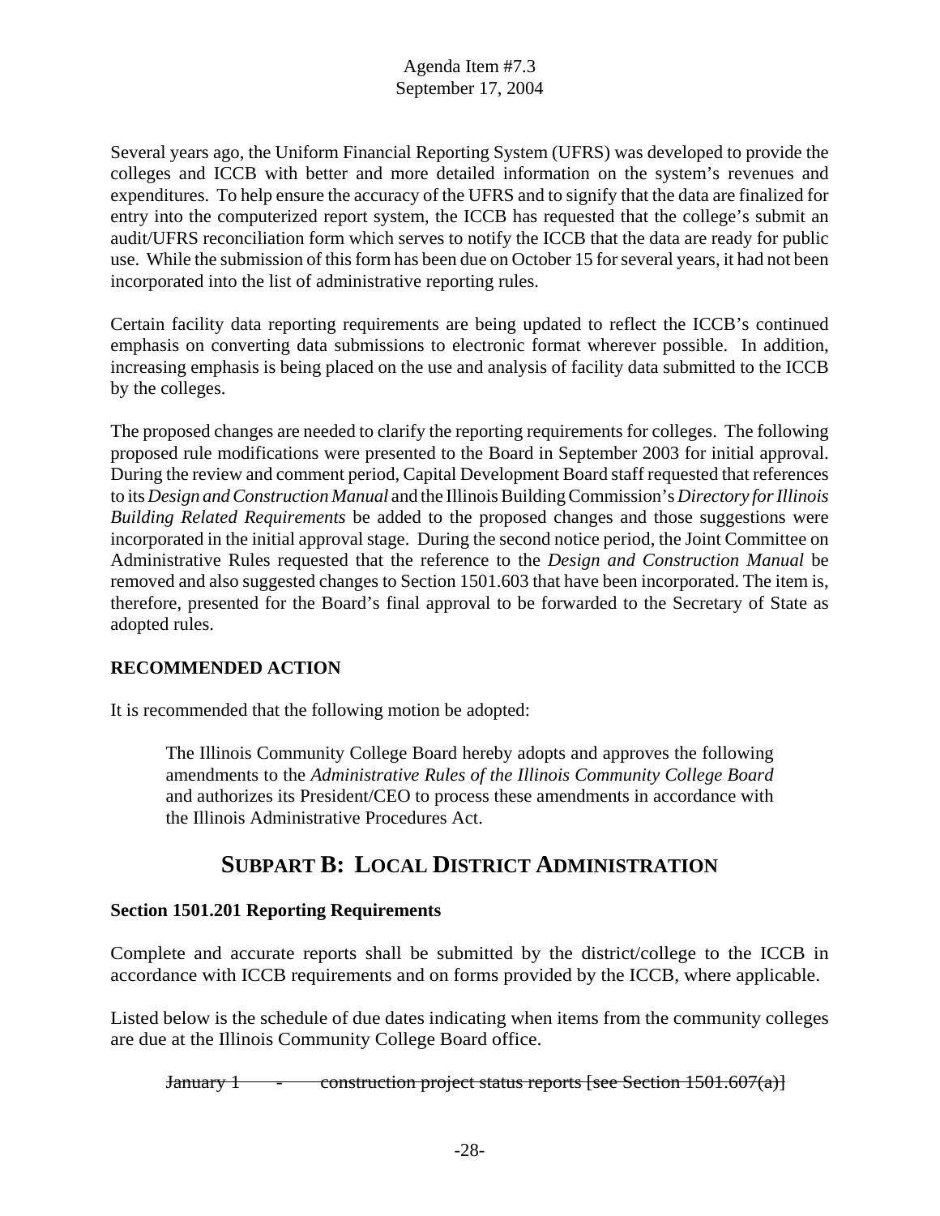Agenda Item #7.3
September 17, 2004

Several years ago, the Uniform Financial Reporting System (UFRS) was developed to provide the colleges and ICCB with better and more detailed information on the system's revenues and expenditures. To help ensure the accuracy of the UFRS and to signify that the data are finalized for entry into the computerized report system, the ICCB has requested that the college's submit an audit/UFRS reconciliation form which serves to notify the ICCB that the data are ready for public use. While the submission of this form has been due on October 15 for several years, it had not been incorporated into the list of administrative reporting rules.

Certain facility data reporting requirements are being updated to reflect the ICCB's continued emphasis on converting data submissions to electronic format wherever possible. In addition, increasing emphasis is being placed on the use and analysis of facility data submitted to the ICCB by the colleges.

The proposed changes are needed to clarify the reporting requirements for colleges. The following proposed rule modifications were presented to the Board in September 2003 for initial approval. During the review and comment period, Capital Development Board staff requested that references to its *Design and Construction Manual* and the Illinois Building Commission's *Directory for Illinois Building Related Requirements* be added to the proposed changes and those suggestions were incorporated in the initial approval stage. During the second notice period, the Joint Committee on Administrative Rules requested that the reference to the *Design and Construction Manual* be removed and also suggested changes to Section 1501.603 that have been incorporated. The item is, therefore, presented for the Board's final approval to be forwarded to the Secretary of State as adopted rules.

**RECOMMENDED ACTION**

It is recommended that the following motion be adopted:

> The Illinois Community College Board hereby adopts and approves the following amendments to the *Administrative Rules of the Illinois Community College Board* and authorizes its President/CEO to process these amendments in accordance with the Illinois Administrative Procedures Act.

## SUBPART B: LOCAL DISTRICT ADMINISTRATION

**Section 1501.201 Reporting Requirements**

Complete and accurate reports shall be submitted by the district/college to the ICCB in accordance with ICCB requirements and on forms provided by the ICCB, where applicable.

Listed below is the schedule of due dates indicating when items from the community colleges are due at the Illinois Community College Board office.

~~January 1 - construction project status reports [see Section 1501.607(a)]~~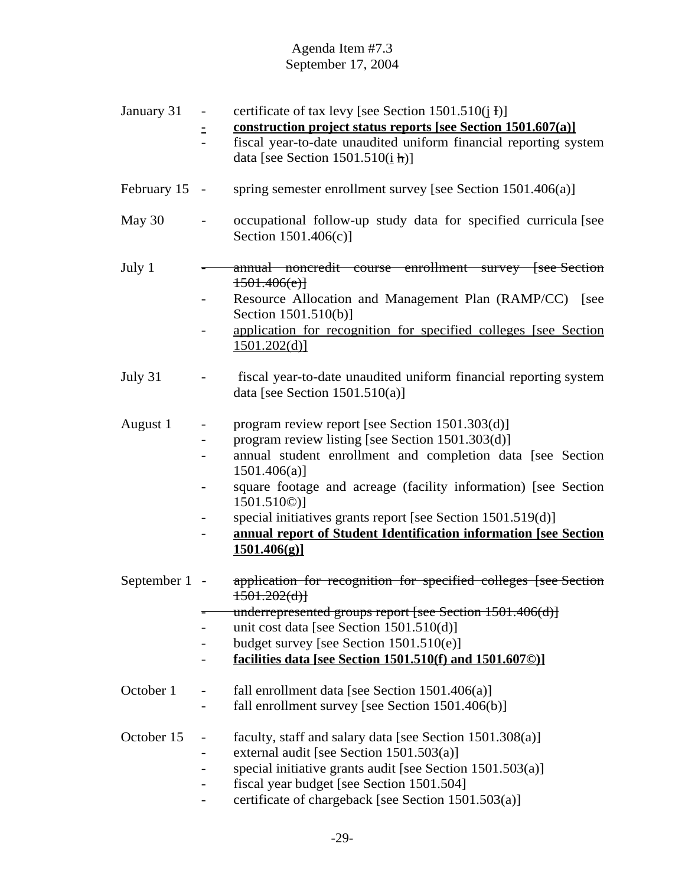| Date | Item |
|---|---|
| January 31 | - certificate of tax levy [see Section 1501.510(<u>j</u> ~~l~~)] |
| | **<u>- construction project status reports [see Section 1501.607(a)]</u>** |
| | - fiscal year-to-date unaudited uniform financial reporting system data [see Section 1501.510(<u>i</u> ~~h~~)] |
| February 15 | - spring semester enrollment survey [see Section 1501.406(a)] |
| May 30 | - occupational follow-up study data for specified curricula [see Section 1501.406(c)] |
| July 1 | ~~- annual noncredit course enrollment survey [see Section 1501.406(e)]~~ |
| | - Resource Allocation and Management Plan (RAMP/CC) [see Section 1501.510(b)] |
| | - <u>application for recognition for specified colleges [see Section 1501.202(d)]</u> |
| July 31 | - fiscal year-to-date unaudited uniform financial reporting system data [see Section 1501.510(a)] |
| August 1 | - program review report [see Section 1501.303(d)] |
| | - program review listing [see Section 1501.303(d)] |
| | - annual student enrollment and completion data [see Section 1501.406(a)] |
| | - square footage and acreage (facility information) [see Section 1501.510©)] |
| | - special initiatives grants report [see Section 1501.519(d)] |
| | - **<u>annual report of Student Identification information [see Section 1501.406(g)]</u>** |
| September 1 | - ~~application for recognition for specified colleges [see Section 1501.202(d)]~~ |
| | ~~- underrepresented groups report [see Section 1501.406(d)]~~ |
| | - unit cost data [see Section 1501.510(d)] |
| | - budget survey [see Section 1501.510(e)] |
| | - **<u>facilities data [see Section 1501.510(f) and 1501.607©)]</u>** |
| October 1 | - fall enrollment data [see Section 1501.406(a)] |
| | - fall enrollment survey [see Section 1501.406(b)] |
| October 15 | - faculty, staff and salary data [see Section 1501.308(a)] |
| | - external audit [see Section 1501.503(a)] |
| | - special initiative grants audit [see Section 1501.503(a)] |
| | - fiscal year budget [see Section 1501.504] |
| | - certificate of chargeback [see Section 1501.503(a)] |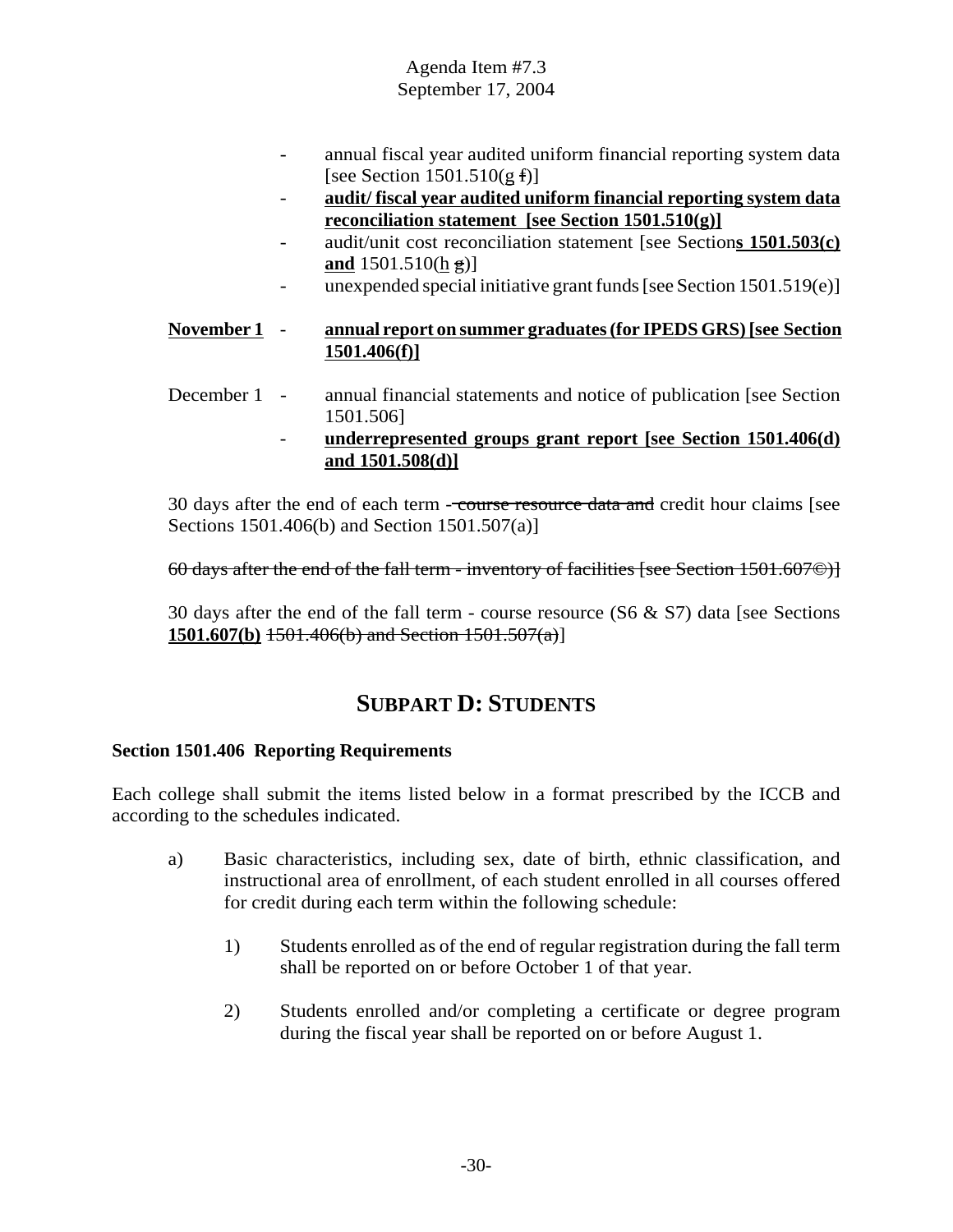- annual fiscal year audited uniform financial reporting system data [see Section 1501.510(g ~~f~~)]
- **<u>audit/ fiscal year audited uniform financial reporting system data reconciliation statement [see Section 1501.510(g)]</u>**
- audit/unit cost reconciliation statement [see Section**<u>s 1501.503(c) and</u>** 1501.510(<u>h</u> ~~g~~)]
- unexpended special initiative grant funds [see Section 1501.519(e)]

**<u>November 1</u>** - **<u>annual report on summer graduates (for IPEDS GRS) [see Section 1501.406(f)]</u>**

December 1 - annual financial statements and notice of publication [see Section 1501.506]

- **<u>underrepresented groups grant report [see Section 1501.406(d) and 1501.508(d)]</u>**

30 days after the end of each term - ~~course resource data and~~ credit hour claims [see Sections 1501.406(b) and Section 1501.507(a)]

~~60 days after the end of the fall term - inventory of facilities [see Section 1501.607©)]~~

30 days after the end of the fall term - course resource (S6 & S7) data [see Sections **<u>1501.607(b)</u>** ~~1501.406(b) and Section 1501.507(a)~~]

## SUBPART D: STUDENTS

**Section 1501.406 Reporting Requirements**

Each college shall submit the items listed below in a format prescribed by the ICCB and according to the schedules indicated.

a) Basic characteristics, including sex, date of birth, ethnic classification, and instructional area of enrollment, of each student enrolled in all courses offered for credit during each term within the following schedule:

1) Students enrolled as of the end of regular registration during the fall term shall be reported on or before October 1 of that year.

2) Students enrolled and/or completing a certificate or degree program during the fiscal year shall be reported on or before August 1.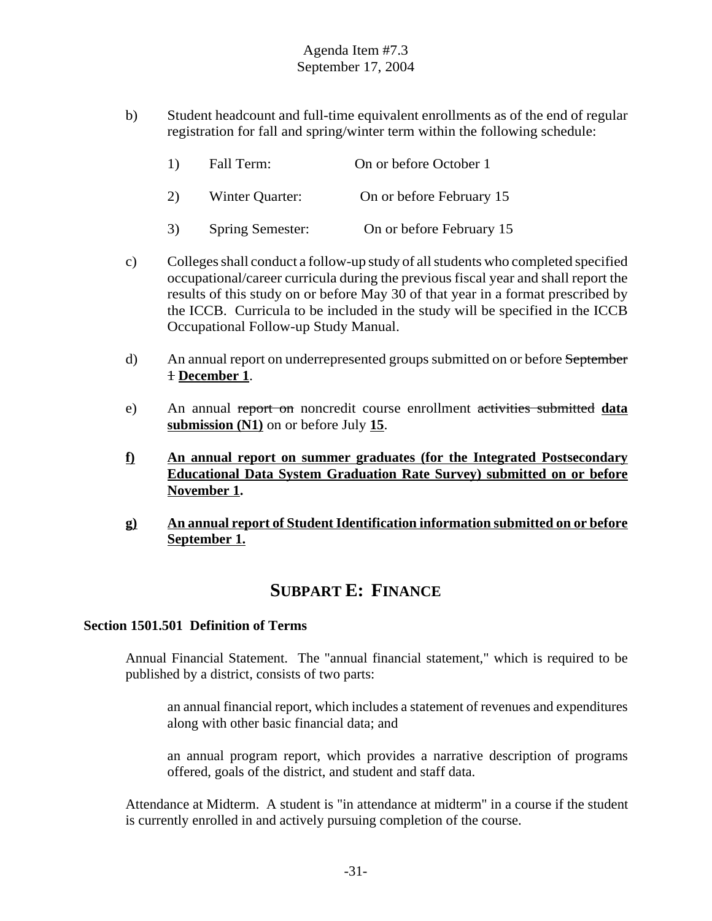Agenda Item #7.3
September 17, 2004

b) Student headcount and full-time equivalent enrollments as of the end of regular registration for fall and spring/winter term within the following schedule:

   1) Fall Term: On or before October 1

   2) Winter Quarter: On or before February 15

   3) Spring Semester: On or before February 15

c) Colleges shall conduct a follow-up study of all students who completed specified occupational/career curricula during the previous fiscal year and shall report the results of this study on or before May 30 of that year in a format prescribed by the ICCB. Curricula to be included in the study will be specified in the ICCB Occupational Follow-up Study Manual.

d) An annual report on underrepresented groups submitted on or before ~~September 1~~ **<u>December 1</u>**.

e) An annual ~~report on~~ noncredit course enrollment ~~activities submitted~~ **<u>data submission (N1)</u>** on or before July **<u>15</u>**.

**<u>f)</u>** **<u>An annual report on summer graduates (for the Integrated Postsecondary Educational Data System Graduation Rate Survey) submitted on or before November 1</u>.**

**<u>g)</u>** **<u>An annual report of Student Identification information submitted on or before September 1.</u>**

## SUBPART E: FINANCE

**Section 1501.501 Definition of Terms**

Annual Financial Statement. The "annual financial statement," which is required to be published by a district, consists of two parts:

an annual financial report, which includes a statement of revenues and expenditures along with other basic financial data; and

an annual program report, which provides a narrative description of programs offered, goals of the district, and student and staff data.

Attendance at Midterm. A student is "in attendance at midterm" in a course if the student is currently enrolled in and actively pursuing completion of the course.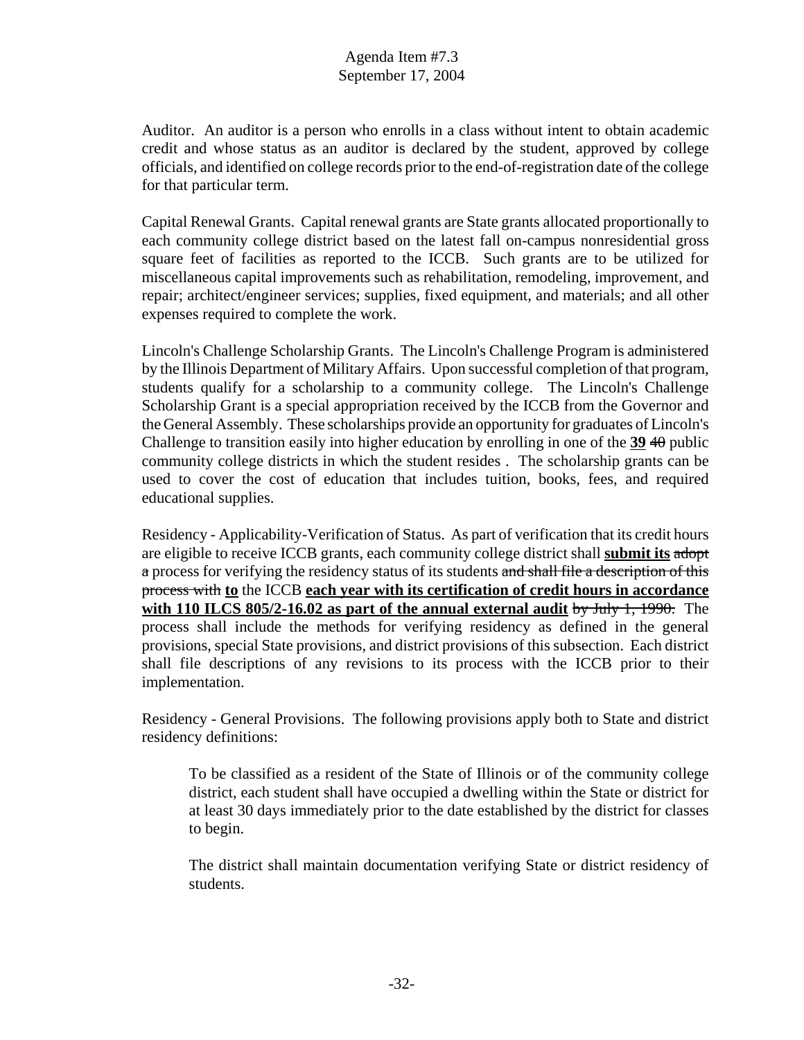Auditor. An auditor is a person who enrolls in a class without intent to obtain academic credit and whose status as an auditor is declared by the student, approved by college officials, and identified on college records prior to the end-of-registration date of the college for that particular term.

Capital Renewal Grants. Capital renewal grants are State grants allocated proportionally to each community college district based on the latest fall on-campus nonresidential gross square feet of facilities as reported to the ICCB. Such grants are to be utilized for miscellaneous capital improvements such as rehabilitation, remodeling, improvement, and repair; architect/engineer services; supplies, fixed equipment, and materials; and all other expenses required to complete the work.

Lincoln's Challenge Scholarship Grants. The Lincoln's Challenge Program is administered by the Illinois Department of Military Affairs. Upon successful completion of that program, students qualify for a scholarship to a community college. The Lincoln's Challenge Scholarship Grant is a special appropriation received by the ICCB from the Governor and the General Assembly. These scholarships provide an opportunity for graduates of Lincoln's Challenge to transition easily into higher education by enrolling in one of the <u>**39**</u> ~~40~~ public community college districts in which the student resides . The scholarship grants can be used to cover the cost of education that includes tuition, books, fees, and required educational supplies.

Residency - Applicability-Verification of Status. As part of verification that its credit hours are eligible to receive ICCB grants, each community college district shall <u>**submit its**</u> ~~adopt a~~ process for verifying the residency status of its students ~~and shall file a description of this process with~~ <u>**to**</u> the ICCB <u>**each year with its certification of credit hours in accordance with 110 ILCS 805/2-16.02 as part of the annual external audit**</u> ~~by July 1, 1990.~~ The process shall include the methods for verifying residency as defined in the general provisions, special State provisions, and district provisions of this subsection. Each district shall file descriptions of any revisions to its process with the ICCB prior to their implementation.

Residency - General Provisions. The following provisions apply both to State and district residency definitions:

> To be classified as a resident of the State of Illinois or of the community college district, each student shall have occupied a dwelling within the State or district for at least 30 days immediately prior to the date established by the district for classes to begin.
>
> The district shall maintain documentation verifying State or district residency of students.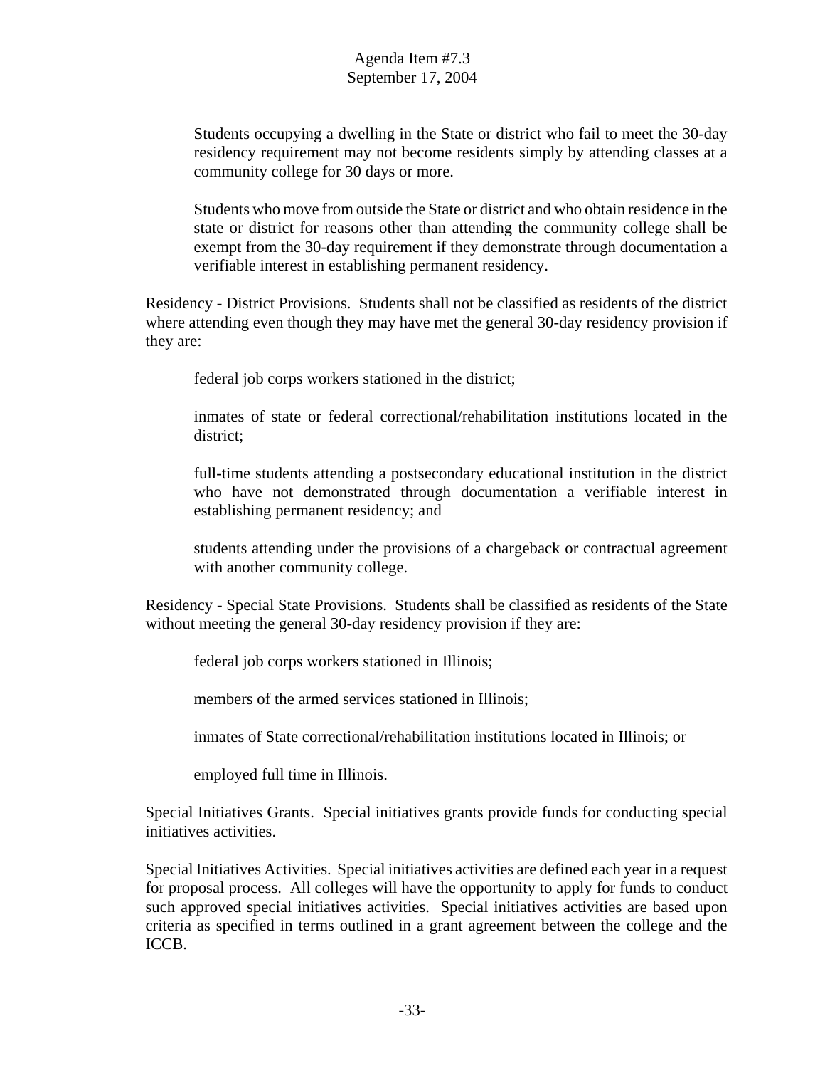Students occupying a dwelling in the State or district who fail to meet the 30-day residency requirement may not become residents simply by attending classes at a community college for 30 days or more.

Students who move from outside the State or district and who obtain residence in the state or district for reasons other than attending the community college shall be exempt from the 30-day requirement if they demonstrate through documentation a verifiable interest in establishing permanent residency.

Residency - District Provisions. Students shall not be classified as residents of the district where attending even though they may have met the general 30-day residency provision if they are:

federal job corps workers stationed in the district;

inmates of state or federal correctional/rehabilitation institutions located in the district;

full-time students attending a postsecondary educational institution in the district who have not demonstrated through documentation a verifiable interest in establishing permanent residency; and

students attending under the provisions of a chargeback or contractual agreement with another community college.

Residency - Special State Provisions. Students shall be classified as residents of the State without meeting the general 30-day residency provision if they are:

federal job corps workers stationed in Illinois;

members of the armed services stationed in Illinois;

inmates of State correctional/rehabilitation institutions located in Illinois; or

employed full time in Illinois.

Special Initiatives Grants. Special initiatives grants provide funds for conducting special initiatives activities.

Special Initiatives Activities. Special initiatives activities are defined each year in a request for proposal process. All colleges will have the opportunity to apply for funds to conduct such approved special initiatives activities. Special initiatives activities are based upon criteria as specified in terms outlined in a grant agreement between the college and the ICCB.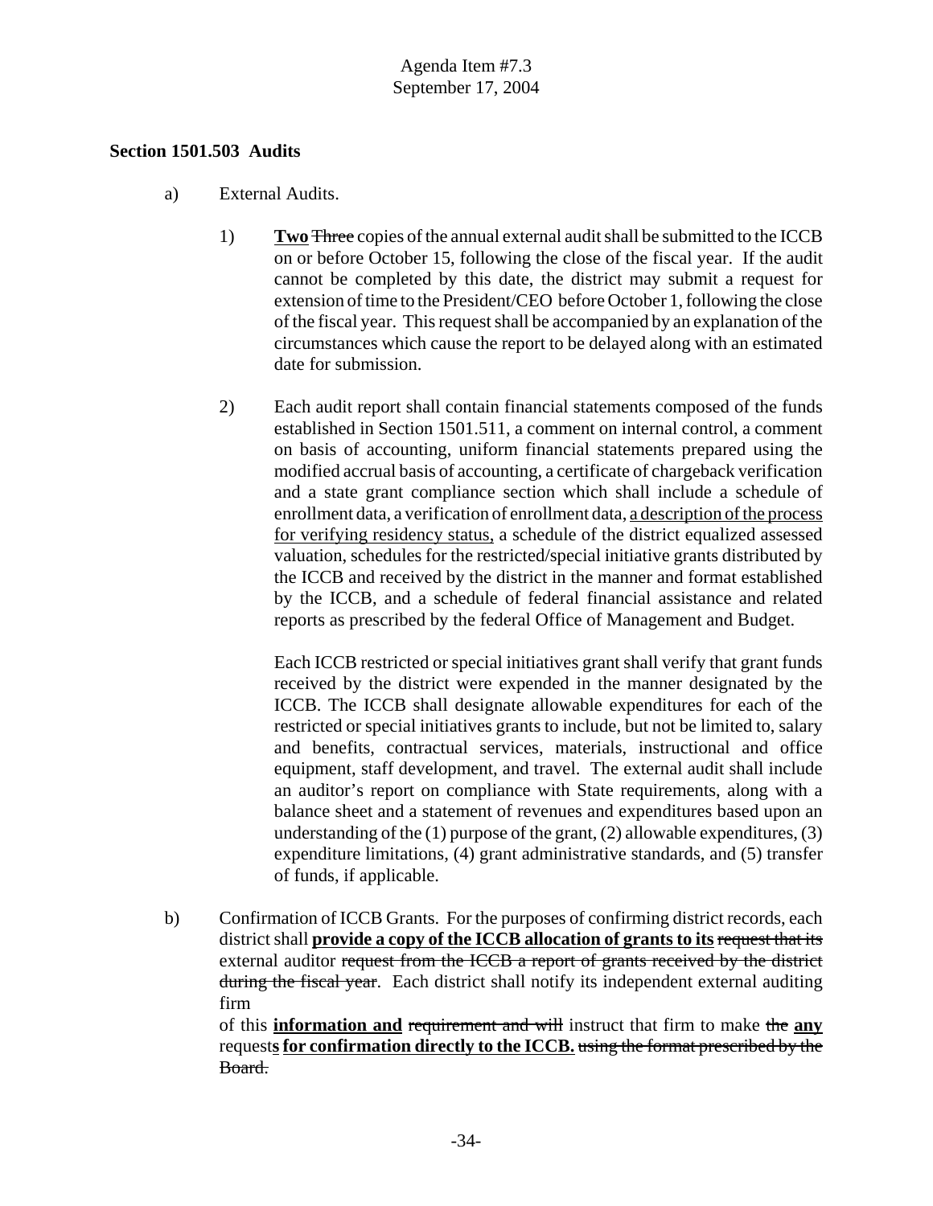Agenda Item #7.3
September 17, 2004

**Section 1501.503 Audits**

a) External Audits.

1) **<u>Two</u>** ~~Three~~ copies of the annual external audit shall be submitted to the ICCB on or before October 15, following the close of the fiscal year. If the audit cannot be completed by this date, the district may submit a request for extension of time to the President/CEO before October 1, following the close of the fiscal year. This request shall be accompanied by an explanation of the circumstances which cause the report to be delayed along with an estimated date for submission.

2) Each audit report shall contain financial statements composed of the funds established in Section 1501.511, a comment on internal control, a comment on basis of accounting, uniform financial statements prepared using the modified accrual basis of accounting, a certificate of chargeback verification and a state grant compliance section which shall include a schedule of enrollment data, a verification of enrollment data, <u>a description of the process for verifying residency status,</u> a schedule of the district equalized assessed valuation, schedules for the restricted/special initiative grants distributed by the ICCB and received by the district in the manner and format established by the ICCB, and a schedule of federal financial assistance and related reports as prescribed by the federal Office of Management and Budget.

   Each ICCB restricted or special initiatives grant shall verify that grant funds received by the district were expended in the manner designated by the ICCB. The ICCB shall designate allowable expenditures for each of the restricted or special initiatives grants to include, but not be limited to, salary and benefits, contractual services, materials, instructional and office equipment, staff development, and travel. The external audit shall include an auditor's report on compliance with State requirements, along with a balance sheet and a statement of revenues and expenditures based upon an understanding of the (1) purpose of the grant, (2) allowable expenditures, (3) expenditure limitations, (4) grant administrative standards, and (5) transfer of funds, if applicable.

b) Confirmation of ICCB Grants. For the purposes of confirming district records, each district shall **<u>provide a copy of the ICCB allocation of grants to its</u>** ~~request that its~~ external auditor ~~request from the ICCB a report of grants received by the district during the fiscal year~~. Each district shall notify its independent external auditing firm of this **<u>information and</u>** ~~requirement and will~~ instruct that firm to make ~~the~~ **<u>any</u>** request**<u>s</u>** **<u>for confirmation directly to the ICCB.</u>** ~~using the format prescribed by the Board.~~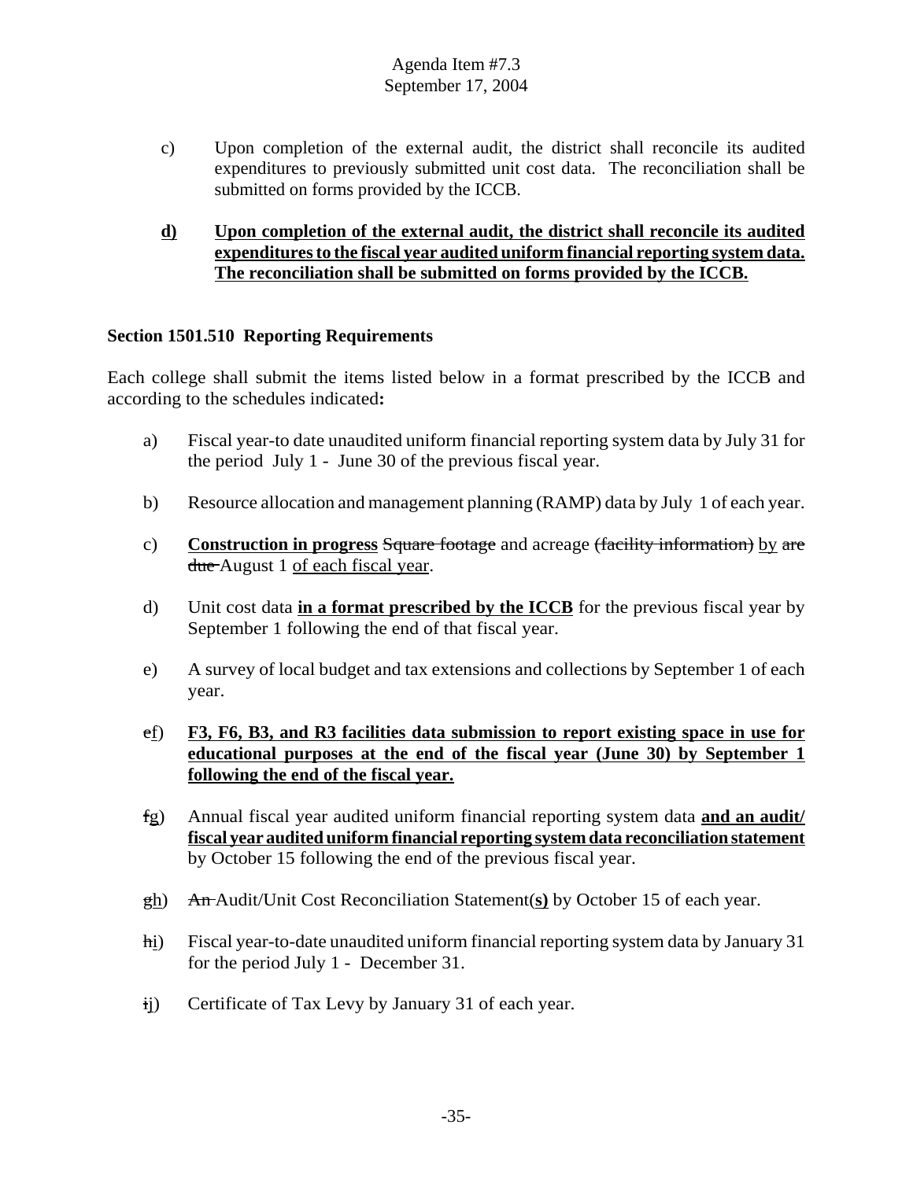c) Upon completion of the external audit, the district shall reconcile its audited expenditures to previously submitted unit cost data. The reconciliation shall be submitted on forms provided by the ICCB.

**d) Upon completion of the external audit, the district shall reconcile its audited expenditures to the fiscal year audited uniform financial reporting system data. The reconciliation shall be submitted on forms provided by the ICCB.**

**Section 1501.510 Reporting Requirements**

Each college shall submit the items listed below in a format prescribed by the ICCB and according to the schedules indicated**:**

a) Fiscal year-to date unaudited uniform financial reporting system data by July 31 for the period July 1 - June 30 of the previous fiscal year.

b) Resource allocation and management planning (RAMP) data by July 1 of each year.

c) **Construction in progress** ~~Square footage~~ and acreage ~~(facility information)~~ by ~~are due~~ August 1 of each fiscal year.

d) Unit cost data **in a format prescribed by the ICCB** for the previous fiscal year by September 1 following the end of that fiscal year.

e) A survey of local budget and tax extensions and collections by September 1 of each year.

~~e~~f) **F3, F6, B3, and R3 facilities data submission to report existing space in use for educational purposes at the end of the fiscal year (June 30) by September 1 following the end of the fiscal year.**

~~f~~g) Annual fiscal year audited uniform financial reporting system data **and an audit/ fiscal year audited uniform financial reporting system data reconciliation statement** by October 15 following the end of the previous fiscal year.

~~g~~h) ~~An~~ Audit/Unit Cost Reconciliation Statement(**s)** by October 15 of each year.

~~h~~i) Fiscal year-to-date unaudited uniform financial reporting system data by January 31 for the period July 1 - December 31.

~~i~~j) Certificate of Tax Levy by January 31 of each year.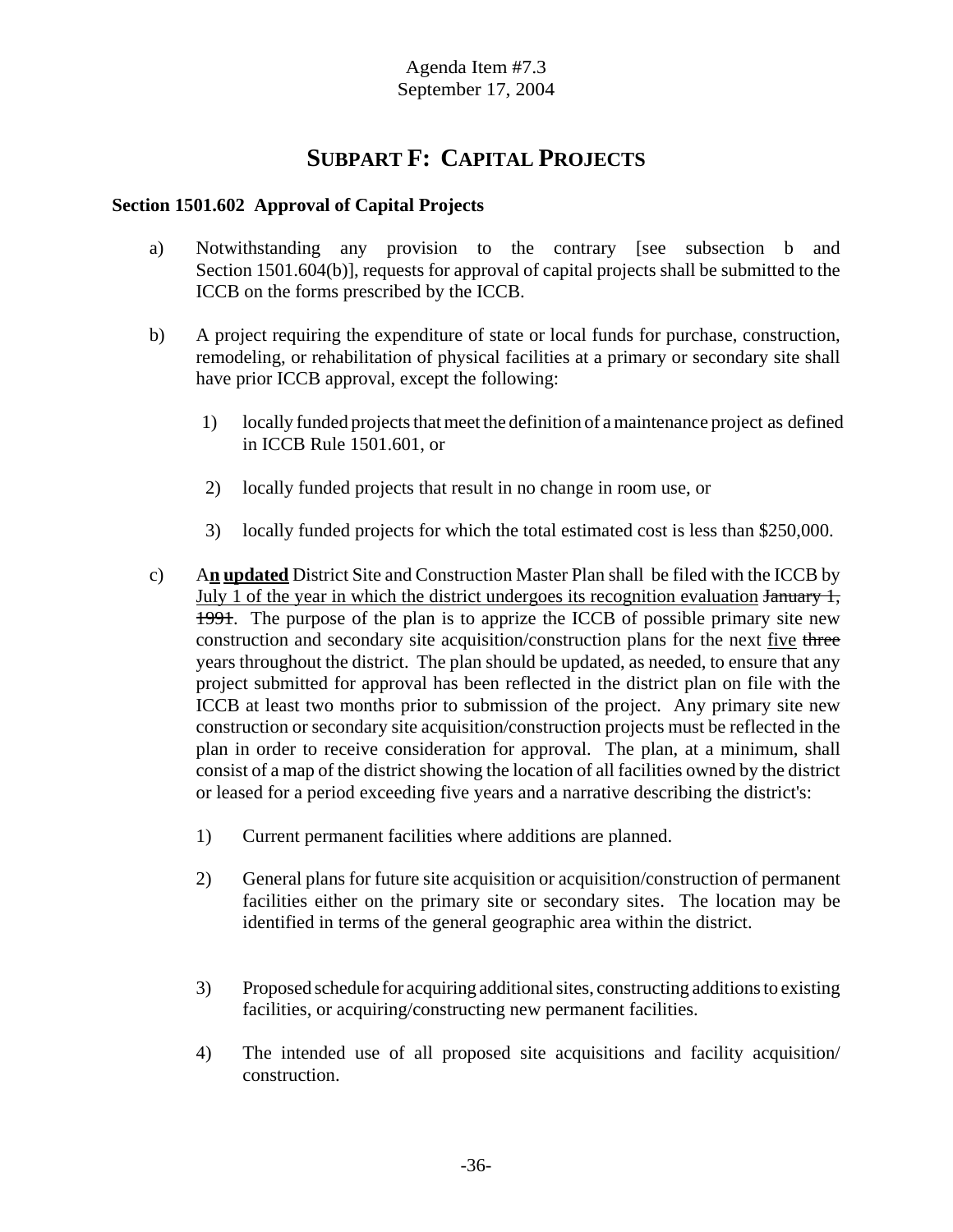Agenda Item #7.3
September 17, 2004

# SUBPART F: CAPITAL PROJECTS

**Section 1501.602 Approval of Capital Projects**

a) Notwithstanding any provision to the contrary [see subsection b and Section 1501.604(b)], requests for approval of capital projects shall be submitted to the ICCB on the forms prescribed by the ICCB.

b) A project requiring the expenditure of state or local funds for purchase, construction, remodeling, or rehabilitation of physical facilities at a primary or secondary site shall have prior ICCB approval, except the following:

1) locally funded projects that meet the definition of a maintenance project as defined in ICCB Rule 1501.601, or

2) locally funded projects that result in no change in room use, or

3) locally funded projects for which the total estimated cost is less than $250,000.

c) A<u>**n updated**</u> District Site and Construction Master Plan shall be filed with the ICCB by <u>July 1 of the year in which the district undergoes its recognition evaluation</u> ~~January 1, 1991~~. The purpose of the plan is to apprize the ICCB of possible primary site new construction and secondary site acquisition/construction plans for the next <u>five</u> ~~three~~ years throughout the district. The plan should be updated, as needed, to ensure that any project submitted for approval has been reflected in the district plan on file with the ICCB at least two months prior to submission of the project. Any primary site new construction or secondary site acquisition/construction projects must be reflected in the plan in order to receive consideration for approval. The plan, at a minimum, shall consist of a map of the district showing the location of all facilities owned by the district or leased for a period exceeding five years and a narrative describing the district's:

1) Current permanent facilities where additions are planned.

2) General plans for future site acquisition or acquisition/construction of permanent facilities either on the primary site or secondary sites. The location may be identified in terms of the general geographic area within the district.

3) Proposed schedule for acquiring additional sites, constructing additions to existing facilities, or acquiring/constructing new permanent facilities.

4) The intended use of all proposed site acquisitions and facility acquisition/ construction.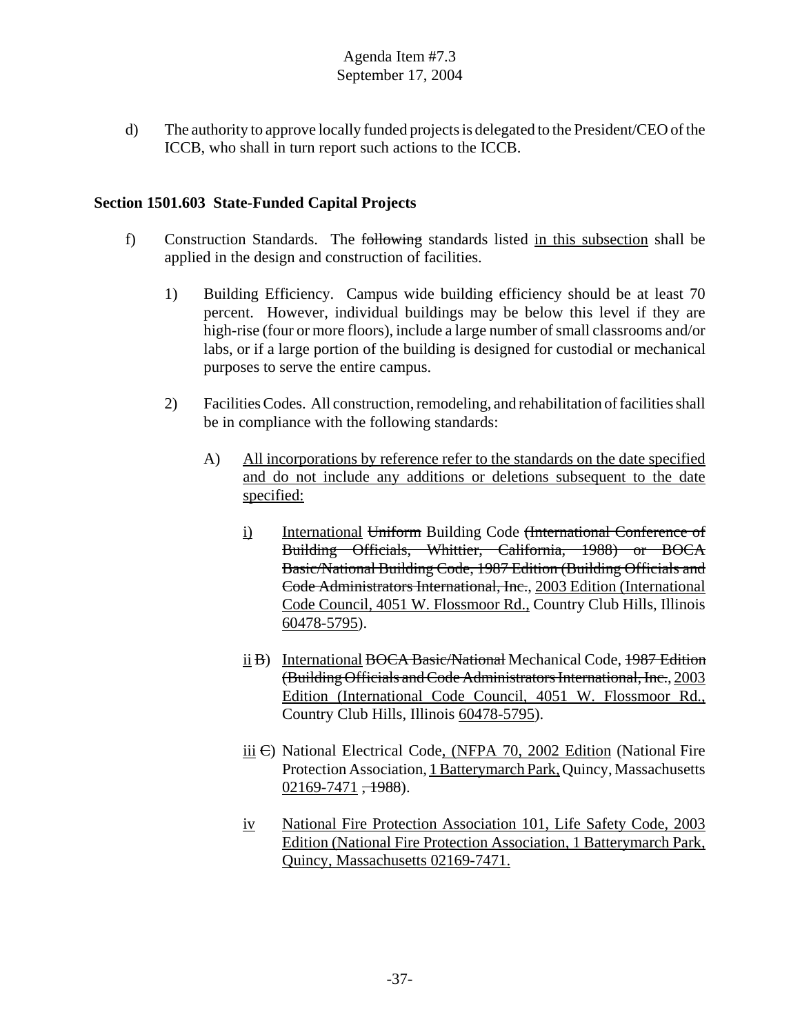Agenda Item #7.3
September 17, 2004

d) The authority to approve locally funded projects is delegated to the President/CEO of the ICCB, who shall in turn report such actions to the ICCB.

**Section 1501.603 State-Funded Capital Projects**

f) Construction Standards. The ~~following~~ standards listed <u>in this subsection</u> shall be applied in the design and construction of facilities.

1) Building Efficiency. Campus wide building efficiency should be at least 70 percent. However, individual buildings may be below this level if they are high-rise (four or more floors), include a large number of small classrooms and/or labs, or if a large portion of the building is designed for custodial or mechanical purposes to serve the entire campus.

2) Facilities Codes. All construction, remodeling, and rehabilitation of facilities shall be in compliance with the following standards:

A) <u>All incorporations by reference refer to the standards on the date specified and do not include any additions or deletions subsequent to the date specified:</u>

<u>i)</u> <u>International</u> ~~Uniform~~ Building Code ~~(International Conference of Building Officials, Whittier, California, 1988) or BOCA Basic/National Building Code, 1987 Edition (Building Officials and Code Administrators International, Inc.~~, <u>2003 Edition (International Code Council, 4051 W. Flossmoor Rd.,</u> Country Club Hills, Illinois <u>60478-5795</u>).

<u>ii</u> ~~B~~) <u>International</u> ~~BOCA Basic/National~~ Mechanical Code, ~~1987 Edition (Building Officials and Code Administrators International, Inc.~~, <u>2003 Edition (International Code Council, 4051 W. Flossmoor Rd.,</u> Country Club Hills, Illinois <u>60478-5795</u>).

<u>iii</u> ~~C~~) National Electrical Code<u>, (NFPA 70, 2002 Edition</u> (National Fire Protection Association, <u>1 Batterymarch Park,</u> Quincy, Massachusetts <u>02169-7471</u> ~~, 1988~~).

<u>iv</u> <u>National Fire Protection Association 101, Life Safety Code, 2003 Edition (National Fire Protection Association, 1 Batterymarch Park, Quincy, Massachusetts 02169-7471.</u>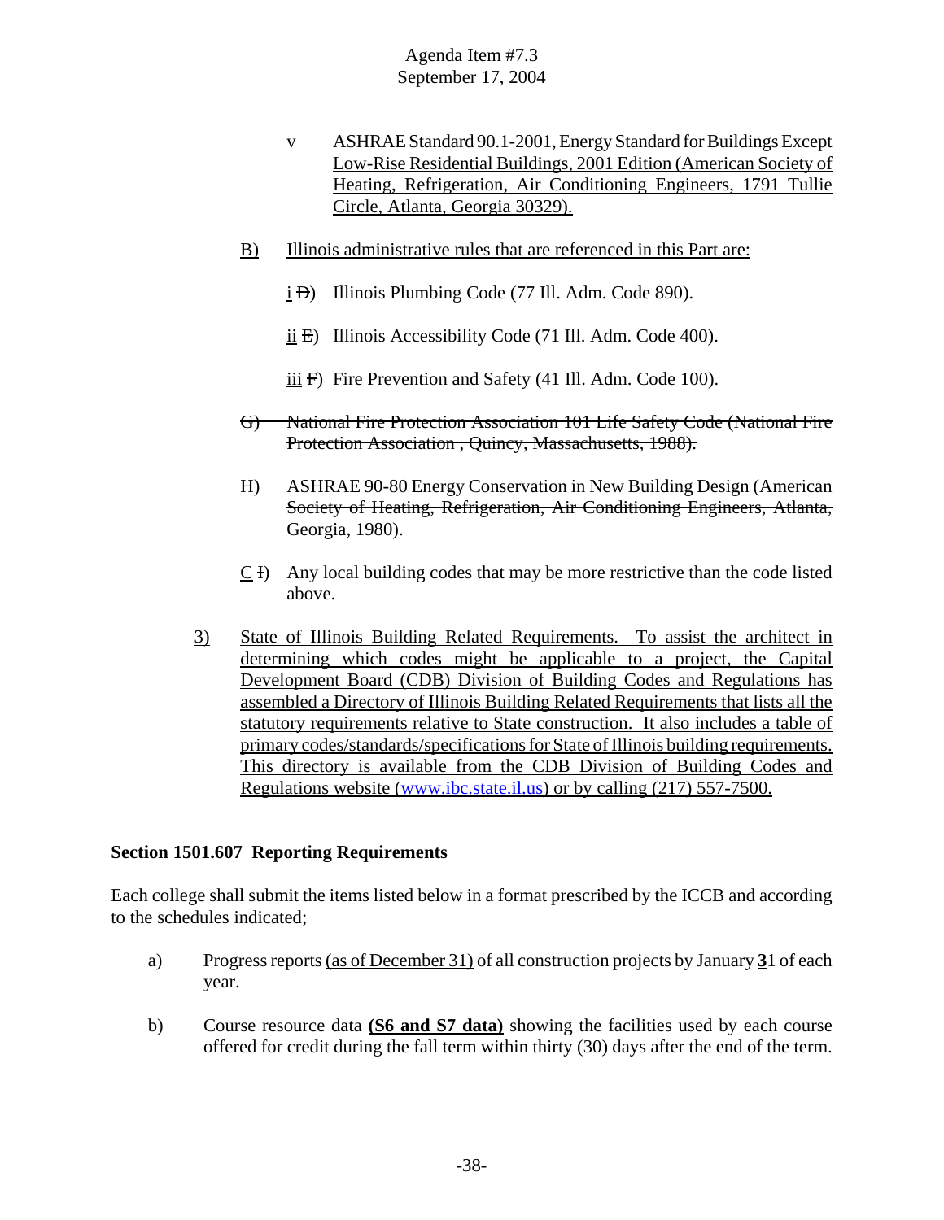Agenda Item #7.3
September 17, 2004

v ASHRAE Standard 90.1-2001, Energy Standard for Buildings Except Low-Rise Residential Buildings, 2001 Edition (American Society of Heating, Refrigeration, Air Conditioning Engineers, 1791 Tullie Circle, Atlanta, Georgia 30329).

B) Illinois administrative rules that are referenced in this Part are:

i ~~D~~) Illinois Plumbing Code (77 Ill. Adm. Code 890).

ii ~~E~~) Illinois Accessibility Code (71 Ill. Adm. Code 400).

iii ~~F~~) Fire Prevention and Safety (41 Ill. Adm. Code 100).

~~G) National Fire Protection Association 101 Life Safety Code (National Fire Protection Association , Quincy, Massachusetts, 1988).~~

~~H) ASHRAE 90-80 Energy Conservation in New Building Design (American Society of Heating, Refrigeration, Air Conditioning Engineers, Atlanta, Georgia, 1980).~~

C ~~I~~) Any local building codes that may be more restrictive than the code listed above.

3) State of Illinois Building Related Requirements. To assist the architect in determining which codes might be applicable to a project, the Capital Development Board (CDB) Division of Building Codes and Regulations has assembled a Directory of Illinois Building Related Requirements that lists all the statutory requirements relative to State construction. It also includes a table of primary codes/standards/specifications for State of Illinois building requirements. This directory is available from the CDB Division of Building Codes and Regulations website (www.ibc.state.il.us) or by calling (217) 557-7500.

**Section 1501.607 Reporting Requirements**

Each college shall submit the items listed below in a format prescribed by the ICCB and according to the schedules indicated;

a) Progress reports (as of December 31) of all construction projects by January **3**1 of each year.

b) Course resource data **(S6 and S7 data)** showing the facilities used by each course offered for credit during the fall term within thirty (30) days after the end of the term.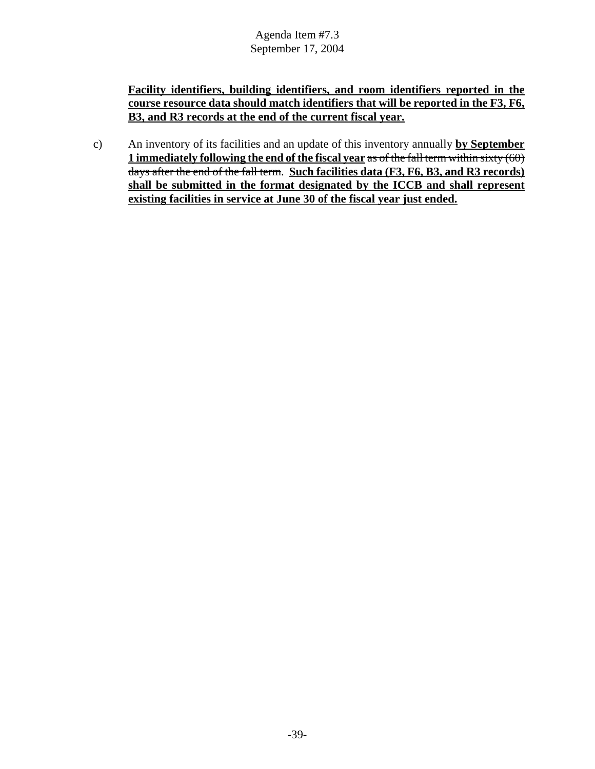**<u>Facility identifiers, building identifiers, and room identifiers reported in the course resource data should match identifiers that will be reported in the F3, F6, B3, and R3 records at the end of the current fiscal year.</u>**

c) An inventory of its facilities and an update of this inventory annually **<u>by September 1 immediately following the end of the fiscal year</u>** ~~as of the fall term within sixty (60) days after the end of the fall term~~. **<u>Such facilities data (F3, F6, B3, and R3 records) shall be submitted in the format designated by the ICCB and shall represent existing facilities in service at June 30 of the fiscal year just ended.</u>**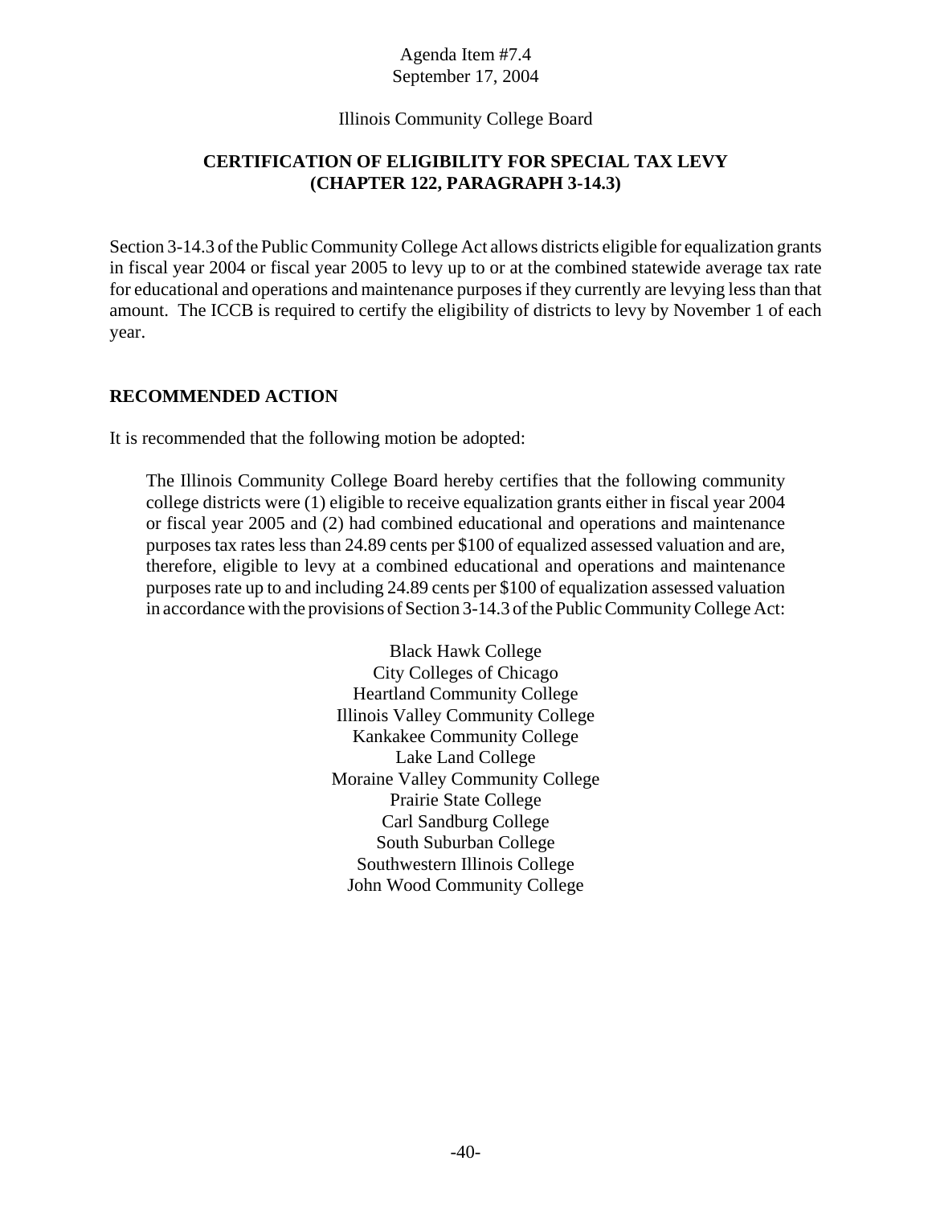Agenda Item #7.4
September 17, 2004

Illinois Community College Board

## CERTIFICATION OF ELIGIBILITY FOR SPECIAL TAX LEVY (CHAPTER 122, PARAGRAPH 3-14.3)

Section 3-14.3 of the Public Community College Act allows districts eligible for equalization grants in fiscal year 2004 or fiscal year 2005 to levy up to or at the combined statewide average tax rate for educational and operations and maintenance purposes if they currently are levying less than that amount. The ICCB is required to certify the eligibility of districts to levy by November 1 of each year.

### RECOMMENDED ACTION

It is recommended that the following motion be adopted:

> The Illinois Community College Board hereby certifies that the following community college districts were (1) eligible to receive equalization grants either in fiscal year 2004 or fiscal year 2005 and (2) had combined educational and operations and maintenance purposes tax rates less than 24.89 cents per $100 of equalized assessed valuation and are, therefore, eligible to levy at a combined educational and operations and maintenance purposes rate up to and including 24.89 cents per $100 of equalization assessed valuation in accordance with the provisions of Section 3-14.3 of the Public Community College Act:

Black Hawk College
City Colleges of Chicago
Heartland Community College
Illinois Valley Community College
Kankakee Community College
Lake Land College
Moraine Valley Community College
Prairie State College
Carl Sandburg College
South Suburban College
Southwestern Illinois College
John Wood Community College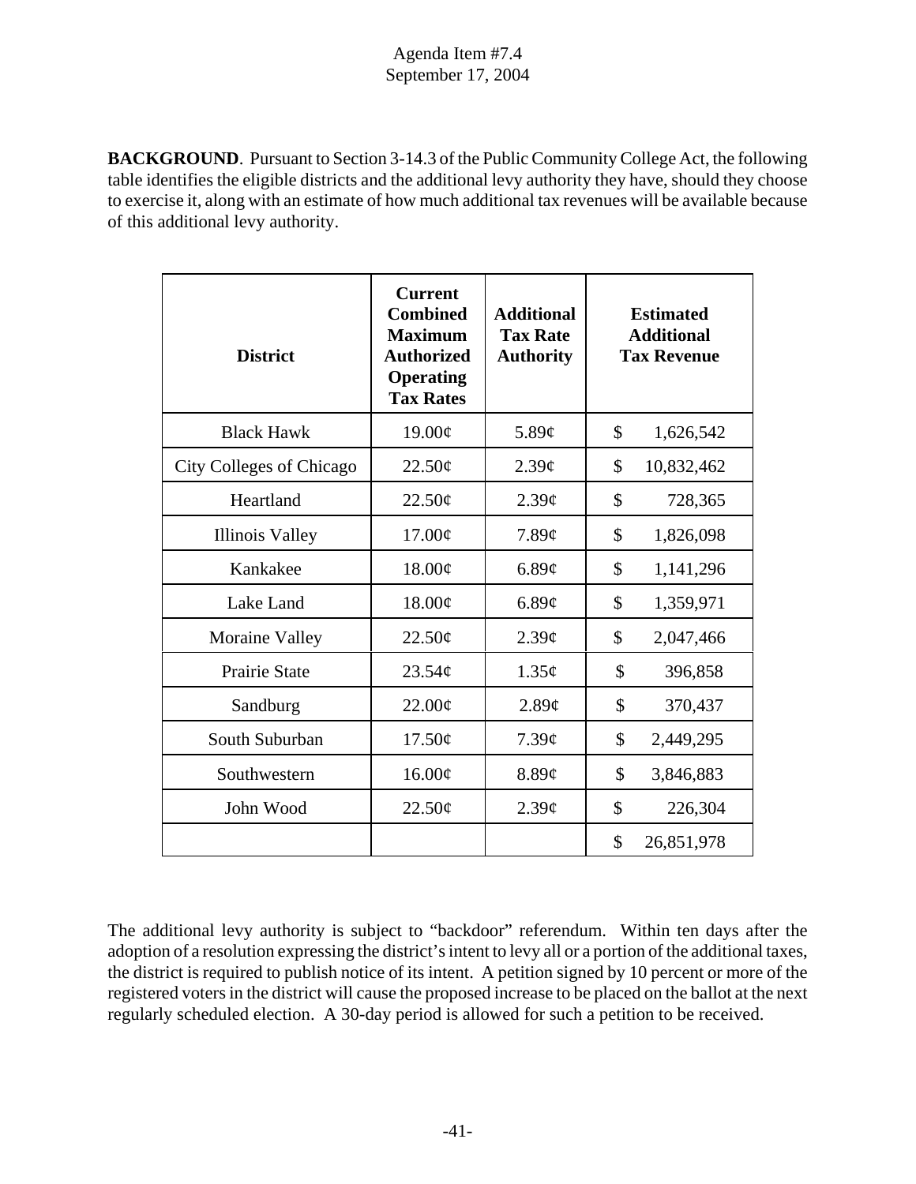Agenda Item #7.4
September 17, 2004

**BACKGROUND**. Pursuant to Section 3-14.3 of the Public Community College Act, the following table identifies the eligible districts and the additional levy authority they have, should they choose to exercise it, along with an estimate of how much additional tax revenues will be available because of this additional levy authority.

| District | Current Combined Maximum Authorized Operating Tax Rates | Additional Tax Rate Authority | Estimated Additional Tax Revenue |
|---|---|---|---|
| Black Hawk | 19.00¢ | 5.89¢ | $ 1,626,542 |
| City Colleges of Chicago | 22.50¢ | 2.39¢ | $ 10,832,462 |
| Heartland | 22.50¢ | 2.39¢ | $ 728,365 |
| Illinois Valley | 17.00¢ | 7.89¢ | $ 1,826,098 |
| Kankakee | 18.00¢ | 6.89¢ | $ 1,141,296 |
| Lake Land | 18.00¢ | 6.89¢ | $ 1,359,971 |
| Moraine Valley | 22.50¢ | 2.39¢ | $ 2,047,466 |
| Prairie State | 23.54¢ | 1.35¢ | $ 396,858 |
| Sandburg | 22.00¢ | 2.89¢ | $ 370,437 |
| South Suburban | 17.50¢ | 7.39¢ | $ 2,449,295 |
| Southwestern | 16.00¢ | 8.89¢ | $ 3,846,883 |
| John Wood | 22.50¢ | 2.39¢ | $ 226,304 |
| | | | $ 26,851,978 |

The additional levy authority is subject to "backdoor" referendum. Within ten days after the adoption of a resolution expressing the district's intent to levy all or a portion of the additional taxes, the district is required to publish notice of its intent. A petition signed by 10 percent or more of the registered voters in the district will cause the proposed increase to be placed on the ballot at the next regularly scheduled election. A 30-day period is allowed for such a petition to be received.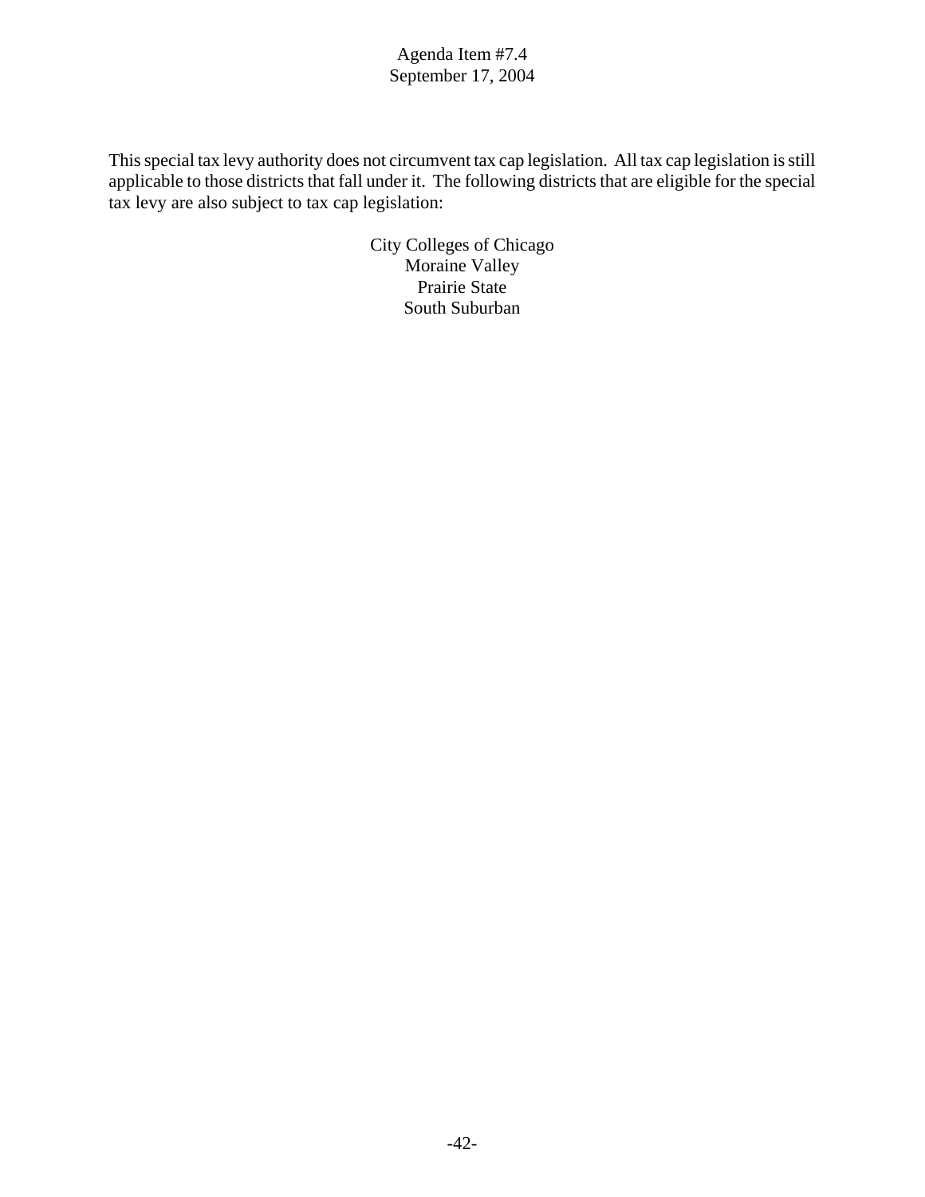This special tax levy authority does not circumvent tax cap legislation. All tax cap legislation is still applicable to those districts that fall under it. The following districts that are eligible for the special tax levy are also subject to tax cap legislation:

City Colleges of Chicago
Moraine Valley
Prairie State
South Suburban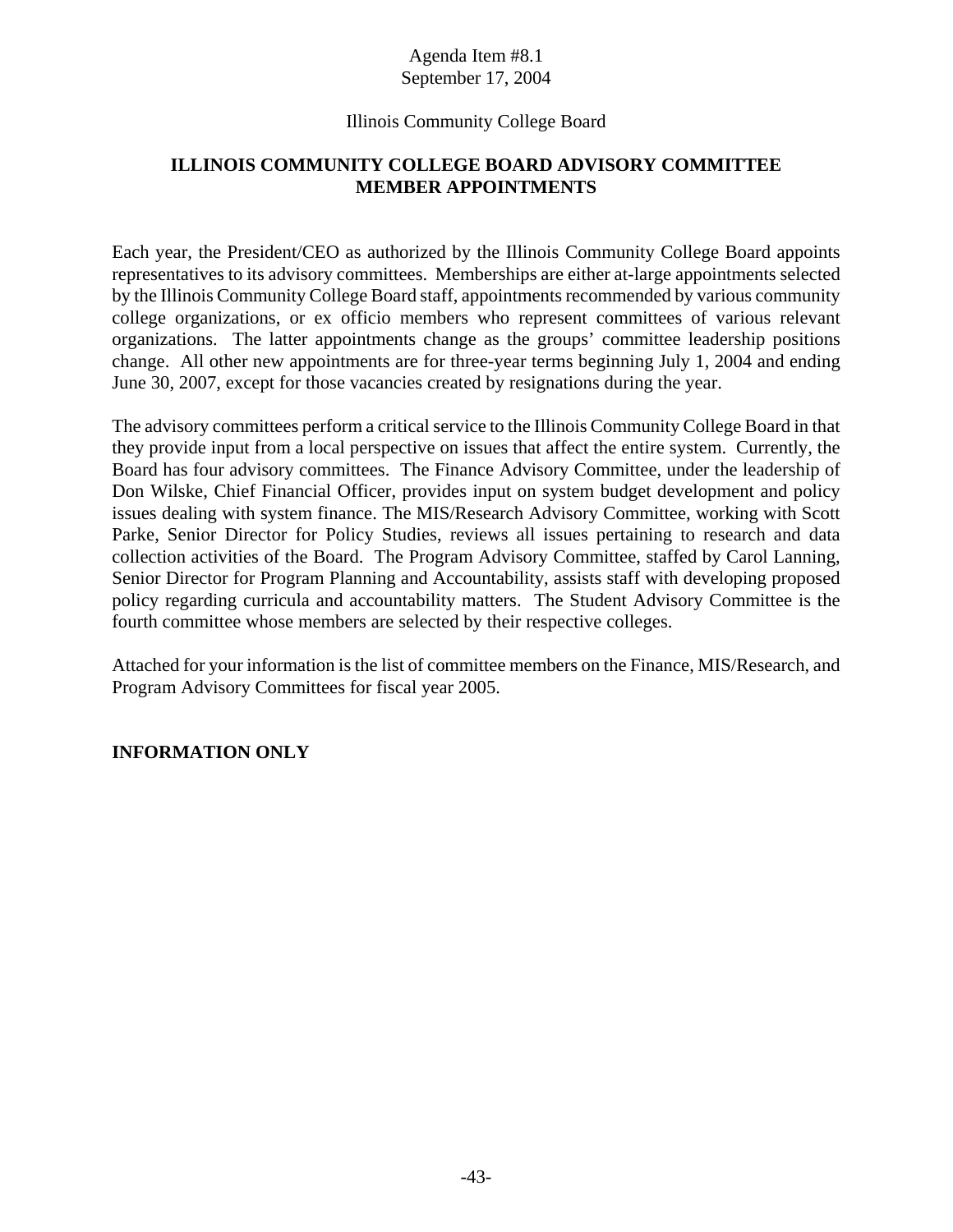Agenda Item #8.1
September 17, 2004

Illinois Community College Board

## ILLINOIS COMMUNITY COLLEGE BOARD ADVISORY COMMITTEE MEMBER APPOINTMENTS

Each year, the President/CEO as authorized by the Illinois Community College Board appoints representatives to its advisory committees. Memberships are either at-large appointments selected by the Illinois Community College Board staff, appointments recommended by various community college organizations, or ex officio members who represent committees of various relevant organizations. The latter appointments change as the groups' committee leadership positions change. All other new appointments are for three-year terms beginning July 1, 2004 and ending June 30, 2007, except for those vacancies created by resignations during the year.

The advisory committees perform a critical service to the Illinois Community College Board in that they provide input from a local perspective on issues that affect the entire system. Currently, the Board has four advisory committees. The Finance Advisory Committee, under the leadership of Don Wilske, Chief Financial Officer, provides input on system budget development and policy issues dealing with system finance. The MIS/Research Advisory Committee, working with Scott Parke, Senior Director for Policy Studies, reviews all issues pertaining to research and data collection activities of the Board. The Program Advisory Committee, staffed by Carol Lanning, Senior Director for Program Planning and Accountability, assists staff with developing proposed policy regarding curricula and accountability matters. The Student Advisory Committee is the fourth committee whose members are selected by their respective colleges.

Attached for your information is the list of committee members on the Finance, MIS/Research, and Program Advisory Committees for fiscal year 2005.

**INFORMATION ONLY**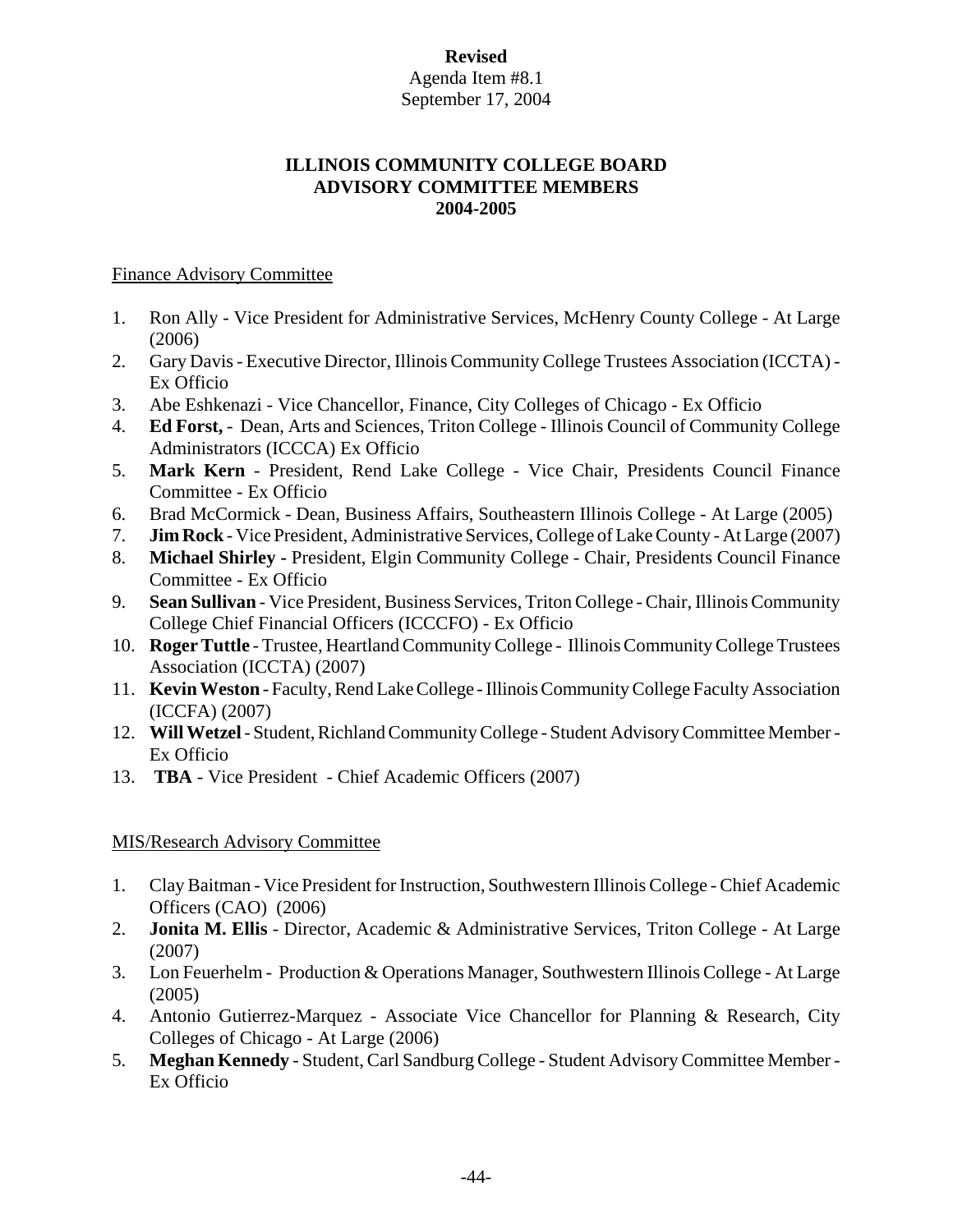**Revised**
Agenda Item #8.1
September 17, 2004

# ILLINOIS COMMUNITY COLLEGE BOARD
# ADVISORY COMMITTEE MEMBERS
# 2004-2005

Finance Advisory Committee

1. Ron Ally - Vice President for Administrative Services, McHenry County College - At Large (2006)
2. Gary Davis - Executive Director, Illinois Community College Trustees Association (ICCTA) - Ex Officio
3. Abe Eshkenazi - Vice Chancellor, Finance, City Colleges of Chicago - Ex Officio
4. **Ed Forst,** - Dean, Arts and Sciences, Triton College - Illinois Council of Community College Administrators (ICCCA) Ex Officio
5. **Mark Kern** - President, Rend Lake College - Vice Chair, Presidents Council Finance Committee - Ex Officio
6. Brad McCormick - Dean, Business Affairs, Southeastern Illinois College - At Large (2005)
7. **Jim Rock** - Vice President, Administrative Services, College of Lake County - At Large (2007)
8. **Michael Shirley -** President, Elgin Community College - Chair, Presidents Council Finance Committee - Ex Officio
9. **Sean Sullivan** - Vice President, Business Services, Triton College - Chair, Illinois Community College Chief Financial Officers (ICCCFO) - Ex Officio
10. **Roger Tuttle** - Trustee, Heartland Community College - Illinois Community College Trustees Association (ICCTA) (2007)
11. **Kevin Weston** - Faculty, Rend Lake College - Illinois Community College Faculty Association (ICCFA) (2007)
12. **Will Wetzel** - Student, Richland Community College - Student Advisory Committee Member - Ex Officio
13. **TBA** - Vice President - Chief Academic Officers (2007)

MIS/Research Advisory Committee

1. Clay Baitman - Vice President for Instruction, Southwestern Illinois College - Chief Academic Officers (CAO) (2006)
2. **Jonita M. Ellis** - Director, Academic & Administrative Services, Triton College - At Large (2007)
3. Lon Feuerhelm - Production & Operations Manager, Southwestern Illinois College - At Large (2005)
4. Antonio Gutierrez-Marquez - Associate Vice Chancellor for Planning & Research, City Colleges of Chicago - At Large (2006)
5. **Meghan Kennedy** - Student, Carl Sandburg College - Student Advisory Committee Member - Ex Officio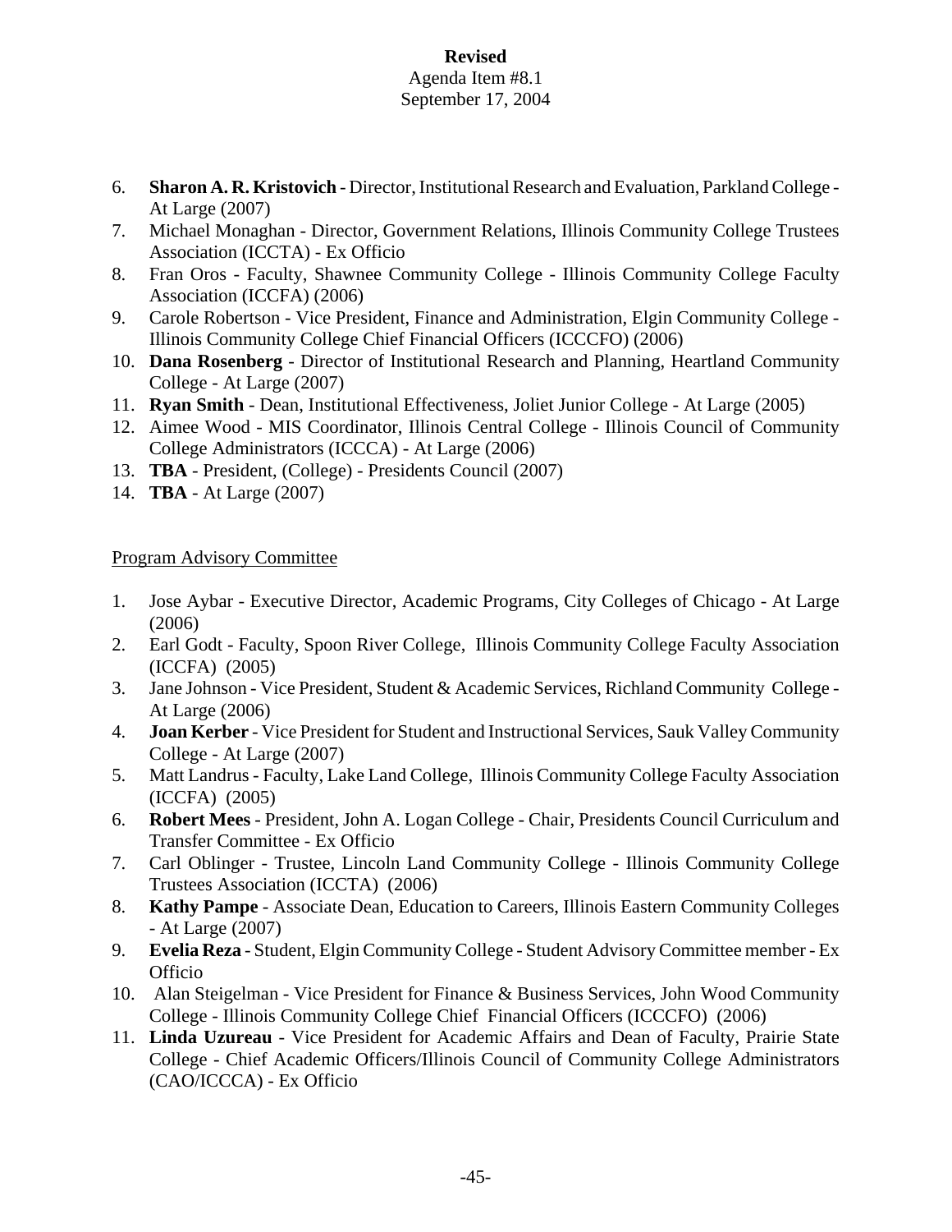**Revised**
Agenda Item #8.1
September 17, 2004

6. **Sharon A. R. Kristovich** - Director, Institutional Research and Evaluation, Parkland College - At Large (2007)
7. Michael Monaghan - Director, Government Relations, Illinois Community College Trustees Association (ICCTA) - Ex Officio
8. Fran Oros - Faculty, Shawnee Community College - Illinois Community College Faculty Association (ICCFA) (2006)
9. Carole Robertson - Vice President, Finance and Administration, Elgin Community College - Illinois Community College Chief Financial Officers (ICCCFO) (2006)
10. **Dana Rosenberg** - Director of Institutional Research and Planning, Heartland Community College - At Large (2007)
11. **Ryan Smith** - Dean, Institutional Effectiveness, Joliet Junior College - At Large (2005)
12. Aimee Wood - MIS Coordinator, Illinois Central College - Illinois Council of Community College Administrators (ICCCA) - At Large (2006)
13. **TBA** - President, (College) - Presidents Council (2007)
14. **TBA** - At Large (2007)

Program Advisory Committee

1. Jose Aybar - Executive Director, Academic Programs, City Colleges of Chicago - At Large (2006)
2. Earl Godt - Faculty, Spoon River College, Illinois Community College Faculty Association (ICCFA) (2005)
3. Jane Johnson - Vice President, Student & Academic Services, Richland Community College - At Large (2006)
4. **Joan Kerber** - Vice President for Student and Instructional Services, Sauk Valley Community College - At Large (2007)
5. Matt Landrus - Faculty, Lake Land College, Illinois Community College Faculty Association (ICCFA) (2005)
6. **Robert Mees** - President, John A. Logan College - Chair, Presidents Council Curriculum and Transfer Committee - Ex Officio
7. Carl Oblinger - Trustee, Lincoln Land Community College - Illinois Community College Trustees Association (ICCTA) (2006)
8. **Kathy Pampe** - Associate Dean, Education to Careers, Illinois Eastern Community Colleges - At Large (2007)
9. **Evelia Reza** - Student, Elgin Community College - Student Advisory Committee member - Ex Officio
10. Alan Steigelman - Vice President for Finance & Business Services, John Wood Community College - Illinois Community College Chief Financial Officers (ICCCFO) (2006)
11. **Linda Uzureau** - Vice President for Academic Affairs and Dean of Faculty, Prairie State College - Chief Academic Officers/Illinois Council of Community College Administrators (CAO/ICCCA) - Ex Officio